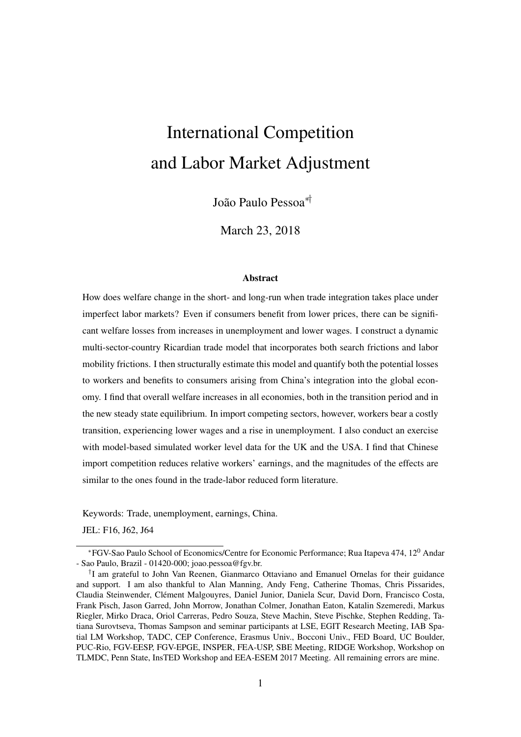# International Competition and Labor Market Adjustment

João Paulo Pessoa[*][†]

March 23, 2018

### Abstract

How does welfare change in the short- and long-run when trade integration takes place under imperfect labor markets? Even if consumers benefit from lower prices, there can be significant welfare losses from increases in unemployment and lower wages. I construct a dynamic multi-sector-country Ricardian trade model that incorporates both search frictions and labor mobility frictions. I then structurally estimate this model and quantify both the potential losses to workers and benefits to consumers arising from China's integration into the global economy. I find that overall welfare increases in all economies, both in the transition period and in the new steady state equilibrium. In import competing sectors, however, workers bear a costly transition, experiencing lower wages and a rise in unemployment. I also conduct an exercise with model-based simulated worker level data for the UK and the USA. I find that Chinese import competition reduces relative workers' earnings, and the magnitudes of the effects are similar to the ones found in the trade-labor reduced form literature.

Keywords: Trade, unemployment, earnings, China.

JEL: F16, J62, J64

---

[*] FGV-Sao Paulo School of Economics/Centre for Economic Performance; Rua Itapeva 474, $12^{0}$ Andar - Sao Paulo, Brazil - 01420-000; joao.pessoa@fgv.br.

[†] I am grateful to John Van Reenen, Gianmarco Ottaviano and Emanuel Ornelas for their guidance and support. I am also thankful to Alan Manning, Andy Feng, Catherine Thomas, Chris Pissarides, Claudia Steinwender, Clément Malgouyres, Daniel Junior, Daniela Scur, David Dorn, Francisco Costa, Frank Pisch, Jason Garred, John Morrow, Jonathan Colmer, Jonathan Eaton, Katalin Szemeredi, Markus Riegler, Mirko Draca, Oriol Carreras, Pedro Souza, Steve Machin, Steve Pischke, Stephen Redding, Tatiana Surovtseva, Thomas Sampson and seminar participants at LSE, EGIT Research Meeting, IAB Spatial LM Workshop, TADC, CEP Conference, Erasmus Univ., Bocconi Univ., FED Board, UC Boulder, PUC-Rio, FGV-EESP, FGV-EPGE, INSPER, FEA-USP, SBE Meeting, RIDGE Workshop, Workshop on TLMDC, Penn State, InsTED Workshop and EEA-ESEM 2017 Meeting. All remaining errors are mine.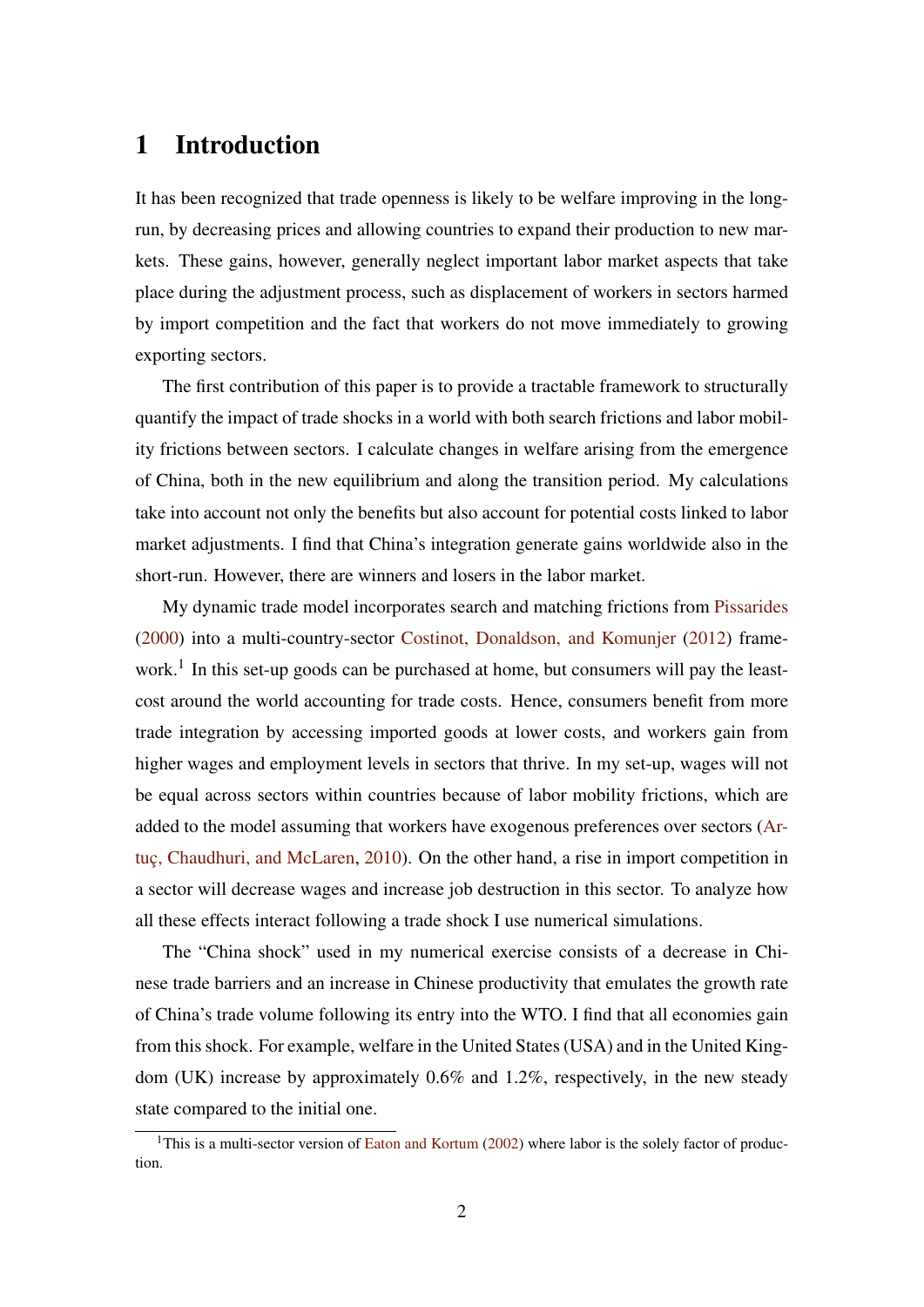# 1 Introduction

It has been recognized that trade openness is likely to be welfare improving in the long-run, by decreasing prices and allowing countries to expand their production to new markets. These gains, however, generally neglect important labor market aspects that take place during the adjustment process, such as displacement of workers in sectors harmed by import competition and the fact that workers do not move immediately to growing exporting sectors.

The first contribution of this paper is to provide a tractable framework to structurally quantify the impact of trade shocks in a world with both search frictions and labor mobility frictions between sectors. I calculate changes in welfare arising from the emergence of China, both in the new equilibrium and along the transition period. My calculations take into account not only the benefits but also account for potential costs linked to labor market adjustments. I find that China's integration generate gains worldwide also in the short-run. However, there are winners and losers in the labor market.

My dynamic trade model incorporates search and matching frictions from Pissarides (2000) into a multi-country-sector Costinot, Donaldson, and Komunjer (2012) framework.[1] In this set-up goods can be purchased at home, but consumers will pay the least-cost around the world accounting for trade costs. Hence, consumers benefit from more trade integration by accessing imported goods at lower costs, and workers gain from higher wages and employment levels in sectors that thrive. In my set-up, wages will not be equal across sectors within countries because of labor mobility frictions, which are added to the model assuming that workers have exogenous preferences over sectors (Artuç, Chaudhuri, and McLaren, 2010). On the other hand, a rise in import competition in a sector will decrease wages and increase job destruction in this sector. To analyze how all these effects interact following a trade shock I use numerical simulations.

The "China shock" used in my numerical exercise consists of a decrease in Chinese trade barriers and an increase in Chinese productivity that emulates the growth rate of China's trade volume following its entry into the WTO. I find that all economies gain from this shock. For example, welfare in the United States (USA) and in the United Kingdom (UK) increase by approximately 0.6% and 1.2%, respectively, in the new steady state compared to the initial one.

[1] This is a multi-sector version of Eaton and Kortum (2002) where labor is the solely factor of production.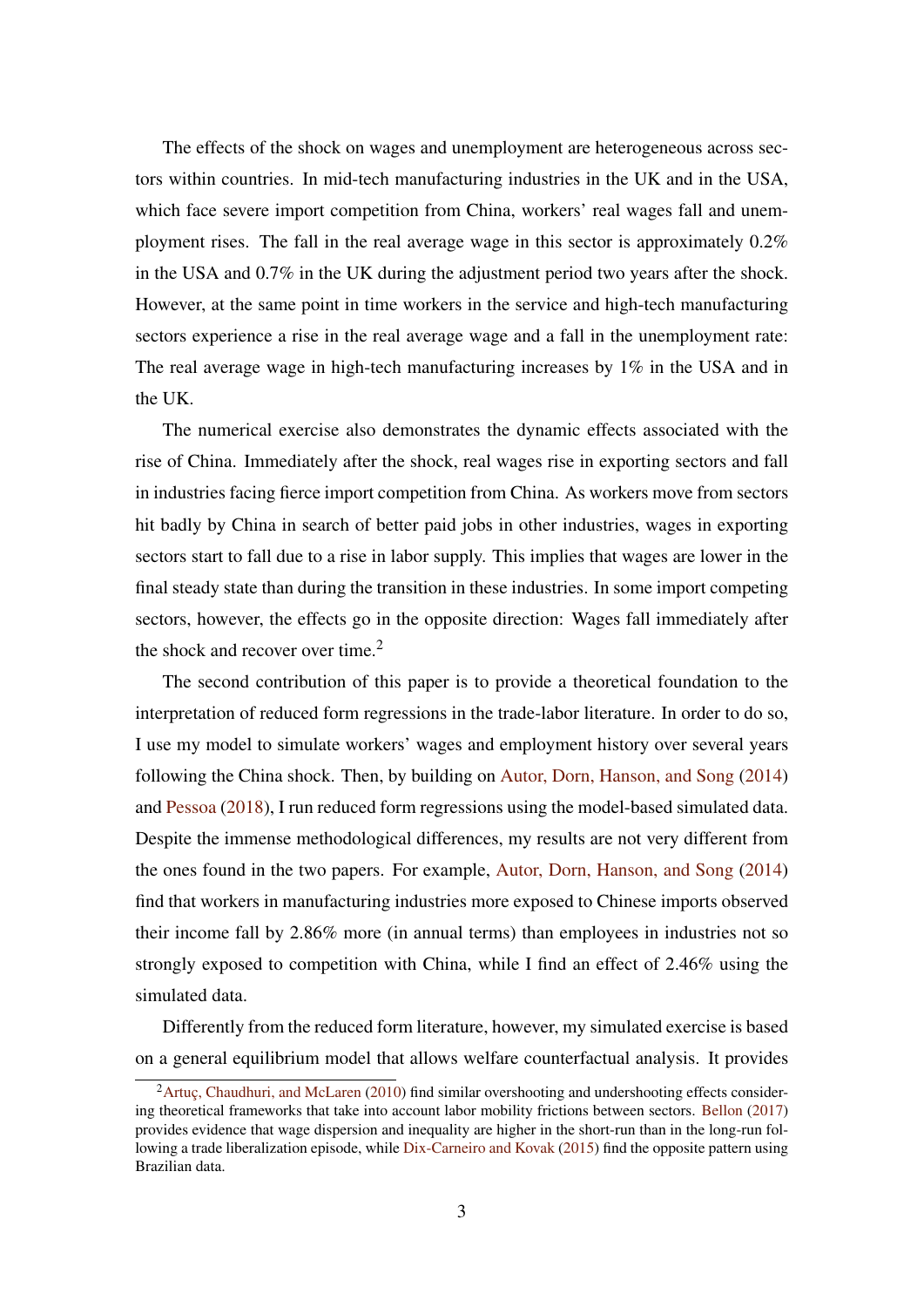The effects of the shock on wages and unemployment are heterogeneous across sectors within countries. In mid-tech manufacturing industries in the UK and in the USA, which face severe import competition from China, workers' real wages fall and unemployment rises. The fall in the real average wage in this sector is approximately 0.2% in the USA and 0.7% in the UK during the adjustment period two years after the shock. However, at the same point in time workers in the service and high-tech manufacturing sectors experience a rise in the real average wage and a fall in the unemployment rate: The real average wage in high-tech manufacturing increases by 1% in the USA and in the UK.

The numerical exercise also demonstrates the dynamic effects associated with the rise of China. Immediately after the shock, real wages rise in exporting sectors and fall in industries facing fierce import competition from China. As workers move from sectors hit badly by China in search of better paid jobs in other industries, wages in exporting sectors start to fall due to a rise in labor supply. This implies that wages are lower in the final steady state than during the transition in these industries. In some import competing sectors, however, the effects go in the opposite direction: Wages fall immediately after the shock and recover over time.[2]

The second contribution of this paper is to provide a theoretical foundation to the interpretation of reduced form regressions in the trade-labor literature. In order to do so, I use my model to simulate workers' wages and employment history over several years following the China shock. Then, by building on Autor, Dorn, Hanson, and Song (2014) and Pessoa (2018), I run reduced form regressions using the model-based simulated data. Despite the immense methodological differences, my results are not very different from the ones found in the two papers. For example, Autor, Dorn, Hanson, and Song (2014) find that workers in manufacturing industries more exposed to Chinese imports observed their income fall by 2.86% more (in annual terms) than employees in industries not so strongly exposed to competition with China, while I find an effect of 2.46% using the simulated data.

Differently from the reduced form literature, however, my simulated exercise is based on a general equilibrium model that allows welfare counterfactual analysis. It provides

[2] Artuç, Chaudhuri, and McLaren (2010) find similar overshooting and undershooting effects considering theoretical frameworks that take into account labor mobility frictions between sectors. Bellon (2017) provides evidence that wage dispersion and inequality are higher in the short-run than in the long-run following a trade liberalization episode, while Dix-Carneiro and Kovak (2015) find the opposite pattern using Brazilian data.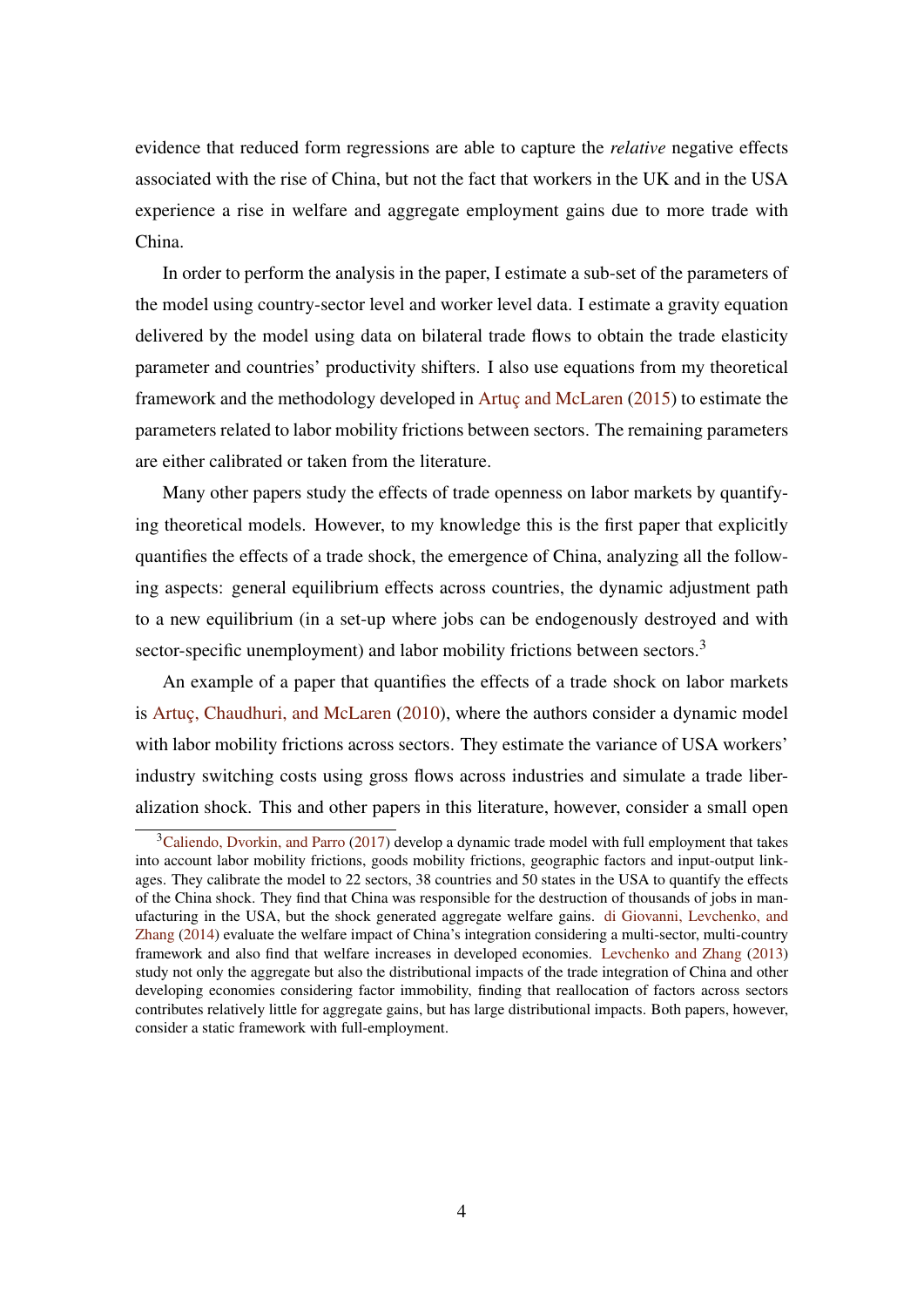evidence that reduced form regressions are able to capture the *relative* negative effects associated with the rise of China, but not the fact that workers in the UK and in the USA experience a rise in welfare and aggregate employment gains due to more trade with China.

In order to perform the analysis in the paper, I estimate a sub-set of the parameters of the model using country-sector level and worker level data. I estimate a gravity equation delivered by the model using data on bilateral trade flows to obtain the trade elasticity parameter and countries' productivity shifters. I also use equations from my theoretical framework and the methodology developed in Artuç and McLaren (2015) to estimate the parameters related to labor mobility frictions between sectors. The remaining parameters are either calibrated or taken from the literature.

Many other papers study the effects of trade openness on labor markets by quantifying theoretical models. However, to my knowledge this is the first paper that explicitly quantifies the effects of a trade shock, the emergence of China, analyzing all the following aspects: general equilibrium effects across countries, the dynamic adjustment path to a new equilibrium (in a set-up where jobs can be endogenously destroyed and with sector-specific unemployment) and labor mobility frictions between sectors.[3]

An example of a paper that quantifies the effects of a trade shock on labor markets is Artuç, Chaudhuri, and McLaren (2010), where the authors consider a dynamic model with labor mobility frictions across sectors. They estimate the variance of USA workers' industry switching costs using gross flows across industries and simulate a trade liberalization shock. This and other papers in this literature, however, consider a small open

[3] Caliendo, Dvorkin, and Parro (2017) develop a dynamic trade model with full employment that takes into account labor mobility frictions, goods mobility frictions, geographic factors and input-output linkages. They calibrate the model to 22 sectors, 38 countries and 50 states in the USA to quantify the effects of the China shock. They find that China was responsible for the destruction of thousands of jobs in manufacturing in the USA, but the shock generated aggregate welfare gains. di Giovanni, Levchenko, and Zhang (2014) evaluate the welfare impact of China's integration considering a multi-sector, multi-country framework and also find that welfare increases in developed economies. Levchenko and Zhang (2013) study not only the aggregate but also the distributional impacts of the trade integration of China and other developing economies considering factor immobility, finding that reallocation of factors across sectors contributes relatively little for aggregate gains, but has large distributional impacts. Both papers, however, consider a static framework with full-employment.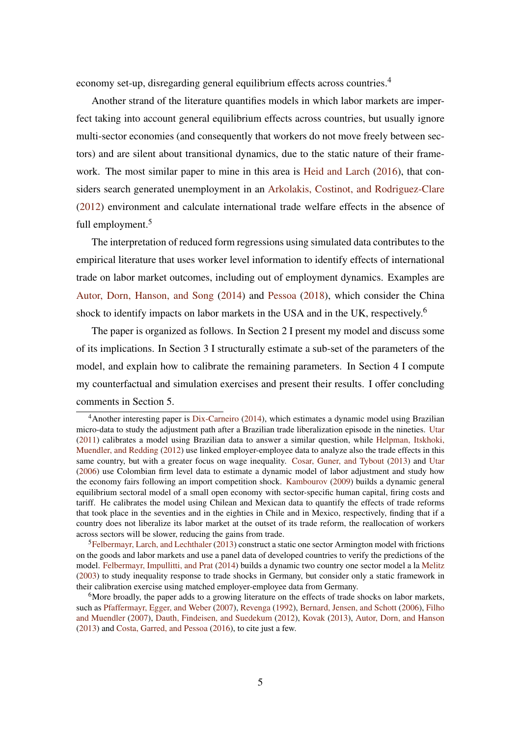economy set-up, disregarding general equilibrium effects across countries.[4]

Another strand of the literature quantifies models in which labor markets are imperfect taking into account general equilibrium effects across countries, but usually ignore multi-sector economies (and consequently that workers do not move freely between sectors) and are silent about transitional dynamics, due to the static nature of their framework. The most similar paper to mine in this area is Heid and Larch (2016), that considers search generated unemployment in an Arkolakis, Costinot, and Rodriguez-Clare (2012) environment and calculate international trade welfare effects in the absence of full employment.[5]

The interpretation of reduced form regressions using simulated data contributes to the empirical literature that uses worker level information to identify effects of international trade on labor market outcomes, including out of employment dynamics. Examples are Autor, Dorn, Hanson, and Song (2014) and Pessoa (2018), which consider the China shock to identify impacts on labor markets in the USA and in the UK, respectively.[6]

The paper is organized as follows. In Section 2 I present my model and discuss some of its implications. In Section 3 I structurally estimate a sub-set of the parameters of the model, and explain how to calibrate the remaining parameters. In Section 4 I compute my counterfactual and simulation exercises and present their results. I offer concluding comments in Section 5.

---

[4] Another interesting paper is Dix-Carneiro (2014), which estimates a dynamic model using Brazilian micro-data to study the adjustment path after a Brazilian trade liberalization episode in the nineties. Utar (2011) calibrates a model using Brazilian data to answer a similar question, while Helpman, Itskhoki, Muendler, and Redding (2012) use linked employer-employee data to analyze also the trade effects in this same country, but with a greater focus on wage inequality. Cosar, Guner, and Tybout (2013) and Utar (2006) use Colombian firm level data to estimate a dynamic model of labor adjustment and study how the economy fairs following an import competition shock. Kambourov (2009) builds a dynamic general equilibrium sectoral model of a small open economy with sector-specific human capital, firing costs and tariff. He calibrates the model using Chilean and Mexican data to quantify the effects of trade reforms that took place in the seventies and in the eighties in Chile and in Mexico, respectively, finding that if a country does not liberalize its labor market at the outset of its trade reform, the reallocation of workers across sectors will be slower, reducing the gains from trade.

[5] Felbermayr, Larch, and Lechthaler (2013) construct a static one sector Armington model with frictions on the goods and labor markets and use a panel data of developed countries to verify the predictions of the model. Felbermayr, Impullitti, and Prat (2014) builds a dynamic two country one sector model a la Melitz (2003) to study inequality response to trade shocks in Germany, but consider only a static framework in their calibration exercise using matched employer-employee data from Germany.

[6] More broadly, the paper adds to a growing literature on the effects of trade shocks on labor markets, such as Pfaffermayr, Egger, and Weber (2007), Revenga (1992), Bernard, Jensen, and Schott (2006), Filho and Muendler (2007), Dauth, Findeisen, and Suedekum (2012), Kovak (2013), Autor, Dorn, and Hanson (2013) and Costa, Garred, and Pessoa (2016), to cite just a few.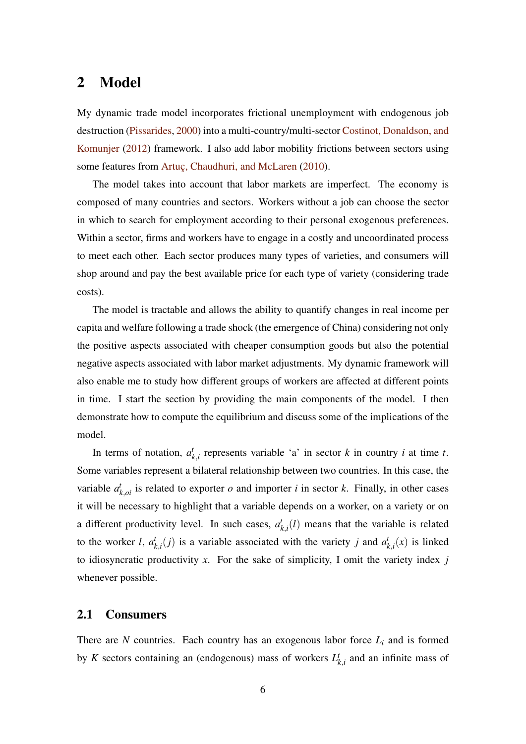## 2 Model

My dynamic trade model incorporates frictional unemployment with endogenous job destruction (Pissarides, 2000) into a multi-country/multi-sector Costinot, Donaldson, and Komunjer (2012) framework. I also add labor mobility frictions between sectors using some features from Artuç, Chaudhuri, and McLaren (2010).

The model takes into account that labor markets are imperfect. The economy is composed of many countries and sectors. Workers without a job can choose the sector in which to search for employment according to their personal exogenous preferences. Within a sector, firms and workers have to engage in a costly and uncoordinated process to meet each other. Each sector produces many types of varieties, and consumers will shop around and pay the best available price for each type of variety (considering trade costs).

The model is tractable and allows the ability to quantify changes in real income per capita and welfare following a trade shock (the emergence of China) considering not only the positive aspects associated with cheaper consumption goods but also the potential negative aspects associated with labor market adjustments. My dynamic framework will also enable me to study how different groups of workers are affected at different points in time. I start the section by providing the main components of the model. I then demonstrate how to compute the equilibrium and discuss some of the implications of the model.

In terms of notation, $a^t_{k,i}$ represents variable 'a' in sector $k$ in country $i$ at time $t$. Some variables represent a bilateral relationship between two countries. In this case, the variable $a^t_{k,oi}$ is related to exporter $o$ and importer $i$ in sector $k$. Finally, in other cases it will be necessary to highlight that a variable depends on a worker, on a variety or on a different productivity level. In such cases, $a^t_{k,i}(l)$ means that the variable is related to the worker $l$, $a^t_{k,i}(j)$ is a variable associated with the variety $j$ and $a^t_{k,i}(x)$ is linked to idiosyncratic productivity $x$. For the sake of simplicity, I omit the variety index $j$ whenever possible.

### 2.1 Consumers

There are $N$ countries. Each country has an exogenous labor force $L_i$ and is formed by $K$ sectors containing an (endogenous) mass of workers $L^t_{k,i}$ and an infinite mass of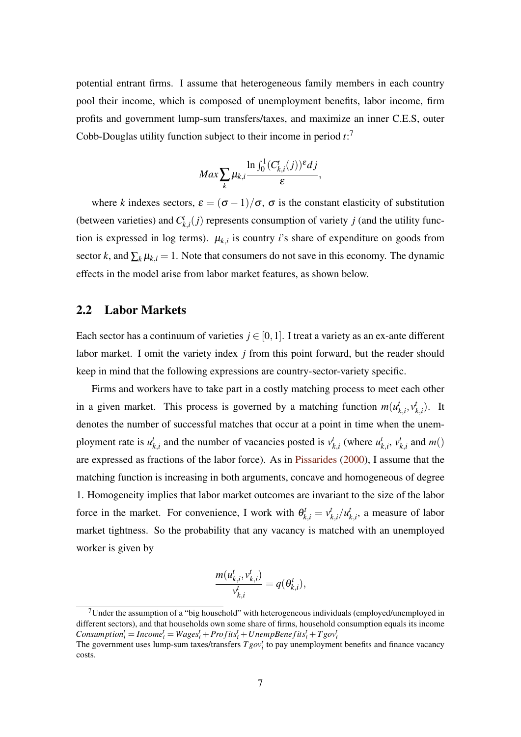potential entrant firms. I assume that heterogeneous family members in each country pool their income, which is composed of unemployment benefits, labor income, firm profits and government lump-sum transfers/taxes, and maximize an inner C.E.S, outer Cobb-Douglas utility function subject to their income in period $t$:[7]

$$Max \sum_k \mu_{k,i} \frac{\ln \int_0^1 (C_{k,i}^t(j))^{\varepsilon} dj}{\varepsilon},$$

where $k$ indexes sectors, $\varepsilon = (\sigma - 1)/\sigma$, $\sigma$ is the constant elasticity of substitution (between varieties) and $C_{k,i}^t(j)$ represents consumption of variety $j$ (and the utility function is expressed in log terms). $\mu_{k,i}$ is country $i$'s share of expenditure on goods from sector $k$, and $\sum_k \mu_{k,i} = 1$. Note that consumers do not save in this economy. The dynamic effects in the model arise from labor market features, as shown below.

## 2.2 Labor Markets

Each sector has a continuum of varieties $j \in [0,1]$. I treat a variety as an ex-ante different labor market. I omit the variety index $j$ from this point forward, but the reader should keep in mind that the following expressions are country-sector-variety specific.

Firms and workers have to take part in a costly matching process to meet each other in a given market. This process is governed by a matching function $m(u_{k,i}^t, v_{k,i}^t)$. It denotes the number of successful matches that occur at a point in time when the unemployment rate is $u_{k,i}^t$ and the number of vacancies posted is $v_{k,i}^t$ (where $u_{k,i}^t$, $v_{k,i}^t$ and $m()$ are expressed as fractions of the labor force). As in Pissarides (2000), I assume that the matching function is increasing in both arguments, concave and homogeneous of degree 1. Homogeneity implies that labor market outcomes are invariant to the size of the labor force in the market. For convenience, I work with $\theta_{k,i}^t = v_{k,i}^t / u_{k,i}^t$, a measure of labor market tightness. So the probability that any vacancy is matched with an unemployed worker is given by

$$\frac{m(u_{k,i}^t, v_{k,i}^t)}{v_{k,i}^t} = q(\theta_{k,i}^t),$$

[7] Under the assumption of a "big household" with heterogeneous individuals (employed/unemployed in different sectors), and that households own some share of firms, household consumption equals its income $Consumption_i^t = Income_i^t = Wages_i^t + Profits_i^t + UnempBenefits_i^t + Tgov_i^t$
The government uses lump-sum taxes/transfers $Tgov_i^t$ to pay unemployment benefits and finance vacancy costs.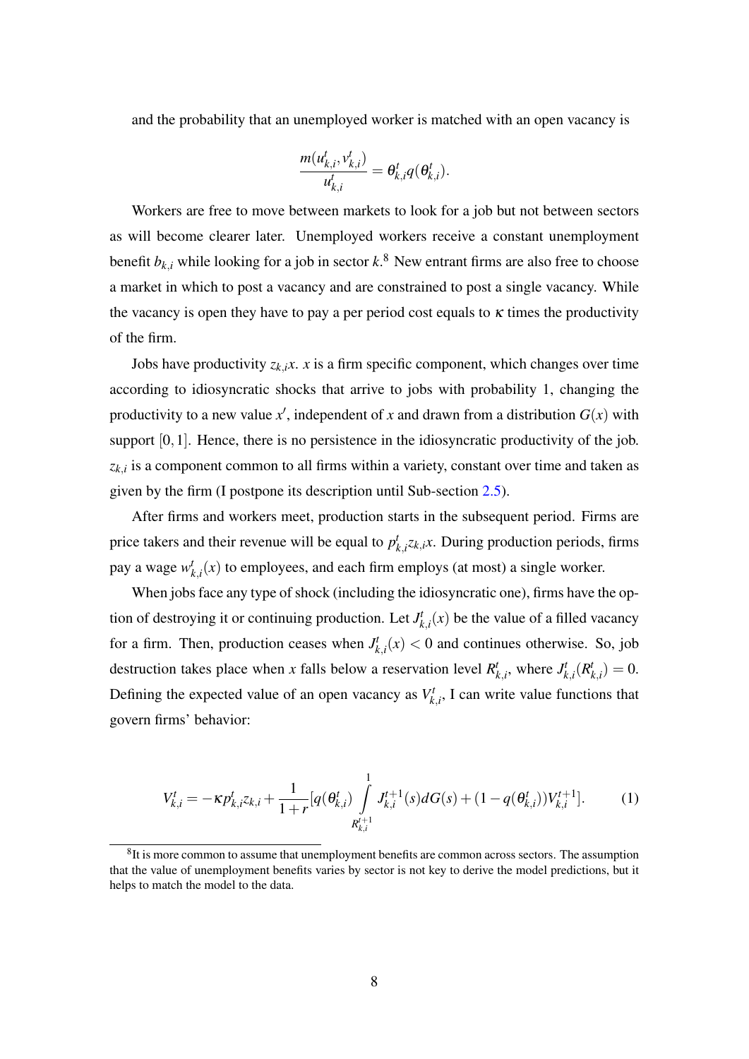and the probability that an unemployed worker is matched with an open vacancy is

$$\frac{m(u^t_{k,i}, v^t_{k,i})}{u^t_{k,i}} = \theta^t_{k,i} q(\theta^t_{k,i}).$$

Workers are free to move between markets to look for a job but not between sectors as will become clearer later. Unemployed workers receive a constant unemployment benefit $b_{k,i}$ while looking for a job in sector $k$.[8] New entrant firms are also free to choose a market in which to post a vacancy and are constrained to post a single vacancy. While the vacancy is open they have to pay a per period cost equals to $\kappa$ times the productivity of the firm.

Jobs have productivity $z_{k,i}x$. $x$ is a firm specific component, which changes over time according to idiosyncratic shocks that arrive to jobs with probability 1, changing the productivity to a new value $x'$, independent of $x$ and drawn from a distribution $G(x)$ with support $[0,1]$. Hence, there is no persistence in the idiosyncratic productivity of the job. $z_{k,i}$ is a component common to all firms within a variety, constant over time and taken as given by the firm (I postpone its description until Sub-section 2.5).

After firms and workers meet, production starts in the subsequent period. Firms are price takers and their revenue will be equal to $p^t_{k,i} z_{k,i} x$. During production periods, firms pay a wage $w^t_{k,i}(x)$ to employees, and each firm employs (at most) a single worker.

When jobs face any type of shock (including the idiosyncratic one), firms have the option of destroying it or continuing production. Let $J^t_{k,i}(x)$ be the value of a filled vacancy for a firm. Then, production ceases when $J^t_{k,i}(x) < 0$ and continues otherwise. So, job destruction takes place when $x$ falls below a reservation level $R^t_{k,i}$, where $J^t_{k,i}(R^t_{k,i}) = 0$. Defining the expected value of an open vacancy as $V^t_{k,i}$, I can write value functions that govern firms' behavior:

$$V^t_{k,i} = -\kappa p^t_{k,i} z_{k,i} + \frac{1}{1+r}\left[q(\theta^t_{k,i}) \int_{R^{t+1}_{k,i}}^{1} J^{t+1}_{k,i}(s)\, dG(s) + (1 - q(\theta^t_{k,i})) V^{t+1}_{k,i}\right]. \tag{1}$$

[8] It is more common to assume that unemployment benefits are common across sectors. The assumption that the value of unemployment benefits varies by sector is not key to derive the model predictions, but it helps to match the model to the data.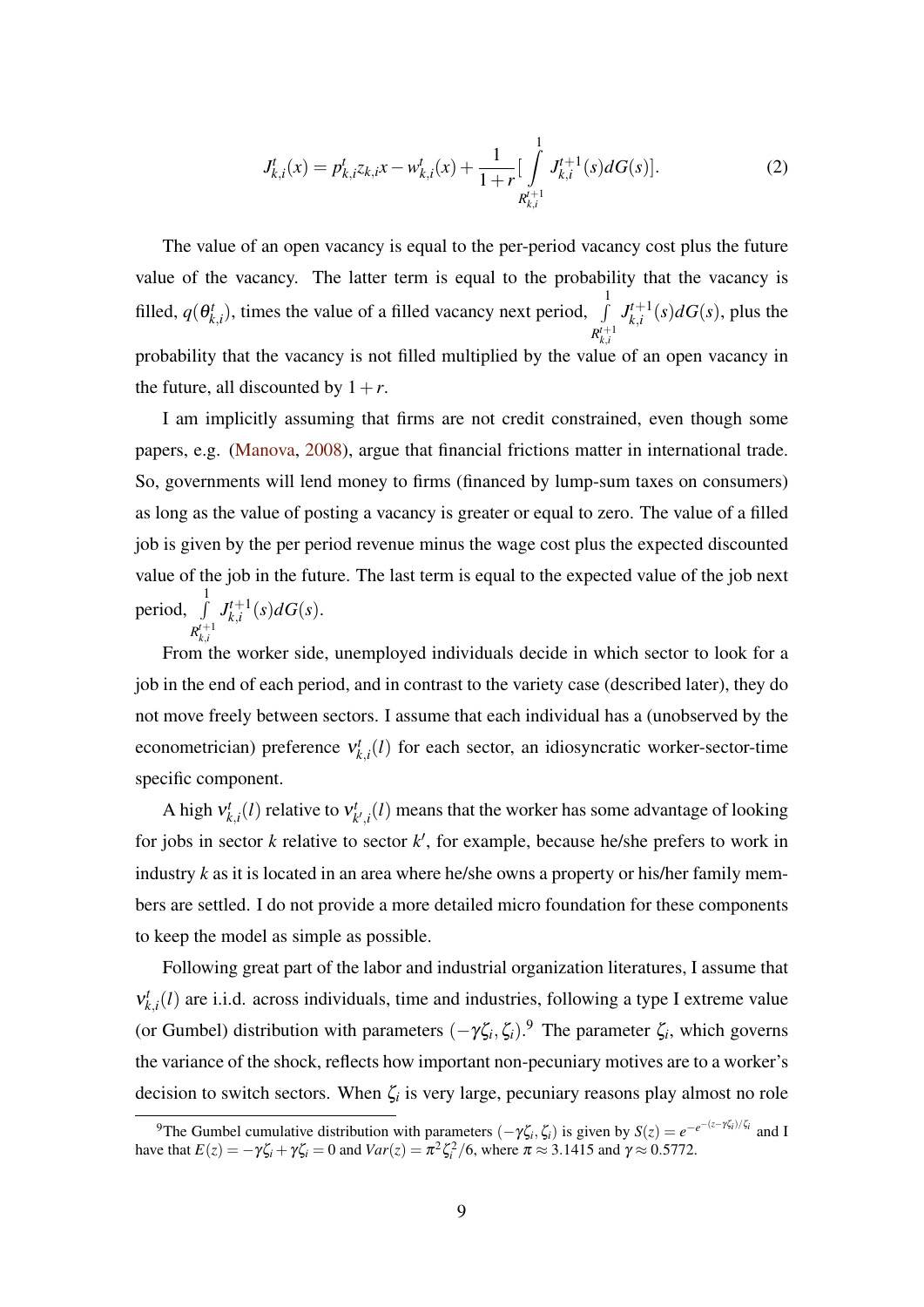$$J_{k,i}^{t}(x) = p_{k,i}^{t} z_{k,i} x - w_{k,i}^{t}(x) + \frac{1}{1+r}\left[\int_{R_{k,i}^{t+1}}^{1} J_{k,i}^{t+1}(s) dG(s)\right]. \tag{2}$$

The value of an open vacancy is equal to the per-period vacancy cost plus the future value of the vacancy. The latter term is equal to the probability that the vacancy is filled, $q(\theta_{k,i}^{t})$, times the value of a filled vacancy next period, $\int_{R_{k,i}^{t+1}}^{1} J_{k,i}^{t+1}(s)dG(s)$, plus the probability that the vacancy is not filled multiplied by the value of an open vacancy in the future, all discounted by $1+r$.

I am implicitly assuming that firms are not credit constrained, even though some papers, e.g. (Manova, 2008), argue that financial frictions matter in international trade. So, governments will lend money to firms (financed by lump-sum taxes on consumers) as long as the value of posting a vacancy is greater or equal to zero. The value of a filled job is given by the per period revenue minus the wage cost plus the expected discounted value of the job in the future. The last term is equal to the expected value of the job next period, $\int_{R_{k,i}^{t+1}}^{1} J_{k,i}^{t+1}(s)dG(s)$.

From the worker side, unemployed individuals decide in which sector to look for a job in the end of each period, and in contrast to the variety case (described later), they do not move freely between sectors. I assume that each individual has a (unobserved by the econometrician) preference $\nu_{k,i}^{t}(l)$ for each sector, an idiosyncratic worker-sector-time specific component.

A high $\nu_{k,i}^{t}(l)$ relative to $\nu_{k',i}^{t}(l)$ means that the worker has some advantage of looking for jobs in sector $k$ relative to sector $k'$, for example, because he/she prefers to work in industry $k$ as it is located in an area where he/she owns a property or his/her family members are settled. I do not provide a more detailed micro foundation for these components to keep the model as simple as possible.

Following great part of the labor and industrial organization literatures, I assume that $\nu_{k,i}^{t}(l)$ are i.i.d. across individuals, time and industries, following a type I extreme value (or Gumbel) distribution with parameters $(-\gamma\zeta_i, \zeta_i)$.[9] The parameter $\zeta_i$, which governs the variance of the shock, reflects how important non-pecuniary motives are to a worker's decision to switch sectors. When $\zeta_i$ is very large, pecuniary reasons play almost no role

[9] The Gumbel cumulative distribution with parameters $(-\gamma\zeta_i, \zeta_i)$ is given by $S(z) = e^{-e^{-(z-\gamma\zeta_i)/\zeta_i}}$ and I have that $E(z) = -\gamma\zeta_i + \gamma\zeta_i = 0$ and $Var(z) = \pi^2\zeta_i^2/6$, where $\pi \approx 3.1415$ and $\gamma \approx 0.5772$.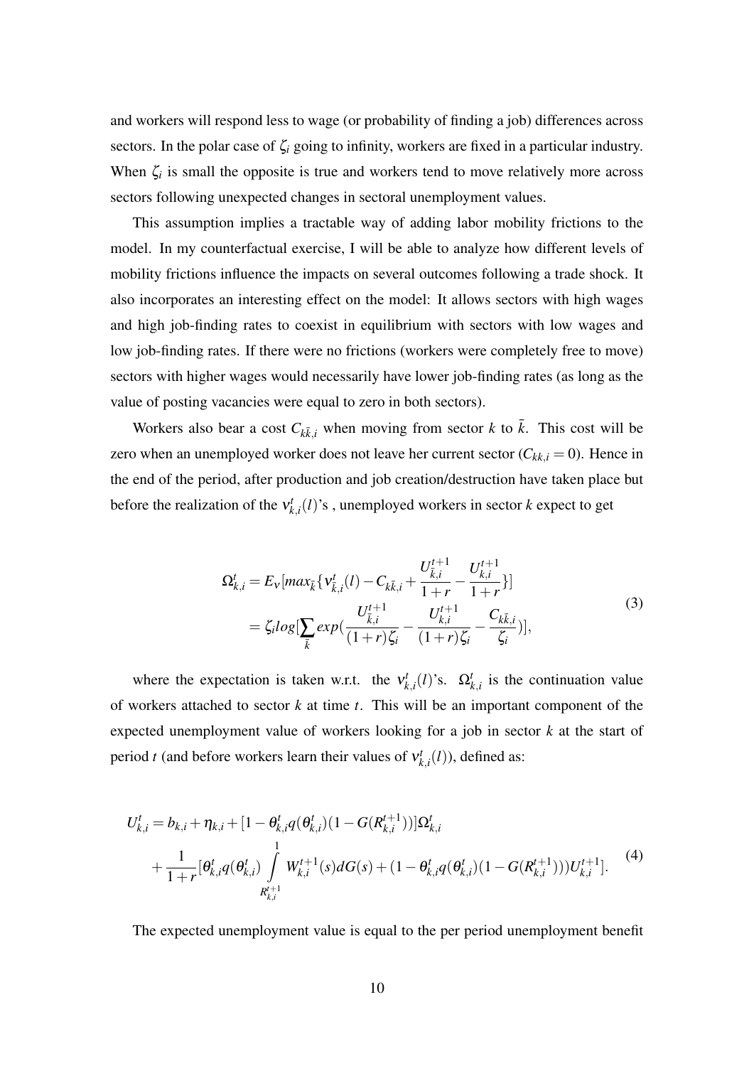and workers will respond less to wage (or probability of finding a job) differences across sectors. In the polar case of $\zeta_i$ going to infinity, workers are fixed in a particular industry. When $\zeta_i$ is small the opposite is true and workers tend to move relatively more across sectors following unexpected changes in sectoral unemployment values.

This assumption implies a tractable way of adding labor mobility frictions to the model. In my counterfactual exercise, I will be able to analyze how different levels of mobility frictions influence the impacts on several outcomes following a trade shock. It also incorporates an interesting effect on the model: It allows sectors with high wages and high job-finding rates to coexist in equilibrium with sectors with low wages and low job-finding rates. If there were no frictions (workers were completely free to move) sectors with higher wages would necessarily have lower job-finding rates (as long as the value of posting vacancies were equal to zero in both sectors).

Workers also bear a cost $C_{k\bar{k},i}$ when moving from sector $k$ to $\bar{k}$. This cost will be zero when an unemployed worker does not leave her current sector ($C_{kk,i} = 0$). Hence in the end of the period, after production and job creation/destruction have taken place but before the realization of the $\nu^t_{k,i}(l)$'s , unemployed workers in sector $k$ expect to get

$$
\begin{aligned}
\Omega^t_{k,i} &= E_{\nu}[max_{\bar{k}}\{\nu^t_{\bar{k},i}(l) - C_{k\bar{k},i} + \frac{U^{t+1}_{\bar{k},i}}{1+r} - \frac{U^{t+1}_{k,i}}{1+r}\}] \\
&= \zeta_i log[\sum_{\bar{k}} exp(\frac{U^{t+1}_{\bar{k},i}}{(1+r)\zeta_i} - \frac{U^{t+1}_{k,i}}{(1+r)\zeta_i} - \frac{C_{k\bar{k},i}}{\zeta_i})],
\end{aligned}
\tag{3}
$$

where the expectation is taken w.r.t. the $\nu^t_{k,i}(l)$'s. $\Omega^t_{k,i}$ is the continuation value of workers attached to sector $k$ at time $t$. This will be an important component of the expected unemployment value of workers looking for a job in sector $k$ at the start of period $t$ (and before workers learn their values of $\nu^t_{k,i}(l)$), defined as:

$$
\begin{aligned}
U^t_{k,i} &= b_{k,i} + \eta_{k,i} + [1 - \theta^t_{k,i} q(\theta^t_{k,i})(1 - G(R^{t+1}_{k,i}))]\Omega^t_{k,i} \\
&+ \frac{1}{1+r}[\theta^t_{k,i} q(\theta^t_{k,i}) \int_{R^{t+1}_{k,i}}^{1} W^{t+1}_{k,i}(s) dG(s) + (1 - \theta^t_{k,i} q(\theta^t_{k,i})(1 - G(R^{t+1}_{k,i})))U^{t+1}_{k,i}].
\end{aligned}
\tag{4}
$$

The expected unemployment value is equal to the per period unemployment benefit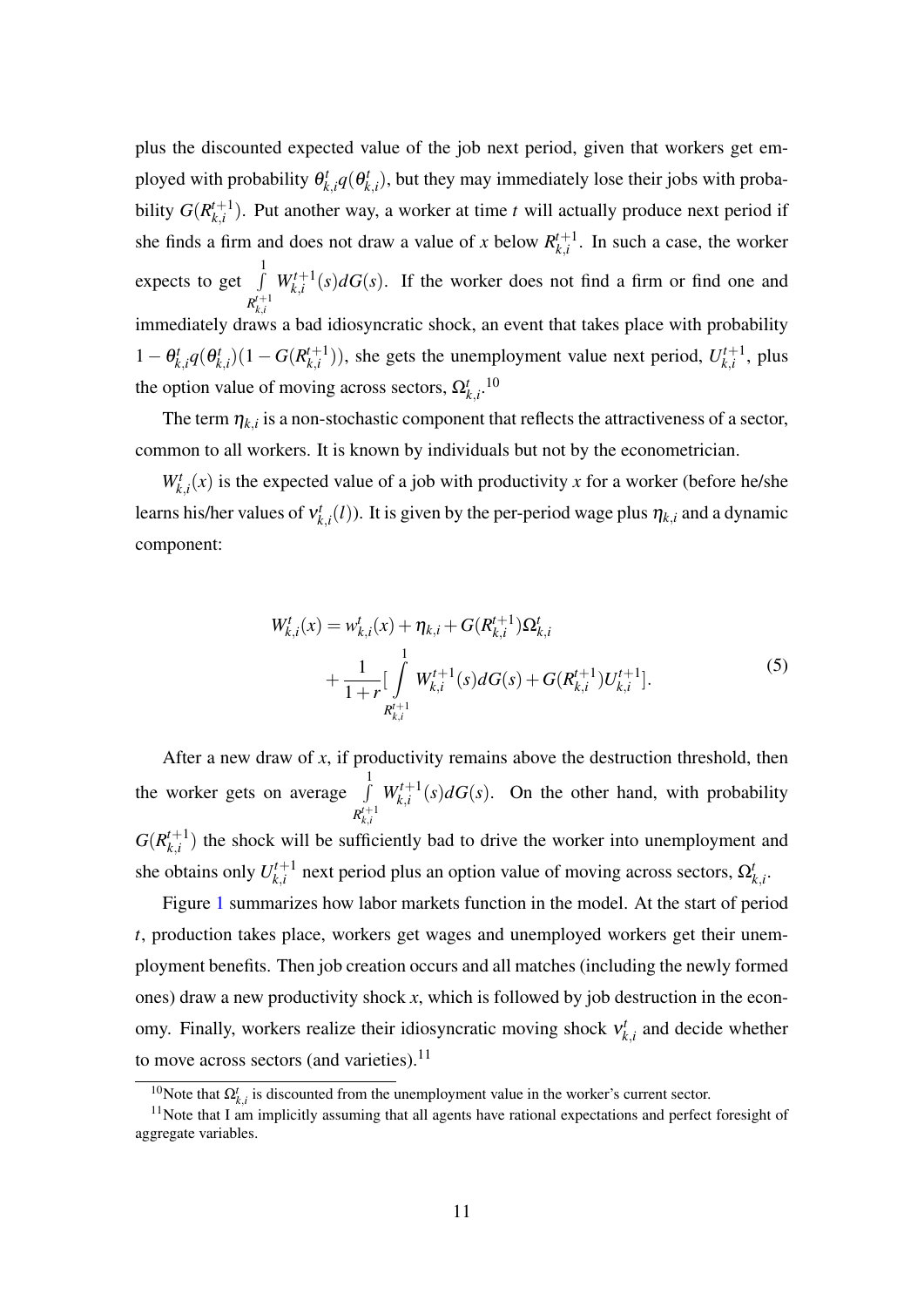plus the discounted expected value of the job next period, given that workers get employed with probability $\theta^t_{k,i}q(\theta^t_{k,i})$, but they may immediately lose their jobs with probability $G(R^{t+1}_{k,i})$. Put another way, a worker at time $t$ will actually produce next period if she finds a firm and does not draw a value of $x$ below $R^{t+1}_{k,i}$. In such a case, the worker expects to get $\int_{R^{t+1}_{k,i}}^{1} W^{t+1}_{k,i}(s)dG(s)$. If the worker does not find a firm or find one and immediately draws a bad idiosyncratic shock, an event that takes place with probability $1-\theta^t_{k,i}q(\theta^t_{k,i})(1-G(R^{t+1}_{k,i}))$, she gets the unemployment value next period, $U^{t+1}_{k,i}$, plus the option value of moving across sectors, $\Omega^t_{k,i}$.[10]

The term $\eta_{k,i}$ is a non-stochastic component that reflects the attractiveness of a sector, common to all workers. It is known by individuals but not by the econometrician.

$W^t_{k,i}(x)$ is the expected value of a job with productivity $x$ for a worker (before he/she learns his/her values of $\nu^t_{k,i}(l)$). It is given by the per-period wage plus $\eta_{k,i}$ and a dynamic component:

$$
\begin{aligned}
W^t_{k,i}(x) = {} & w^t_{k,i}(x) + \eta_{k,i} + G(R^{t+1}_{k,i})\Omega^t_{k,i} \\
& + \frac{1}{1+r}\left[\int_{R^{t+1}_{k,i}}^{1} W^{t+1}_{k,i}(s)dG(s) + G(R^{t+1}_{k,i})U^{t+1}_{k,i}\right].
\end{aligned}
\tag{5}
$$

After a new draw of $x$, if productivity remains above the destruction threshold, then the worker gets on average $\int_{R^{t+1}_{k,i}}^{1} W^{t+1}_{k,i}(s)dG(s)$. On the other hand, with probability $G(R^{t+1}_{k,i})$ the shock will be sufficiently bad to drive the worker into unemployment and she obtains only $U^{t+1}_{k,i}$ next period plus an option value of moving across sectors, $\Omega^t_{k,i}$.

Figure 1 summarizes how labor markets function in the model. At the start of period $t$, production takes place, workers get wages and unemployed workers get their unemployment benefits. Then job creation occurs and all matches (including the newly formed ones) draw a new productivity shock $x$, which is followed by job destruction in the economy. Finally, workers realize their idiosyncratic moving shock $\nu^t_{k,i}$ and decide whether to move across sectors (and varieties).[11]

[10] Note that $\Omega^t_{k,i}$ is discounted from the unemployment value in the worker's current sector.

[11] Note that I am implicitly assuming that all agents have rational expectations and perfect foresight of aggregate variables.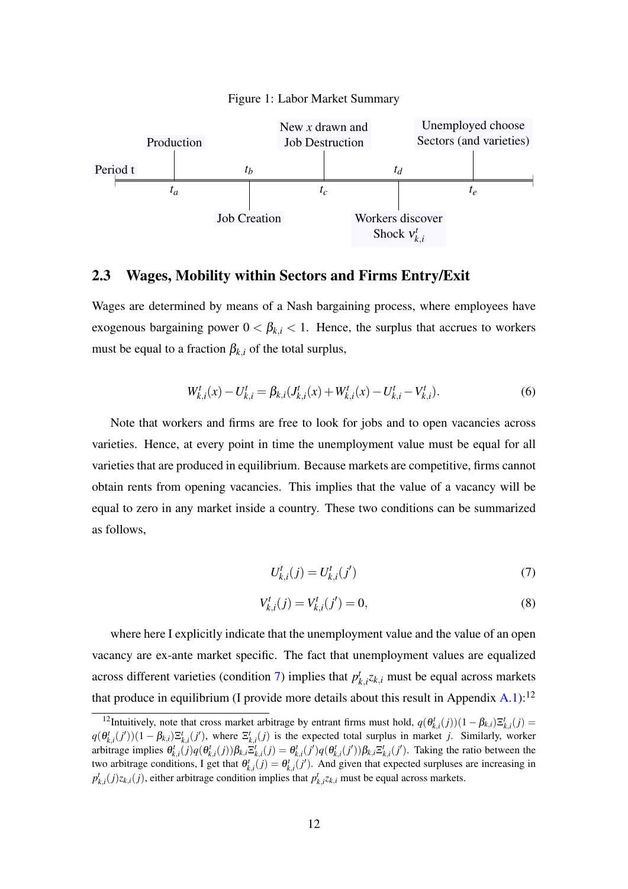Figure 1: Labor Market Summary

Period t — $t_a$: Production — $t_b$: Job Creation — $t_c$: New $x$ drawn and Job Destruction — $t_d$: Workers discover Shock $v^t_{k,i}$ — $t_e$: Unemployed choose Sectors (and varieties)

## 2.3 Wages, Mobility within Sectors and Firms Entry/Exit

Wages are determined by means of a Nash bargaining process, where employees have exogenous bargaining power $0 < \beta_{k,i} < 1$. Hence, the surplus that accrues to workers must be equal to a fraction $\beta_{k,i}$ of the total surplus,

$$W^t_{k,i}(x) - U^t_{k,i} = \beta_{k,i}(J^t_{k,i}(x) + W^t_{k,i}(x) - U^t_{k,i} - V^t_{k,i}). \tag{6}$$

Note that workers and firms are free to look for jobs and to open vacancies across varieties. Hence, at every point in time the unemployment value must be equal for all varieties that are produced in equilibrium. Because markets are competitive, firms cannot obtain rents from opening vacancies. This implies that the value of a vacancy will be equal to zero in any market inside a country. These two conditions can be summarized as follows,

$$U^t_{k,i}(j) = U^t_{k,i}(j') \tag{7}$$

$$V^t_{k,i}(j) = V^t_{k,i}(j') = 0, \tag{8}$$

where here I explicitly indicate that the unemployment value and the value of an open vacancy are ex-ante market specific. The fact that unemployment values are equalized across different varieties (condition 7) implies that $p^t_{k,i}z_{k,i}$ must be equal across markets that produce in equilibrium (I provide more details about this result in Appendix A.1):[12]

[12] Intuitively, note that cross market arbitrage by entrant firms must hold, $q(\theta^t_{k,i}(j))(1-\beta_{k,i})\Xi^t_{k,i}(j) = q(\theta^t_{k,i}(j'))(1-\beta_{k,i})\Xi^t_{k,i}(j')$, where $\Xi^t_{k,i}(j)$ is the expected total surplus in market $j$. Similarly, worker arbitrage implies $\theta^t_{k,i}(j)q(\theta^t_{k,i}(j))\beta_{k,i}\Xi^t_{k,i}(j) = \theta^t_{k,i}(j')q(\theta^t_{k,i}(j'))\beta_{k,i}\Xi^t_{k,i}(j')$. Taking the ratio between the two arbitrage conditions, I get that $\theta^t_{k,i}(j) = \theta^t_{k,i}(j')$. And given that expected surpluses are increasing in $p^t_{k,i}(j)z_{k,i}(j)$, either arbitrage condition implies that $p^t_{k,i}z_{k,i}$ must be equal across markets.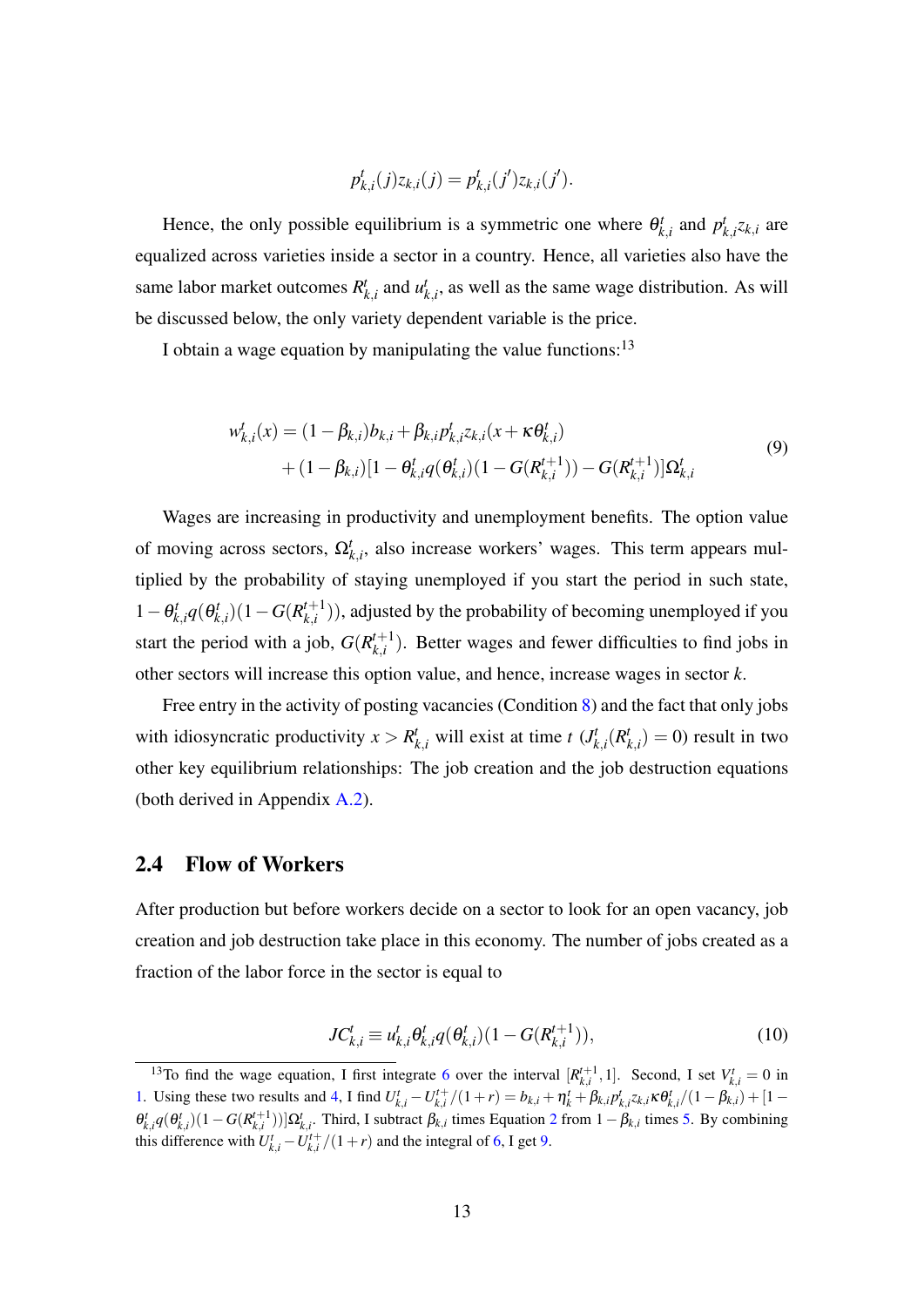$$p_{k,i}^t(j)z_{k,i}(j) = p_{k,i}^t(j')z_{k,i}(j').$$

Hence, the only possible equilibrium is a symmetric one where $\theta_{k,i}^t$ and $p_{k,i}^t z_{k,i}$ are equalized across varieties inside a sector in a country. Hence, all varieties also have the same labor market outcomes $R_{k,i}^t$ and $u_{k,i}^t$, as well as the same wage distribution. As will be discussed below, the only variety dependent variable is the price.

I obtain a wage equation by manipulating the value functions:[13]

$$\begin{aligned} w_{k,i}^t(x) = &(1-\beta_{k,i})b_{k,i} + \beta_{k,i}p_{k,i}^t z_{k,i}(x+\kappa\theta_{k,i}^t) \\ &+ (1-\beta_{k,i})[1-\theta_{k,i}^t q(\theta_{k,i}^t)(1-G(R_{k,i}^{t+1})) - G(R_{k,i}^{t+1})]\Omega_{k,i}^t \end{aligned} \tag{9}$$

Wages are increasing in productivity and unemployment benefits. The option value of moving across sectors, $\Omega_{k,i}^t$, also increase workers' wages. This term appears multiplied by the probability of staying unemployed if you start the period in such state, $1-\theta_{k,i}^t q(\theta_{k,i}^t)(1-G(R_{k,i}^{t+1}))$, adjusted by the probability of becoming unemployed if you start the period with a job, $G(R_{k,i}^{t+1})$. Better wages and fewer difficulties to find jobs in other sectors will increase this option value, and hence, increase wages in sector $k$.

Free entry in the activity of posting vacancies (Condition 8) and the fact that only jobs with idiosyncratic productivity $x > R_{k,i}^t$ will exist at time $t$ ($J_{k,i}^t(R_{k,i}^t) = 0$) result in two other key equilibrium relationships: The job creation and the job destruction equations (both derived in Appendix A.2).

## 2.4 Flow of Workers

After production but before workers decide on a sector to look for an open vacancy, job creation and job destruction take place in this economy. The number of jobs created as a fraction of the labor force in the sector is equal to

$$JC_{k,i}^t \equiv u_{k,i}^t \theta_{k,i}^t q(\theta_{k,i}^t)(1-G(R_{k,i}^{t+1})), \tag{10}$$

[13] To find the wage equation, I first integrate 6 over the interval $[R_{k,i}^{t+1}, 1]$. Second, I set $V_{k,i}^t = 0$ in 1. Using these two results and 4, I find $U_{k,i}^t - U_{k,i}^{t+}/(1+r) = b_{k,i} + \eta_k^t + \beta_{k,i}p_{k,i}^t z_{k,i}\kappa\theta_{k,i}^t/(1-\beta_{k,i}) + [1-\theta_{k,i}^t q(\theta_{k,i}^t)(1-G(R_{k,i}^{t+1}))]\Omega_{k,i}^t$. Third, I subtract $\beta_{k,i}$ times Equation 2 from $1-\beta_{k,i}$ times 5. By combining this difference with $U_{k,i}^t - U_{k,i}^{t+}/(1+r)$ and the integral of 6, I get 9.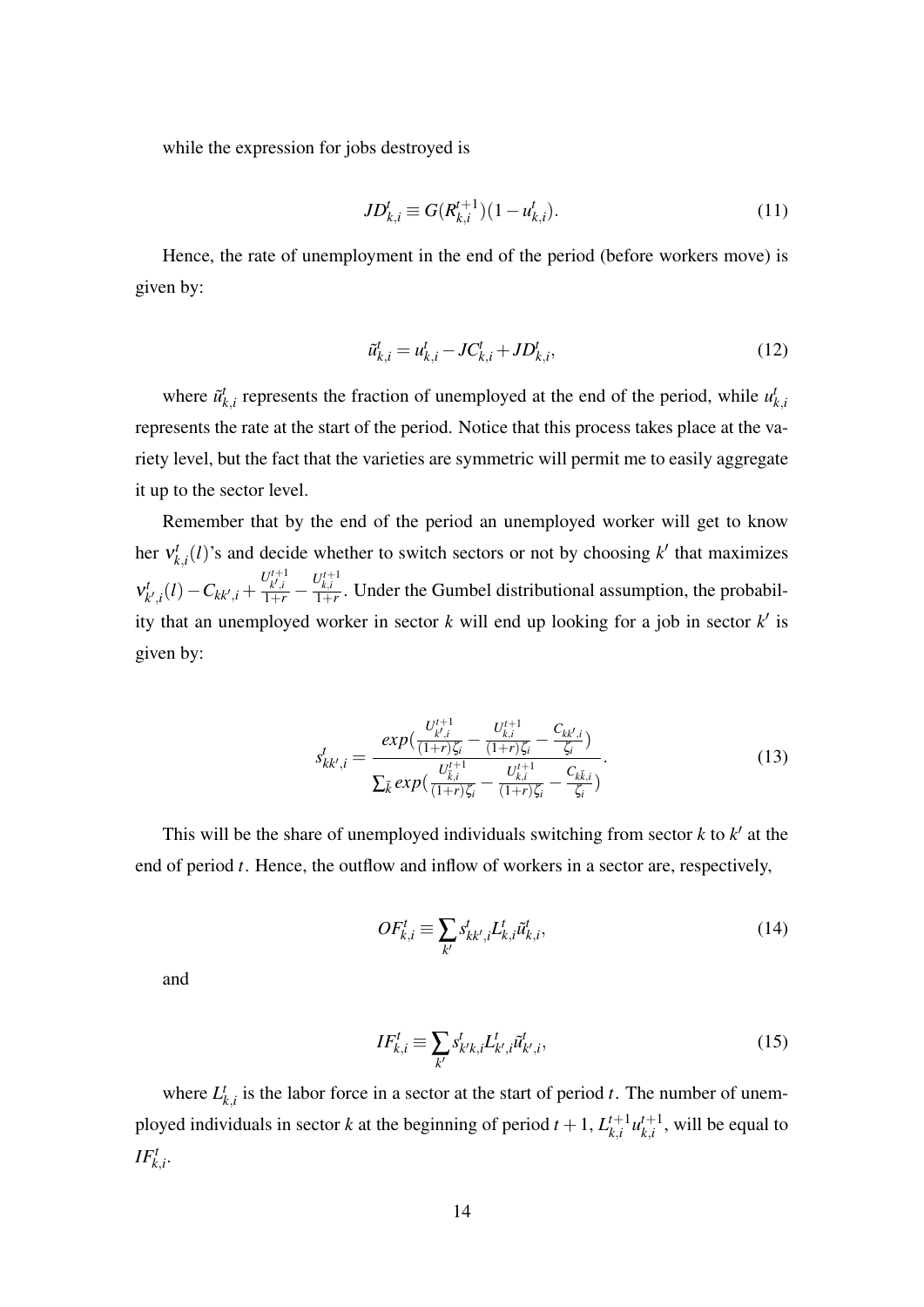while the expression for jobs destroyed is

$$JD_{k,i}^{t} \equiv G(R_{k,i}^{t+1})(1-u_{k,i}^{t}). \tag{11}$$

Hence, the rate of unemployment in the end of the period (before workers move) is given by:

$$\tilde{u}_{k,i}^{t} = u_{k,i}^{t} - JC_{k,i}^{t} + JD_{k,i}^{t}, \tag{12}$$

where $\tilde{u}_{k,i}^{t}$ represents the fraction of unemployed at the end of the period, while $u_{k,i}^{t}$ represents the rate at the start of the period. Notice that this process takes place at the variety level, but the fact that the varieties are symmetric will permit me to easily aggregate it up to the sector level.

Remember that by the end of the period an unemployed worker will get to know her $\nu_{k,i}^{t}(l)$'s and decide whether to switch sectors or not by choosing $k'$ that maximizes $\nu_{k',i}^{t}(l) - C_{kk',i} + \frac{U_{k',i}^{t+1}}{1+r} - \frac{U_{k,i}^{t+1}}{1+r}$. Under the Gumbel distributional assumption, the probability that an unemployed worker in sector $k$ will end up looking for a job in sector $k'$ is given by:

$$s_{kk',i}^{t} = \frac{exp(\frac{U_{k',i}^{t+1}}{(1+r)\zeta_i} - \frac{U_{k,i}^{t+1}}{(1+r)\zeta_i} - \frac{C_{kk',i}}{\zeta_i})}{\sum_{\bar{k}} exp(\frac{U_{\bar{k},i}^{t+1}}{(1+r)\zeta_i} - \frac{U_{k,i}^{t+1}}{(1+r)\zeta_i} - \frac{C_{k\bar{k},i}}{\zeta_i})}. \tag{13}$$

This will be the share of unemployed individuals switching from sector $k$ to $k'$ at the end of period $t$. Hence, the outflow and inflow of workers in a sector are, respectively,

$$OF_{k,i}^{t} \equiv \sum_{k'} s_{kk',i}^{t} L_{k,i}^{t} \tilde{u}_{k,i}^{t}, \tag{14}$$

and

$$IF_{k,i}^{t} \equiv \sum_{k'} s_{k'k,i}^{t} L_{k',i}^{t} \tilde{u}_{k',i}^{t}, \tag{15}$$

where $L_{k,i}^{t}$ is the labor force in a sector at the start of period $t$. The number of unemployed individuals in sector $k$ at the beginning of period $t+1$, $L_{k,i}^{t+1} u_{k,i}^{t+1}$, will be equal to $IF_{k,i}^{t}$.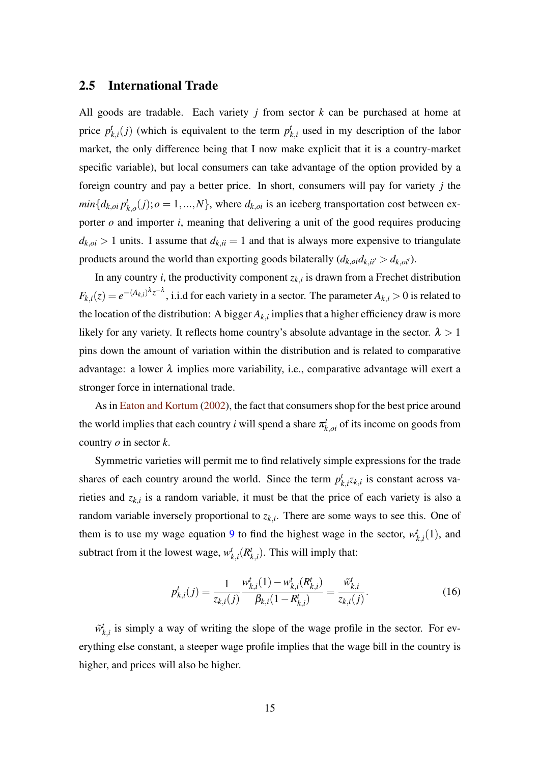## 2.5 International Trade

All goods are tradable. Each variety $j$ from sector $k$ can be purchased at home at price $p^t_{k,i}(j)$ (which is equivalent to the term $p^t_{k,i}$ used in my description of the labor market, the only difference being that I now make explicit that it is a country-market specific variable), but local consumers can take advantage of the option provided by a foreign country and pay a better price. In short, consumers will pay for variety $j$ the $min\{d_{k,oi}\, p^t_{k,o}(j); o = 1,...,N\}$, where $d_{k,oi}$ is an iceberg transportation cost between exporter $o$ and importer $i$, meaning that delivering a unit of the good requires producing $d_{k,oi} > 1$ units. I assume that $d_{k,ii} = 1$ and that is always more expensive to triangulate products around the world than exporting goods bilaterally ($d_{k,oi}d_{k,ii'} > d_{k,oi'}$).

In any country $i$, the productivity component $z_{k,i}$ is drawn from a Frechet distribution $F_{k,i}(z) = e^{-(A_{k,i})^{\lambda} z^{-\lambda}}$, i.i.d for each variety in a sector. The parameter $A_{k,i} > 0$ is related to the location of the distribution: A bigger $A_{k,i}$ implies that a higher efficiency draw is more likely for any variety. It reflects home country's absolute advantage in the sector. $\lambda > 1$ pins down the amount of variation within the distribution and is related to comparative advantage: a lower $\lambda$ implies more variability, i.e., comparative advantage will exert a stronger force in international trade.

As in Eaton and Kortum (2002), the fact that consumers shop for the best price around the world implies that each country $i$ will spend a share $\pi^t_{k,oi}$ of its income on goods from country $o$ in sector $k$.

Symmetric varieties will permit me to find relatively simple expressions for the trade shares of each country around the world. Since the term $p^t_{k,i}z_{k,i}$ is constant across varieties and $z_{k,i}$ is a random variable, it must be that the price of each variety is also a random variable inversely proportional to $z_{k,i}$. There are some ways to see this. One of them is to use my wage equation 9 to find the highest wage in the sector, $w^t_{k,i}(1)$, and subtract from it the lowest wage, $w^t_{k,i}(R^t_{k,i})$. This will imply that:

$$p^t_{k,i}(j) = \frac{1}{z_{k,i}(j)} \frac{w^t_{k,i}(1) - w^t_{k,i}(R^t_{k,i})}{\beta_{k,i}(1 - R^t_{k,i})} = \frac{\tilde{w}^t_{k,i}}{z_{k,i}(j)}. \tag{16}$$

$\tilde{w}^t_{k,i}$ is simply a way of writing the slope of the wage profile in the sector. For everything else constant, a steeper wage profile implies that the wage bill in the country is higher, and prices will also be higher.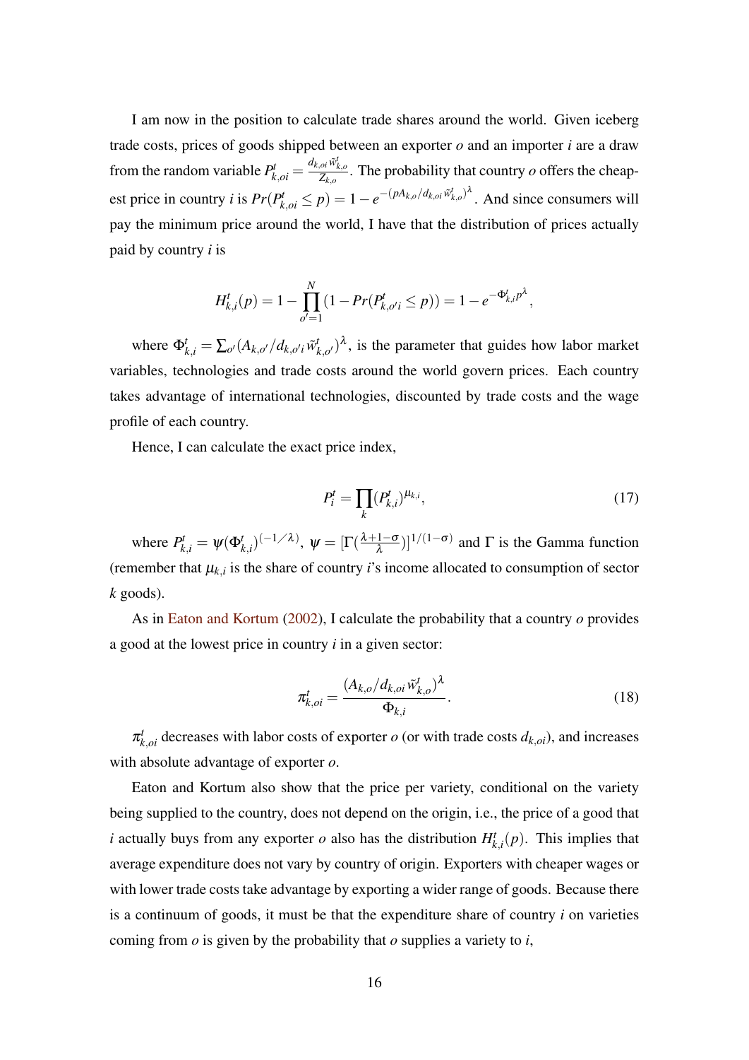I am now in the position to calculate trade shares around the world. Given iceberg trade costs, prices of goods shipped between an exporter $o$ and an importer $i$ are a draw from the random variable $P^t_{k,oi} = \frac{d_{k,oi}\tilde{w}^t_{k,o}}{Z_{k,o}}$. The probability that country $o$ offers the cheapest price in country $i$ is $Pr(P^t_{k,oi} \leq p) = 1 - e^{-(pA_{k,o}/d_{k,oi}\tilde{w}^t_{k,o})^{\lambda}}$. And since consumers will pay the minimum price around the world, I have that the distribution of prices actually paid by country $i$ is

$$H^t_{k,i}(p) = 1 - \prod_{o'=1}^{N}(1 - Pr(P^t_{k,o'i} \leq p)) = 1 - e^{-\Phi^t_{k,i}p^{\lambda}},$$

where $\Phi^t_{k,i} = \sum_{o'}(A_{k,o'}/d_{k,o'i}\tilde{w}^t_{k,o'})^{\lambda}$, is the parameter that guides how labor market variables, technologies and trade costs around the world govern prices. Each country takes advantage of international technologies, discounted by trade costs and the wage profile of each country.

Hence, I can calculate the exact price index,

$$P^t_i = \prod_k (P^t_{k,i})^{\mu_{k,i}}, \tag{17}$$

where $P^t_{k,i} = \psi(\Phi^t_{k,i})^{(-1/\lambda)}$, $\psi = [\Gamma(\frac{\lambda+1-\sigma}{\lambda})]^{1/(1-\sigma)}$ and $\Gamma$ is the Gamma function (remember that $\mu_{k,i}$ is the share of country $i$'s income allocated to consumption of sector $k$ goods).

As in Eaton and Kortum (2002), I calculate the probability that a country $o$ provides a good at the lowest price in country $i$ in a given sector:

$$\pi^t_{k,oi} = \frac{(A_{k,o}/d_{k,oi}\tilde{w}^t_{k,o})^{\lambda}}{\Phi_{k,i}}. \tag{18}$$

$\pi^t_{k,oi}$ decreases with labor costs of exporter $o$ (or with trade costs $d_{k,oi}$), and increases with absolute advantage of exporter $o$.

Eaton and Kortum also show that the price per variety, conditional on the variety being supplied to the country, does not depend on the origin, i.e., the price of a good that $i$ actually buys from any exporter $o$ also has the distribution $H^t_{k,i}(p)$. This implies that average expenditure does not vary by country of origin. Exporters with cheaper wages or with lower trade costs take advantage by exporting a wider range of goods. Because there is a continuum of goods, it must be that the expenditure share of country $i$ on varieties coming from $o$ is given by the probability that $o$ supplies a variety to $i$,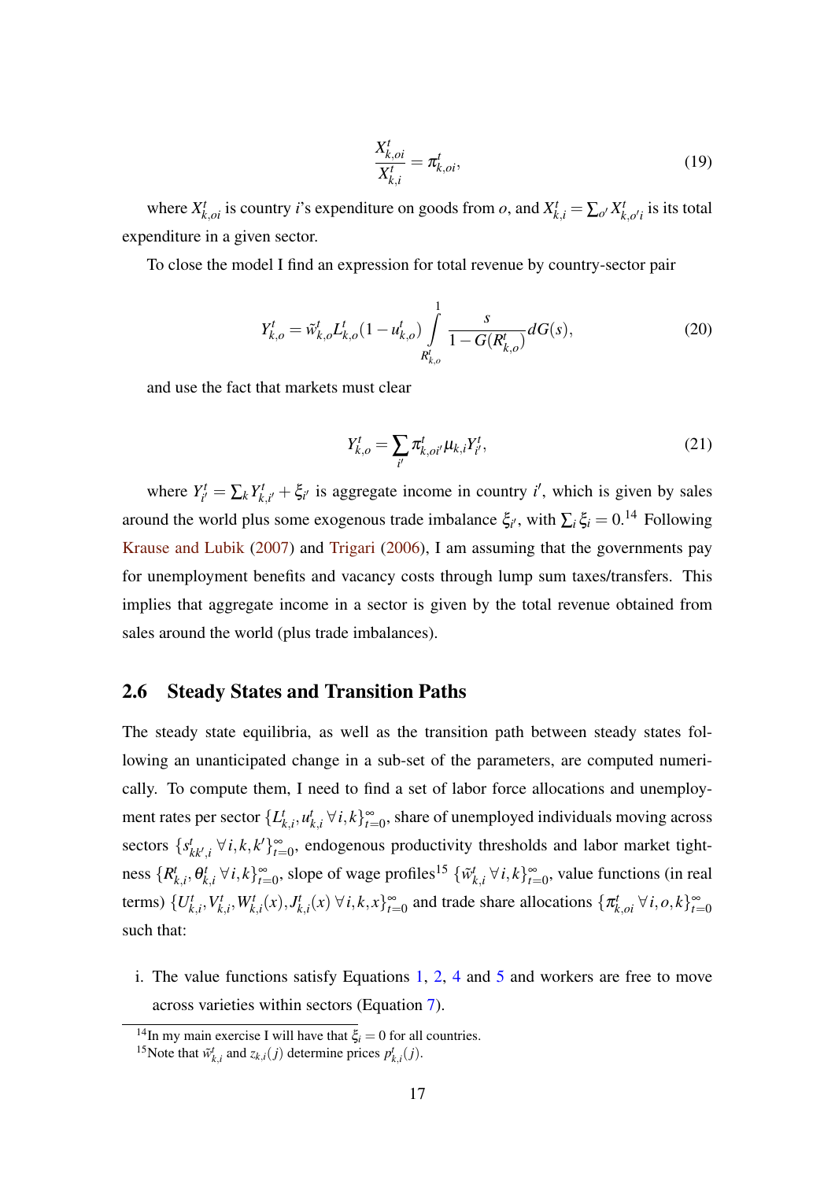$$\frac{X^t_{k,oi}}{X^t_{k,i}} = \pi^t_{k,oi}, \tag{19}$$

where $X^t_{k,oi}$ is country $i$'s expenditure on goods from $o$, and $X^t_{k,i} = \sum_{o'} X^t_{k,o'i}$ is its total expenditure in a given sector.

To close the model I find an expression for total revenue by country-sector pair

$$Y^t_{k,o} = \tilde{w}^t_{k,o} L^t_{k,o}(1 - u^t_{k,o}) \int_{R^t_{k,o}}^{1} \frac{s}{1 - G(R^t_{k,o})} dG(s), \tag{20}$$

and use the fact that markets must clear

$$Y^t_{k,o} = \sum_{i'} \pi^t_{k,oi'} \mu_{k,i} Y^t_{i'}, \tag{21}$$

where $Y^t_{i'} = \sum_k Y^t_{k,i'} + \xi_{i'}$ is aggregate income in country $i'$, which is given by sales around the world plus some exogenous trade imbalance $\xi_{i'}$, with $\sum_i \xi_i = 0$.[14] Following Krause and Lubik (2007) and Trigari (2006), I am assuming that the governments pay for unemployment benefits and vacancy costs through lump sum taxes/transfers. This implies that aggregate income in a sector is given by the total revenue obtained from sales around the world (plus trade imbalances).

## 2.6 Steady States and Transition Paths

The steady state equilibria, as well as the transition path between steady states following an unanticipated change in a sub-set of the parameters, are computed numerically. To compute them, I need to find a set of labor force allocations and unemployment rates per sector $\{L^t_{k,i}, u^t_{k,i} \, \forall i,k\}^{\infty}_{t=0}$, share of unemployed individuals moving across sectors $\{s^t_{kk',i} \, \forall i,k,k'\}^{\infty}_{t=0}$, endogenous productivity thresholds and labor market tightness $\{R^t_{k,i}, \theta^t_{k,i} \, \forall i,k\}^{\infty}_{t=0}$, slope of wage profiles[15] $\{\tilde{w}^t_{k,i} \, \forall i,k\}^{\infty}_{t=0}$, value functions (in real terms) $\{U^t_{k,i}, V^t_{k,i}, W^t_{k,i}(x), J^t_{k,i}(x) \, \forall i,k,x\}^{\infty}_{t=0}$ and trade share allocations $\{\pi^t_{k,oi} \, \forall i,o,k\}^{\infty}_{t=0}$ such that:

i. The value functions satisfy Equations 1, 2, 4 and 5 and workers are free to move across varieties within sectors (Equation 7).

---

[14] In my main exercise I will have that $\xi_i = 0$ for all countries.

[15] Note that $\tilde{w}^t_{k,i}$ and $z_{k,i}(j)$ determine prices $p^t_{k,i}(j)$.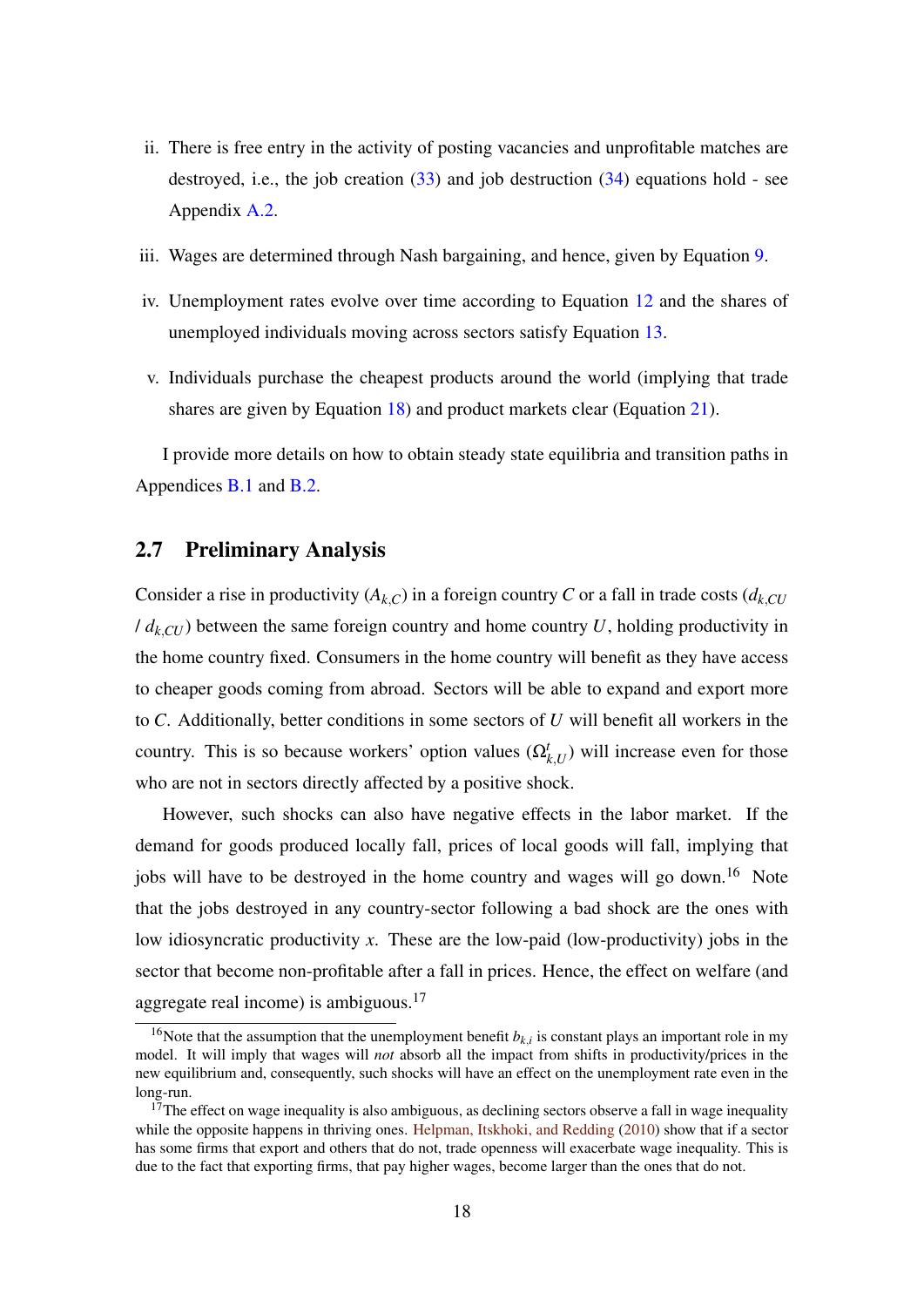ii. There is free entry in the activity of posting vacancies and unprofitable matches are destroyed, i.e., the job creation (33) and job destruction (34) equations hold - see Appendix A.2.

iii. Wages are determined through Nash bargaining, and hence, given by Equation 9.

iv. Unemployment rates evolve over time according to Equation 12 and the shares of unemployed individuals moving across sectors satisfy Equation 13.

v. Individuals purchase the cheapest products around the world (implying that trade shares are given by Equation 18) and product markets clear (Equation 21).

I provide more details on how to obtain steady state equilibria and transition paths in Appendices B.1 and B.2.

## 2.7 Preliminary Analysis

Consider a rise in productivity ($A_{k,C}$) in a foreign country $C$ or a fall in trade costs ($d_{k,CU}$ / $d_{k,CU}$) between the same foreign country and home country $U$, holding productivity in the home country fixed. Consumers in the home country will benefit as they have access to cheaper goods coming from abroad. Sectors will be able to expand and export more to $C$. Additionally, better conditions in some sectors of $U$ will benefit all workers in the country. This is so because workers' option values ($\Omega^t_{k,U}$) will increase even for those who are not in sectors directly affected by a positive shock.

However, such shocks can also have negative effects in the labor market. If the demand for goods produced locally fall, prices of local goods will fall, implying that jobs will have to be destroyed in the home country and wages will go down.[16] Note that the jobs destroyed in any country-sector following a bad shock are the ones with low idiosyncratic productivity $x$. These are the low-paid (low-productivity) jobs in the sector that become non-profitable after a fall in prices. Hence, the effect on welfare (and aggregate real income) is ambiguous.[17]

[16] Note that the assumption that the unemployment benefit $b_{k,i}$ is constant plays an important role in my model. It will imply that wages will *not* absorb all the impact from shifts in productivity/prices in the new equilibrium and, consequently, such shocks will have an effect on the unemployment rate even in the long-run.

[17] The effect on wage inequality is also ambiguous, as declining sectors observe a fall in wage inequality while the opposite happens in thriving ones. Helpman, Itskhoki, and Redding (2010) show that if a sector has some firms that export and others that do not, trade openness will exacerbate wage inequality. This is due to the fact that exporting firms, that pay higher wages, become larger than the ones that do not.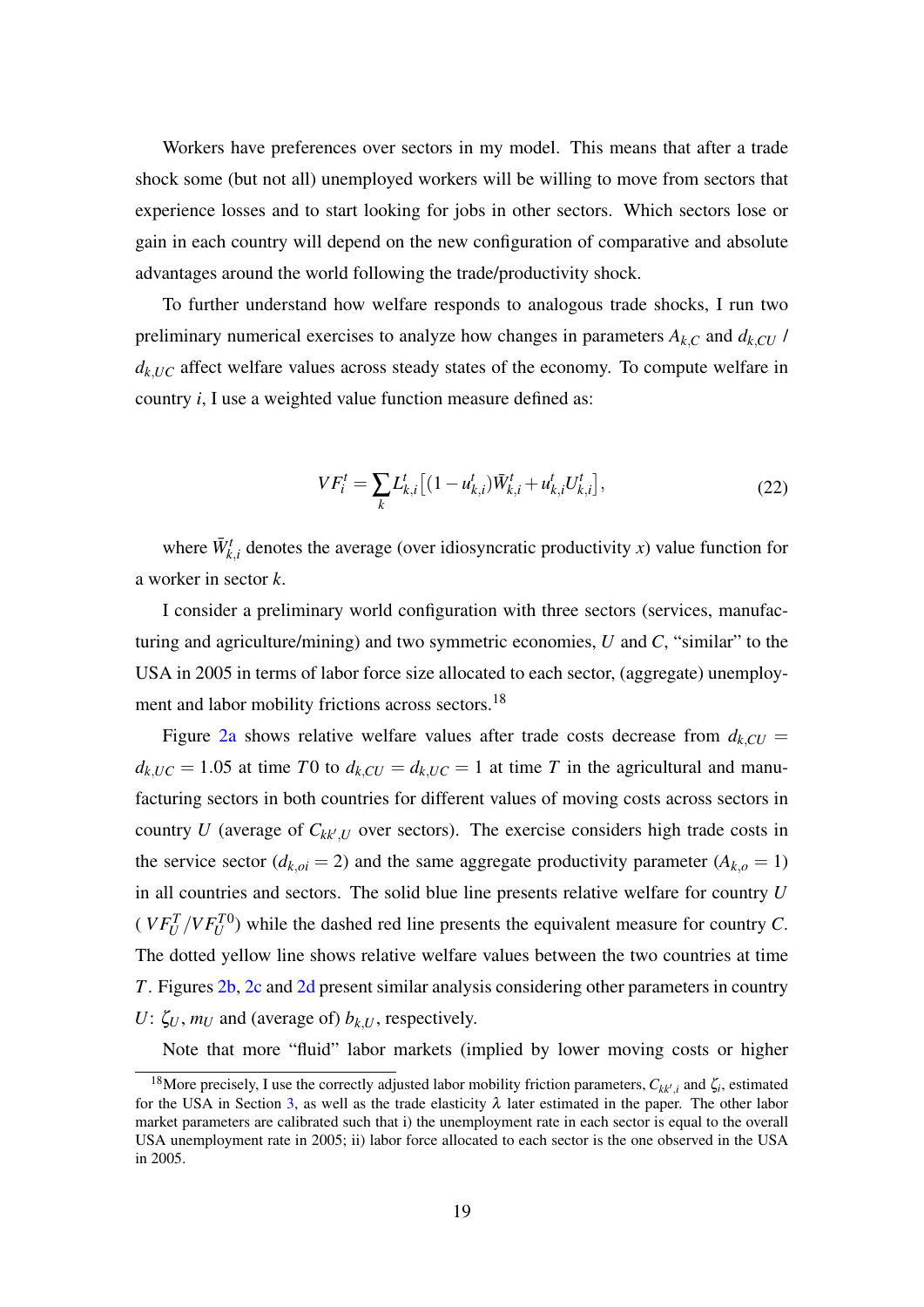Workers have preferences over sectors in my model. This means that after a trade shock some (but not all) unemployed workers will be willing to move from sectors that experience losses and to start looking for jobs in other sectors. Which sectors lose or gain in each country will depend on the new configuration of comparative and absolute advantages around the world following the trade/productivity shock.

To further understand how welfare responds to analogous trade shocks, I run two preliminary numerical exercises to analyze how changes in parameters $A_{k,C}$ and $d_{k,CU}$ / $d_{k,UC}$ affect welfare values across steady states of the economy. To compute welfare in country $i$, I use a weighted value function measure defined as:

$$VF_i^t = \sum_k L_{k,i}^t \left[ (1 - u_{k,i}^t) \bar{W}_{k,i}^t + u_{k,i}^t U_{k,i}^t \right], \tag{22}$$

where $\bar{W}_{k,i}^t$ denotes the average (over idiosyncratic productivity $x$) value function for a worker in sector $k$.

I consider a preliminary world configuration with three sectors (services, manufacturing and agriculture/mining) and two symmetric economies, $U$ and $C$, "similar" to the USA in 2005 in terms of labor force size allocated to each sector, (aggregate) unemployment and labor mobility frictions across sectors.[18]

Figure 2a shows relative welfare values after trade costs decrease from $d_{k,CU} = d_{k,UC} = 1.05$ at time $T0$ to $d_{k,CU} = d_{k,UC} = 1$ at time $T$ in the agricultural and manufacturing sectors in both countries for different values of moving costs across sectors in country $U$ (average of $C_{kk',U}$ over sectors). The exercise considers high trade costs in the service sector ($d_{k,oi} = 2$) and the same aggregate productivity parameter ($A_{k,o} = 1$) in all countries and sectors. The solid blue line presents relative welfare for country $U$ ( $VF_U^T / VF_U^{T0}$) while the dashed red line presents the equivalent measure for country $C$. The dotted yellow line shows relative welfare values between the two countries at time $T$. Figures 2b, 2c and 2d present similar analysis considering other parameters in country $U$: $\zeta_U$, $m_U$ and (average of) $b_{k,U}$, respectively.

Note that more "fluid" labor markets (implied by lower moving costs or higher

[18] More precisely, I use the correctly adjusted labor mobility friction parameters, $C_{kk',i}$ and $\zeta_i$, estimated for the USA in Section 3, as well as the trade elasticity $\lambda$ later estimated in the paper. The other labor market parameters are calibrated such that i) the unemployment rate in each sector is equal to the overall USA unemployment rate in 2005; ii) labor force allocated to each sector is the one observed in the USA in 2005.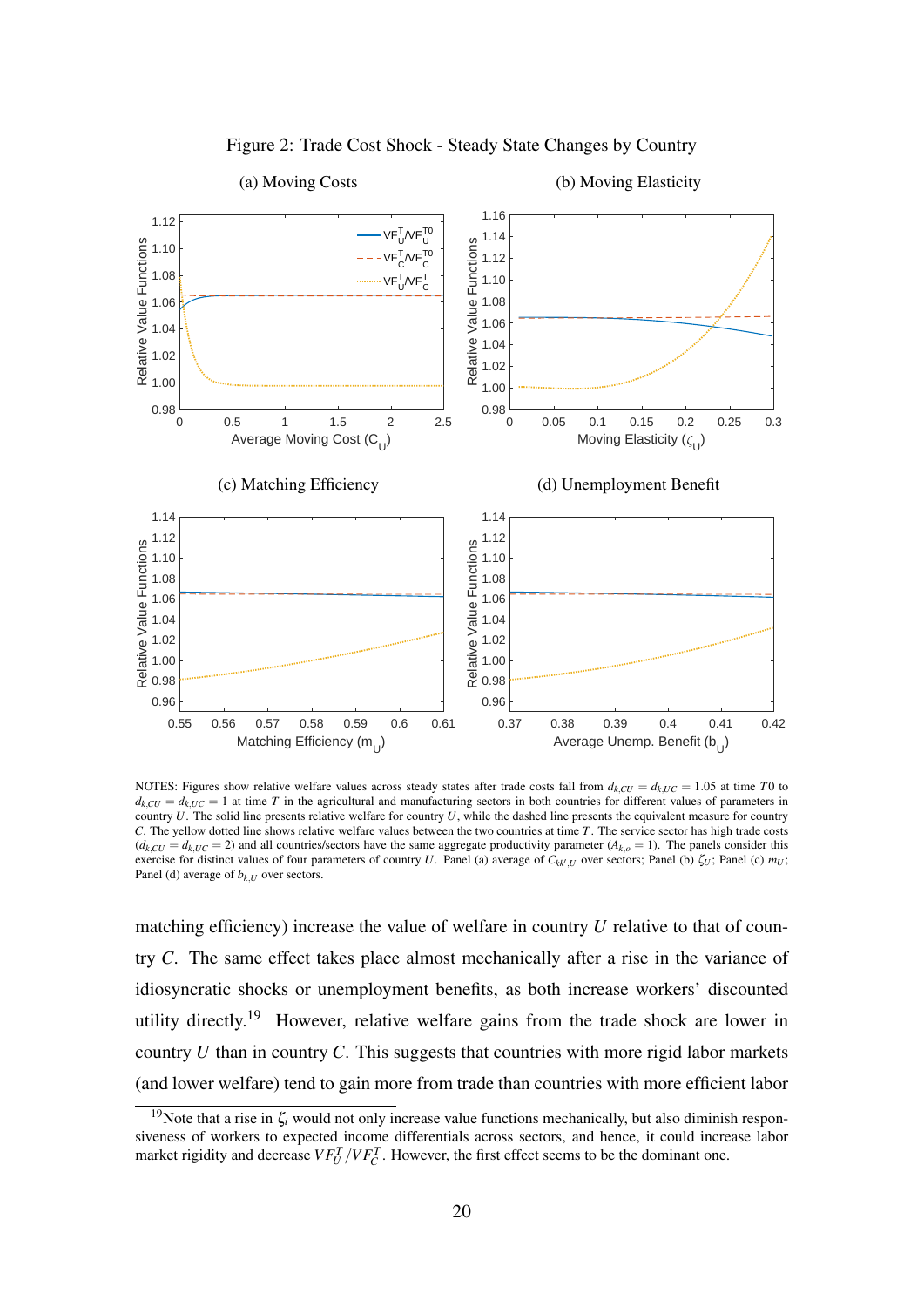Figure 2: Trade Cost Shock - Steady State Changes by Country

(a) Moving Costs

(b) Moving Elasticity

(c) Matching Efficiency

(d) Unemployment Benefit

NOTES: Figures show relative welfare values across steady states after trade costs fall from $d_{k,CU} = d_{k,UC} = 1.05$ at time $T0$ to $d_{k,CU} = d_{k,UC} = 1$ at time $T$ in the agricultural and manufacturing sectors in both countries for different values of parameters in country $U$. The solid line presents relative welfare for country $U$, while the dashed line presents the equivalent measure for country $C$. The yellow dotted line shows relative welfare values between the two countries at time $T$. The service sector has high trade costs ($d_{k,CU} = d_{k,UC} = 2$) and all countries/sectors have the same aggregate productivity parameter ($A_{k,o} = 1$). The panels consider this exercise for distinct values of four parameters of country $U$. Panel (a) average of $C_{kk',U}$ over sectors; Panel (b) $\zeta_U$; Panel (c) $m_U$; Panel (d) average of $b_{k,U}$ over sectors.

matching efficiency) increase the value of welfare in country $U$ relative to that of country $C$. The same effect takes place almost mechanically after a rise in the variance of idiosyncratic shocks or unemployment benefits, as both increase workers' discounted utility directly.[19] However, relative welfare gains from the trade shock are lower in country $U$ than in country $C$. This suggests that countries with more rigid labor markets (and lower welfare) tend to gain more from trade than countries with more efficient labor

[19]Note that a rise in $\zeta_i$ would not only increase value functions mechanically, but also diminish responsiveness of workers to expected income differentials across sectors, and hence, it could increase labor market rigidity and decrease $VF_U^T/VF_C^T$. However, the first effect seems to be the dominant one.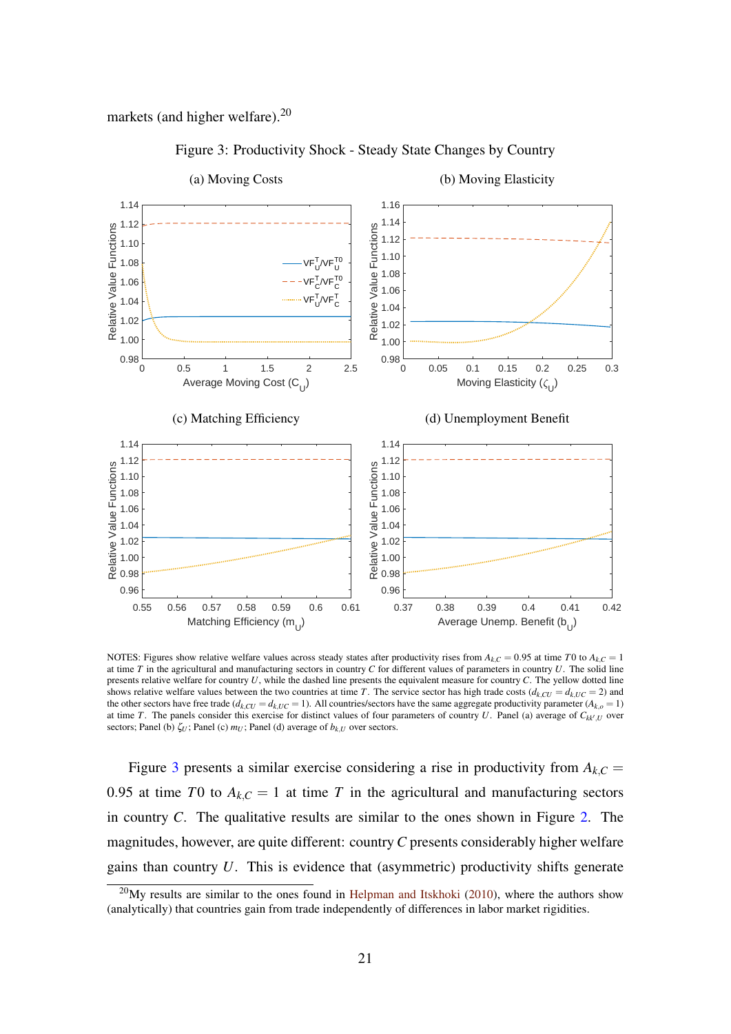markets (and higher welfare).[20]

Figure 3: Productivity Shock - Steady State Changes by Country

NOTES: Figures show relative welfare values across steady states after productivity rises from $A_{k,C} = 0.95$ at time $T0$ to $A_{k,C} = 1$ at time $T$ in the agricultural and manufacturing sectors in country $C$ for different values of parameters in country $U$. The solid line presents relative welfare for country $U$, while the dashed line presents the equivalent measure for country $C$. The yellow dotted line shows relative welfare values between the two countries at time $T$. The service sector has high trade costs ($d_{k,CU} = d_{k,UC} = 2$) and the other sectors have free trade ($d_{k,CU} = d_{k,UC} = 1$). All countries/sectors have the same aggregate productivity parameter ($A_{k,o} = 1$) at time $T$. The panels consider this exercise for distinct values of four parameters of country $U$. Panel (a) average of $C_{kk',U}$ over sectors; Panel (b) $\zeta_U$; Panel (c) $m_U$; Panel (d) average of $b_{k,U}$ over sectors.

Figure 3 presents a similar exercise considering a rise in productivity from $A_{k,C} = 0.95$ at time $T0$ to $A_{k,C} = 1$ at time $T$ in the agricultural and manufacturing sectors in country $C$. The qualitative results are similar to the ones shown in Figure 2. The magnitudes, however, are quite different: country $C$ presents considerably higher welfare gains than country $U$. This is evidence that (asymmetric) productivity shifts generate

[20] My results are similar to the ones found in Helpman and Itskhoki (2010), where the authors show (analytically) that countries gain from trade independently of differences in labor market rigidities.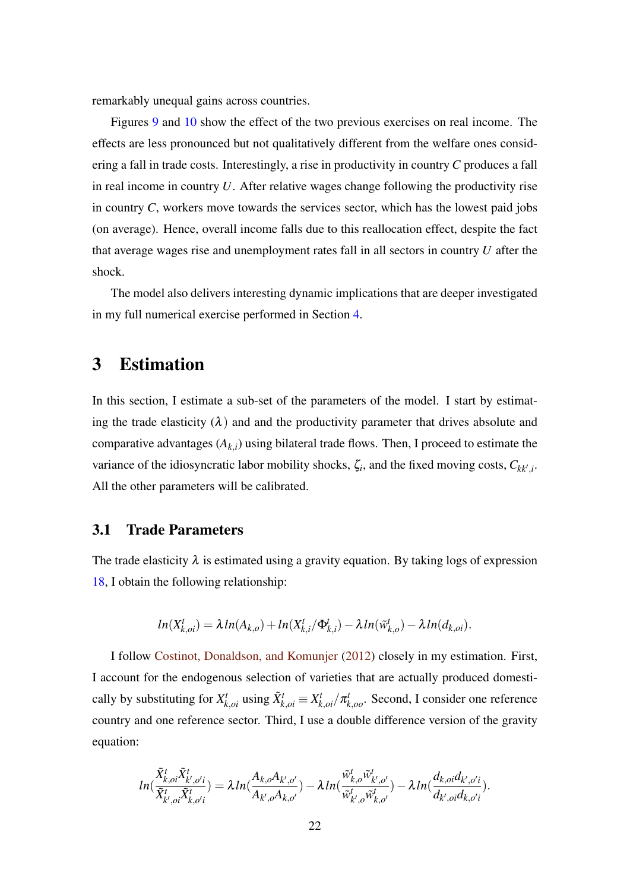remarkably unequal gains across countries.

Figures 9 and 10 show the effect of the two previous exercises on real income. The effects are less pronounced but not qualitatively different from the welfare ones considering a fall in trade costs. Interestingly, a rise in productivity in country $C$ produces a fall in real income in country $U$. After relative wages change following the productivity rise in country $C$, workers move towards the services sector, which has the lowest paid jobs (on average). Hence, overall income falls due to this reallocation effect, despite the fact that average wages rise and unemployment rates fall in all sectors in country $U$ after the shock.

The model also delivers interesting dynamic implications that are deeper investigated in my full numerical exercise performed in Section 4.

# 3 Estimation

In this section, I estimate a sub-set of the parameters of the model. I start by estimating the trade elasticity ($\lambda$) and and the productivity parameter that drives absolute and comparative advantages ($A_{k,i}$) using bilateral trade flows. Then, I proceed to estimate the variance of the idiosyncratic labor mobility shocks, $\zeta_i$, and the fixed moving costs, $C_{kk',i}$. All the other parameters will be calibrated.

## 3.1 Trade Parameters

The trade elasticity $\lambda$ is estimated using a gravity equation. By taking logs of expression 18, I obtain the following relationship:

$$ln(X^t_{k,oi}) = \lambda ln(A_{k,o}) + ln(X^t_{k,i}/\Phi^t_{k,i}) - \lambda ln(\tilde{w}^t_{k,o}) - \lambda ln(d_{k,oi}).$$

I follow Costinot, Donaldson, and Komunjer (2012) closely in my estimation. First, I account for the endogenous selection of varieties that are actually produced domestically by substituting for $X^t_{k,oi}$ using $\tilde{X}^t_{k,oi} \equiv X^t_{k,oi}/\pi^t_{k,oo}$. Second, I consider one reference country and one reference sector. Third, I use a double difference version of the gravity equation:

$$ln(\frac{\tilde{X}^t_{k,oi}\tilde{X}^t_{k',o'i}}{\tilde{X}^t_{k',oi}\tilde{X}^t_{k,o'i}}) = \lambda ln(\frac{A_{k,o}A_{k',o'}}{A_{k',o}A_{k,o'}}) - \lambda ln(\frac{\tilde{w}^t_{k,o}\tilde{w}^t_{k',o'}}{\tilde{w}^t_{k',o}\tilde{w}^t_{k,o'}}) - \lambda ln(\frac{d_{k,oi}d_{k',o'i}}{d_{k',oi}d_{k,o'i}}).$$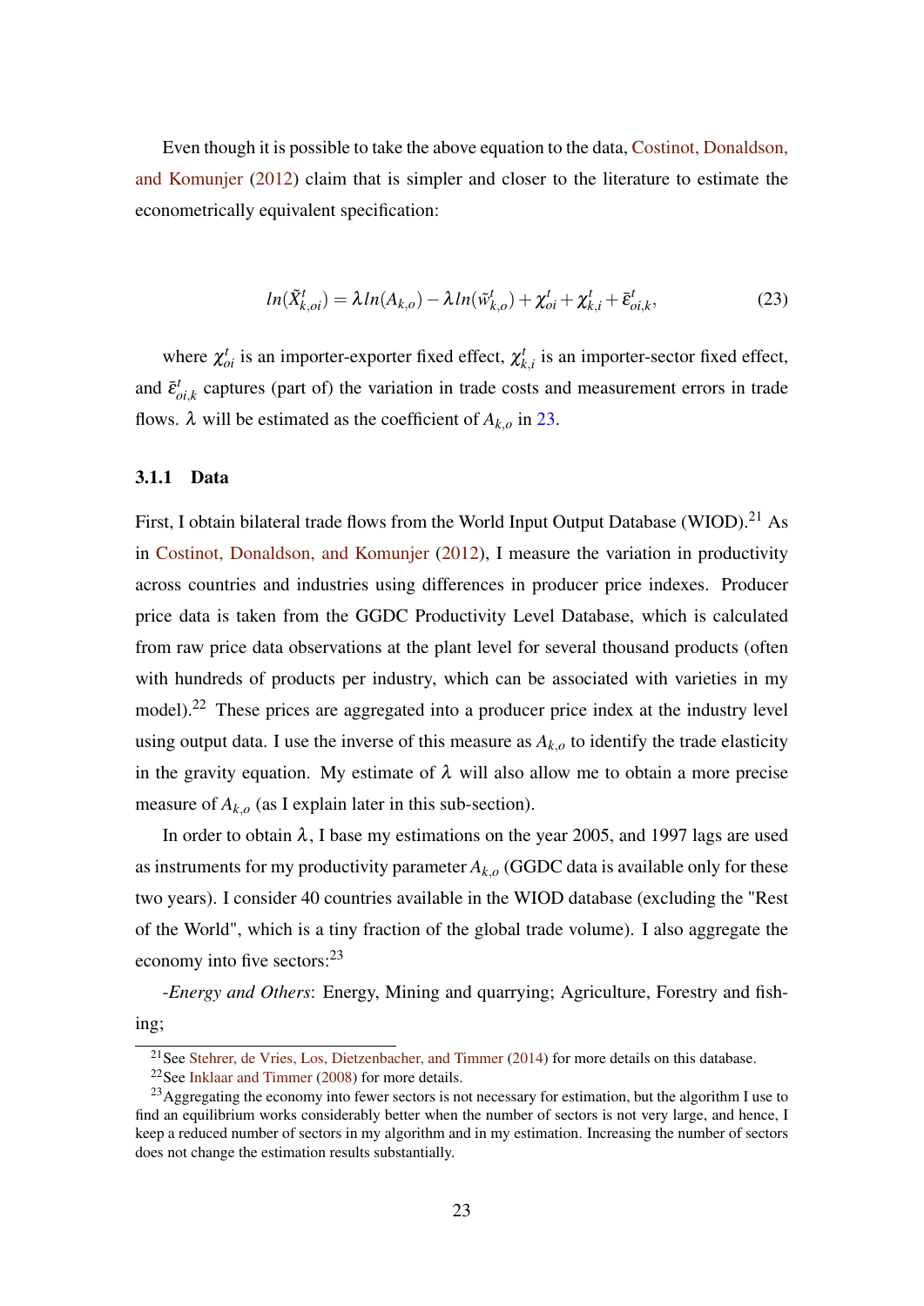Even though it is possible to take the above equation to the data, Costinot, Donaldson, and Komunjer (2012) claim that is simpler and closer to the literature to estimate the econometrically equivalent specification:

$$ln(\tilde{X}^t_{k,oi}) = \lambda ln(A_{k,o}) - \lambda ln(\tilde{w}^t_{k,o}) + \chi^t_{oi} + \chi^t_{k,i} + \bar{\varepsilon}^t_{oi,k}, \tag{23}$$

where $\chi^t_{oi}$ is an importer-exporter fixed effect, $\chi^t_{k,i}$ is an importer-sector fixed effect, and $\bar{\varepsilon}^t_{oi,k}$ captures (part of) the variation in trade costs and measurement errors in trade flows. $\lambda$ will be estimated as the coefficient of $A_{k,o}$ in 23.

### 3.1.1 Data

First, I obtain bilateral trade flows from the World Input Output Database (WIOD).[21] As in Costinot, Donaldson, and Komunjer (2012), I measure the variation in productivity across countries and industries using differences in producer price indexes. Producer price data is taken from the GGDC Productivity Level Database, which is calculated from raw price data observations at the plant level for several thousand products (often with hundreds of products per industry, which can be associated with varieties in my model).[22] These prices are aggregated into a producer price index at the industry level using output data. I use the inverse of this measure as $A_{k,o}$ to identify the trade elasticity in the gravity equation. My estimate of $\lambda$ will also allow me to obtain a more precise measure of $A_{k,o}$ (as I explain later in this sub-section).

In order to obtain $\lambda$, I base my estimations on the year 2005, and 1997 lags are used as instruments for my productivity parameter $A_{k,o}$ (GGDC data is available only for these two years). I consider 40 countries available in the WIOD database (excluding the "Rest of the World", which is a tiny fraction of the global trade volume). I also aggregate the economy into five sectors:[23]

-*Energy and Others*: Energy, Mining and quarrying; Agriculture, Forestry and fishing;

[21] See Stehrer, de Vries, Los, Dietzenbacher, and Timmer (2014) for more details on this database.

[22] See Inklaar and Timmer (2008) for more details.

[23] Aggregating the economy into fewer sectors is not necessary for estimation, but the algorithm I use to find an equilibrium works considerably better when the number of sectors is not very large, and hence, I keep a reduced number of sectors in my algorithm and in my estimation. Increasing the number of sectors does not change the estimation results substantially.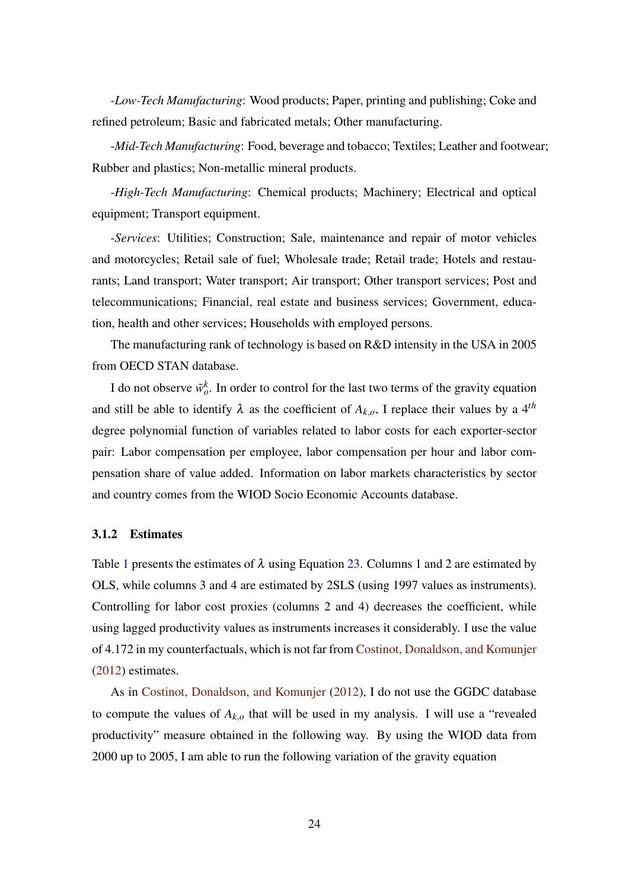*-Low-Tech Manufacturing*: Wood products; Paper, printing and publishing; Coke and refined petroleum; Basic and fabricated metals; Other manufacturing.

*-Mid-Tech Manufacturing*: Food, beverage and tobacco; Textiles; Leather and footwear; Rubber and plastics; Non-metallic mineral products.

*-High-Tech Manufacturing*: Chemical products; Machinery; Electrical and optical equipment; Transport equipment.

*-Services*: Utilities; Construction; Sale, maintenance and repair of motor vehicles and motorcycles; Retail sale of fuel; Wholesale trade; Retail trade; Hotels and restaurants; Land transport; Water transport; Air transport; Other transport services; Post and telecommunications; Financial, real estate and business services; Government, education, health and other services; Households with employed persons.

The manufacturing rank of technology is based on R&D intensity in the USA in 2005 from OECD STAN database.

I do not observe $\tilde{w}_o^k$. In order to control for the last two terms of the gravity equation and still be able to identify $\lambda$ as the coefficient of $A_{k,o}$, I replace their values by a $4^{th}$ degree polynomial function of variables related to labor costs for each exporter-sector pair: Labor compensation per employee, labor compensation per hour and labor compensation share of value added. Information on labor markets characteristics by sector and country comes from the WIOD Socio Economic Accounts database.

### 3.1.2 Estimates

Table 1 presents the estimates of $\lambda$ using Equation 23. Columns 1 and 2 are estimated by OLS, while columns 3 and 4 are estimated by 2SLS (using 1997 values as instruments). Controlling for labor cost proxies (columns 2 and 4) decreases the coefficient, while using lagged productivity values as instruments increases it considerably. I use the value of 4.172 in my counterfactuals, which is not far from Costinot, Donaldson, and Komunjer (2012) estimates.

As in Costinot, Donaldson, and Komunjer (2012), I do not use the GGDC database to compute the values of $A_{k,o}$ that will be used in my analysis. I will use a "revealed productivity" measure obtained in the following way. By using the WIOD data from 2000 up to 2005, I am able to run the following variation of the gravity equation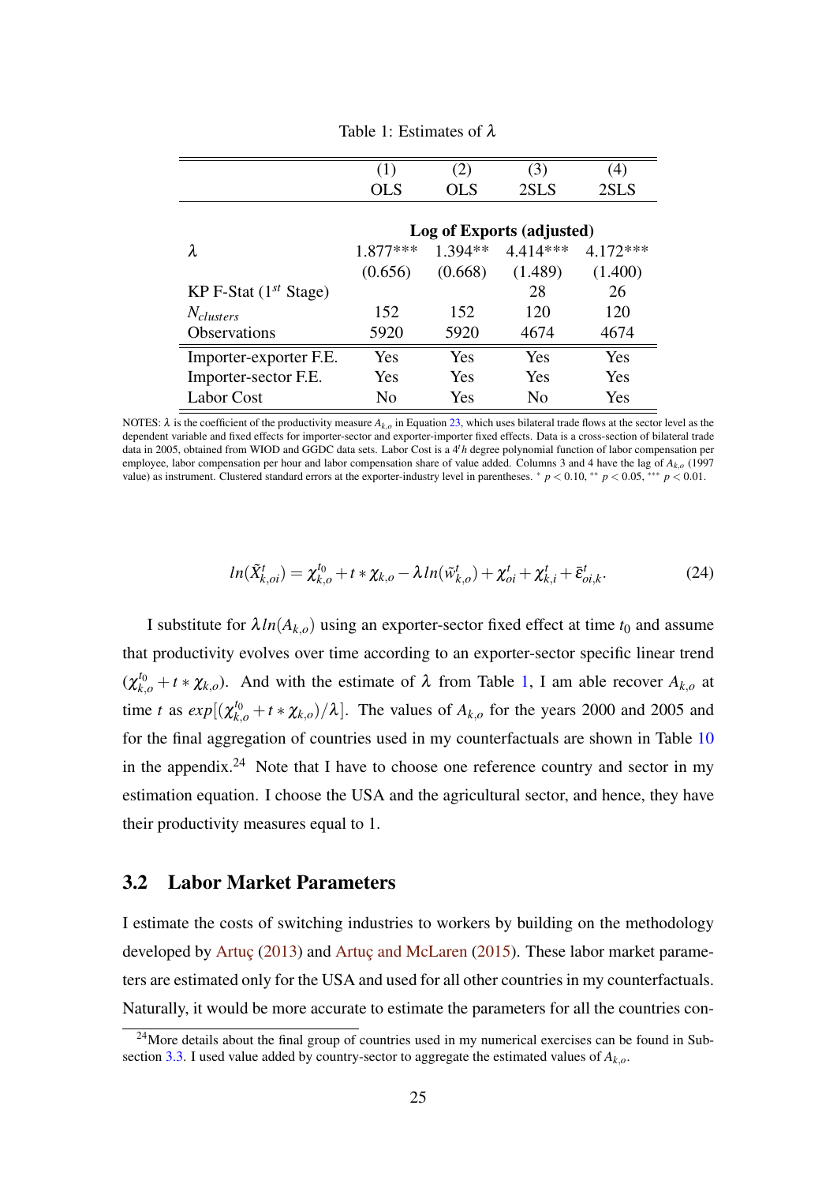Table 1: Estimates of $\lambda$

| | (1) | (2) | (3) | (4) |
|---|---|---|---|---|
| | OLS | OLS | 2SLS | 2SLS |
| | **Log of Exports (adjusted)** | | | |
| $\lambda$ | 1.877*** | 1.394** | 4.414*** | 4.172*** |
| | (0.656) | (0.668) | (1.489) | (1.400) |
| KP F-Stat ($1^{st}$ Stage) | | | 28 | 26 |
| $N_{clusters}$ | 152 | 152 | 120 | 120 |
| Observations | 5920 | 5920 | 4674 | 4674 |
| Importer-exporter F.E. | Yes | Yes | Yes | Yes |
| Importer-sector F.E. | Yes | Yes | Yes | Yes |
| Labor Cost | No | Yes | No | Yes |

NOTES: $\lambda$ is the coefficient of the productivity measure $A_{k,o}$ in Equation 23, which uses bilateral trade flows at the sector level as the dependent variable and fixed effects for importer-sector and exporter-importer fixed effects. Data is a cross-section of bilateral trade data in 2005, obtained from WIOD and GGDC data sets. Labor Cost is a $4^{t}h$ degree polynomial function of labor compensation per employee, labor compensation per hour and labor compensation share of value added. Columns 3 and 4 have the lag of $A_{k,o}$ (1997 value) as instrument. Clustered standard errors at the exporter-industry level in parentheses. $^{*}$ $p < 0.10$, $^{**}$ $p < 0.05$, $^{***}$ $p < 0.01$.

$$ln(\tilde{X}^{t}_{k,oi}) = \chi^{t_0}_{k,o} + t * \chi_{k,o} - \lambda\, ln(\tilde{w}^{t}_{k,o}) + \chi^{t}_{oi} + \chi^{t}_{k,i} + \bar{\varepsilon}^{t}_{oi,k}. \tag{24}$$

I substitute for $\lambda ln(A_{k,o})$ using an exporter-sector fixed effect at time $t_0$ and assume that productivity evolves over time according to an exporter-sector specific linear trend $(\chi^{t_0}_{k,o} + t * \chi_{k,o})$. And with the estimate of $\lambda$ from Table 1, I am able recover $A_{k,o}$ at time $t$ as $exp[(\chi^{t_0}_{k,o} + t * \chi_{k,o})/\lambda]$. The values of $A_{k,o}$ for the years 2000 and 2005 and for the final aggregation of countries used in my counterfactuals are shown in Table 10 in the appendix.[24] Note that I have to choose one reference country and sector in my estimation equation. I choose the USA and the agricultural sector, and hence, they have their productivity measures equal to 1.

## 3.2 Labor Market Parameters

I estimate the costs of switching industries to workers by building on the methodology developed by Artuç (2013) and Artuç and McLaren (2015). These labor market parameters are estimated only for the USA and used for all other countries in my counterfactuals. Naturally, it would be more accurate to estimate the parameters for all the countries con-

[24] More details about the final group of countries used in my numerical exercises can be found in Subsection 3.3. I used value added by country-sector to aggregate the estimated values of $A_{k,o}$.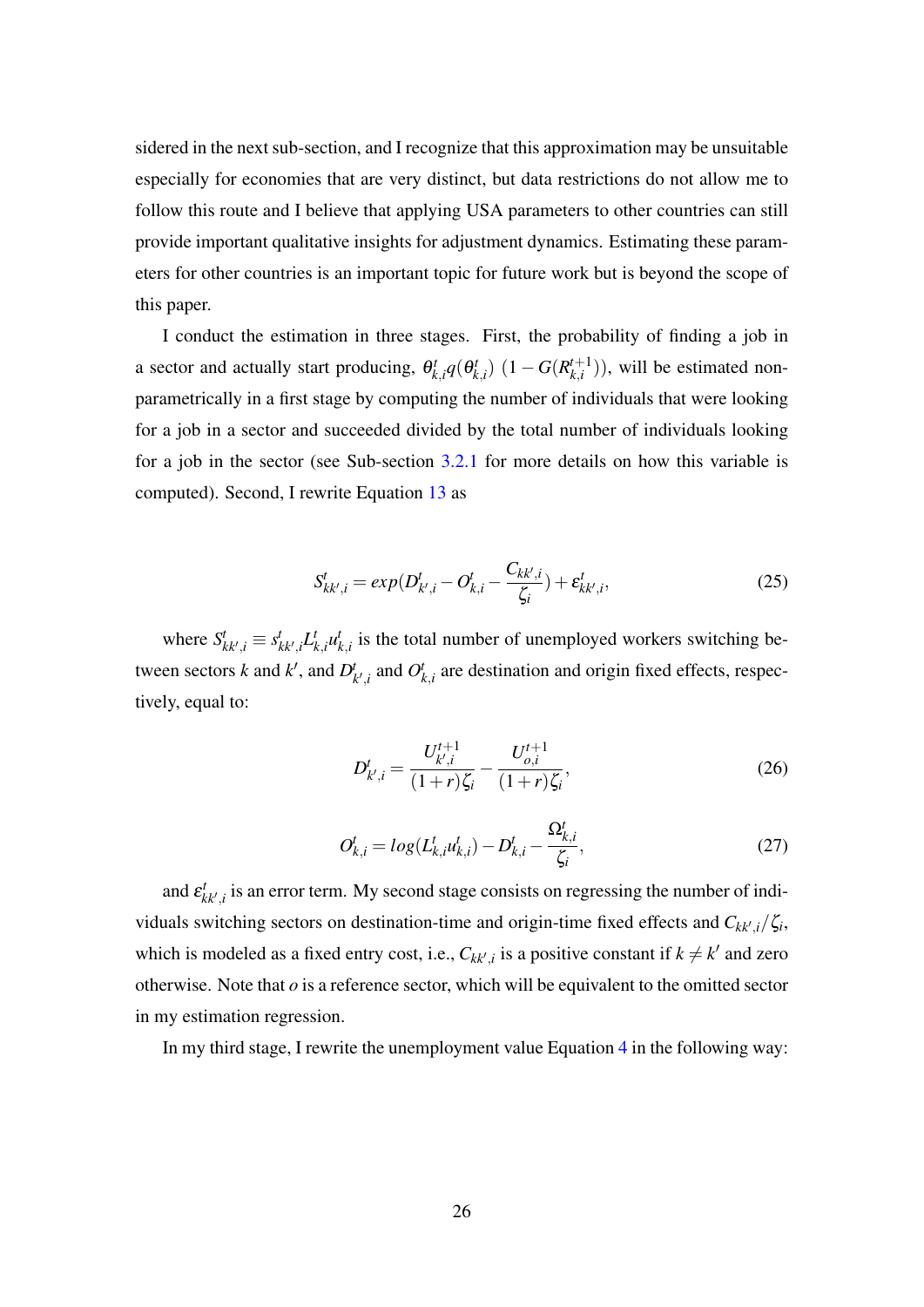sidered in the next sub-section, and I recognize that this approximation may be unsuitable especially for economies that are very distinct, but data restrictions do not allow me to follow this route and I believe that applying USA parameters to other countries can still provide important qualitative insights for adjustment dynamics. Estimating these parameters for other countries is an important topic for future work but is beyond the scope of this paper.

I conduct the estimation in three stages. First, the probability of finding a job in a sector and actually start producing, $\theta^t_{k,i} q(\theta^t_{k,i})\ (1 - G(R^{t+1}_{k,i}))$, will be estimated non-parametrically in a first stage by computing the number of individuals that were looking for a job in a sector and succeeded divided by the total number of individuals looking for a job in the sector (see Sub-section 3.2.1 for more details on how this variable is computed). Second, I rewrite Equation 13 as

$$S^t_{kk',i} = exp(D^t_{k',i} - O^t_{k,i} - \frac{C_{kk',i}}{\zeta_i}) + \varepsilon^t_{kk',i}, \tag{25}$$

where $S^t_{kk',i} \equiv s^t_{kk',i} L^t_{k,i} u^t_{k,i}$ is the total number of unemployed workers switching between sectors $k$ and $k'$, and $D^t_{k',i}$ and $O^t_{k,i}$ are destination and origin fixed effects, respectively, equal to:

$$D^t_{k',i} = \frac{U^{t+1}_{k',i}}{(1+r)\zeta_i} - \frac{U^{t+1}_{o,i}}{(1+r)\zeta_i}, \tag{26}$$

$$O^t_{k,i} = log(L^t_{k,i} u^t_{k,i}) - D^t_{k,i} - \frac{\Omega^t_{k,i}}{\zeta_i}, \tag{27}$$

and $\varepsilon^t_{kk',i}$ is an error term. My second stage consists on regressing the number of individuals switching sectors on destination-time and origin-time fixed effects and $C_{kk',i}/\zeta_i$, which is modeled as a fixed entry cost, i.e., $C_{kk',i}$ is a positive constant if $k \neq k'$ and zero otherwise. Note that $o$ is a reference sector, which will be equivalent to the omitted sector in my estimation regression.

In my third stage, I rewrite the unemployment value Equation 4 in the following way: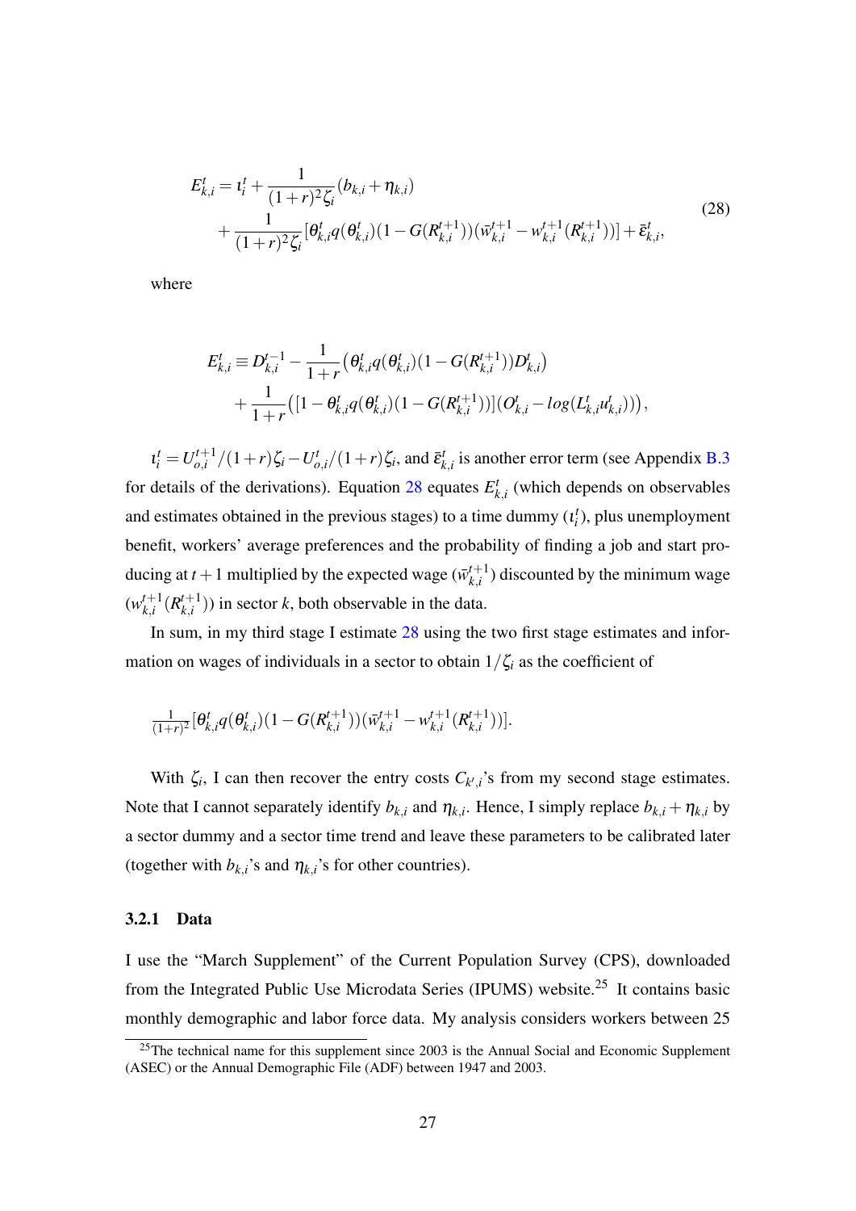$$
\begin{aligned}
E_{k,i}^{t} = \iota_i^t &+ \frac{1}{(1+r)^2\zeta_i}(b_{k,i}+\eta_{k,i}) \\
&+ \frac{1}{(1+r)^2\zeta_i}[\theta_{k,i}^t q(\theta_{k,i}^t)(1-G(R_{k,i}^{t+1}))(\bar{w}_{k,i}^{t+1}-w_{k,i}^{t+1}(R_{k,i}^{t+1}))] + \bar{\varepsilon}_{k,i}^t,
\end{aligned}
\tag{28}
$$

where

$$
\begin{aligned}
E_{k,i}^t \equiv D_{k,i}^{t-1} &- \frac{1}{1+r}\left(\theta_{k,i}^t q(\theta_{k,i}^t)(1-G(R_{k,i}^{t+1}))D_{k,i}^t\right) \\
&+ \frac{1}{1+r}\left([1-\theta_{k,i}^t q(\theta_{k,i}^t)(1-G(R_{k,i}^{t+1}))](O_{k,i}^t - log(L_{k,i}^t u_{k,i}^t))\right),
\end{aligned}
$$

$\iota_i^t = U_{o,i}^{t+1}/(1+r)\zeta_i - U_{o,i}^t/(1+r)\zeta_i$, and $\bar{\varepsilon}_{k,i}^t$ is another error term (see Appendix B.3 for details of the derivations). Equation 28 equates $E_{k,i}^t$ (which depends on observables and estimates obtained in the previous stages) to a time dummy ($\iota_i^t$), plus unemployment benefit, workers' average preferences and the probability of finding a job and start producing at $t+1$ multiplied by the expected wage ($\bar{w}_{k,i}^{t+1}$) discounted by the minimum wage ($w_{k,i}^{t+1}(R_{k,i}^{t+1})$) in sector $k$, both observable in the data.

In sum, in my third stage I estimate 28 using the two first stage estimates and information on wages of individuals in a sector to obtain $1/\zeta_i$ as the coefficient of

$$
\tfrac{1}{(1+r)^2}[\theta_{k,i}^t q(\theta_{k,i}^t)(1-G(R_{k,i}^{t+1}))(\bar{w}_{k,i}^{t+1}-w_{k,i}^{t+1}(R_{k,i}^{t+1}))].
$$

With $\zeta_i$, I can then recover the entry costs $C_{k',i}$'s from my second stage estimates. Note that I cannot separately identify $b_{k,i}$ and $\eta_{k,i}$. Hence, I simply replace $b_{k,i}+\eta_{k,i}$ by a sector dummy and a sector time trend and leave these parameters to be calibrated later (together with $b_{k,i}$'s and $\eta_{k,i}$'s for other countries).

### 3.2.1 Data

I use the "March Supplement" of the Current Population Survey (CPS), downloaded from the Integrated Public Use Microdata Series (IPUMS) website.[25] It contains basic monthly demographic and labor force data. My analysis considers workers between 25

[25] The technical name for this supplement since 2003 is the Annual Social and Economic Supplement (ASEC) or the Annual Demographic File (ADF) between 1947 and 2003.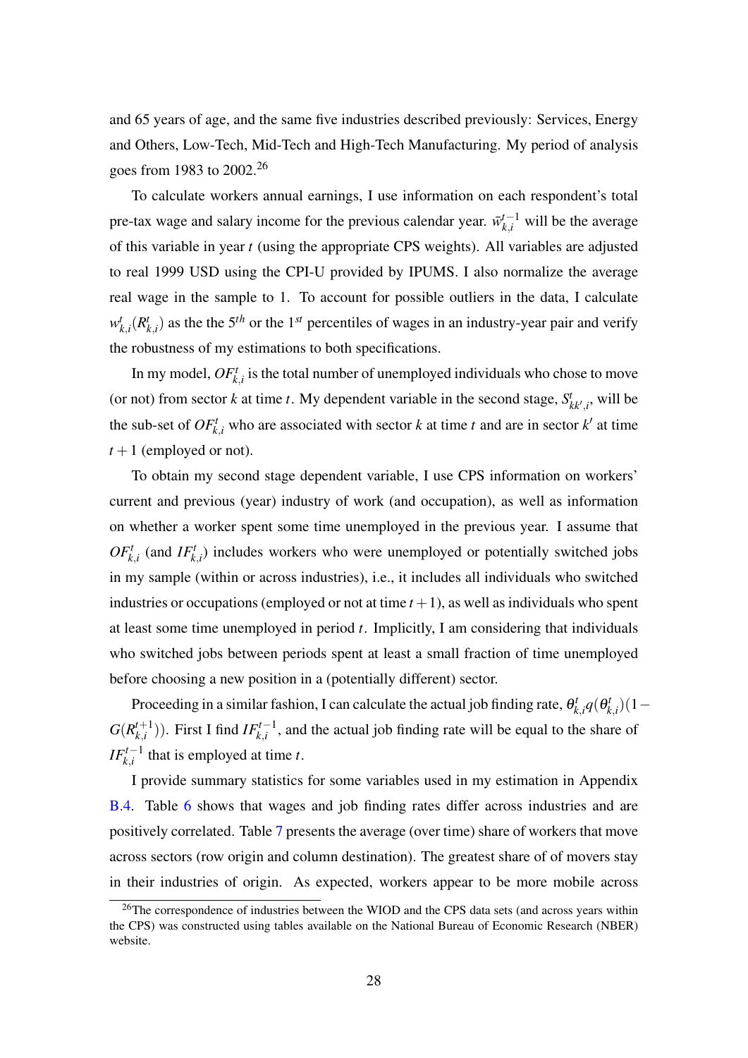and 65 years of age, and the same five industries described previously: Services, Energy and Others, Low-Tech, Mid-Tech and High-Tech Manufacturing. My period of analysis goes from 1983 to 2002.[26]

To calculate workers annual earnings, I use information on each respondent's total pre-tax wage and salary income for the previous calendar year. $\bar{w}_{k,i}^{t-1}$ will be the average of this variable in year $t$ (using the appropriate CPS weights). All variables are adjusted to real 1999 USD using the CPI-U provided by IPUMS. I also normalize the average real wage in the sample to 1. To account for possible outliers in the data, I calculate $w_{k,i}^{t}(R_{k,i}^{t})$ as the the $5^{th}$ or the $1^{st}$ percentiles of wages in an industry-year pair and verify the robustness of my estimations to both specifications.

In my model, $OF_{k,i}^{t}$ is the total number of unemployed individuals who chose to move (or not) from sector $k$ at time $t$. My dependent variable in the second stage, $S_{kk',i}^{t}$, will be the sub-set of $OF_{k,i}^{t}$ who are associated with sector $k$ at time $t$ and are in sector $k'$ at time $t+1$ (employed or not).

To obtain my second stage dependent variable, I use CPS information on workers' current and previous (year) industry of work (and occupation), as well as information on whether a worker spent some time unemployed in the previous year. I assume that $OF_{k,i}^{t}$ (and $IF_{k,i}^{t}$) includes workers who were unemployed or potentially switched jobs in my sample (within or across industries), i.e., it includes all individuals who switched industries or occupations (employed or not at time $t+1$), as well as individuals who spent at least some time unemployed in period $t$. Implicitly, I am considering that individuals who switched jobs between periods spent at least a small fraction of time unemployed before choosing a new position in a (potentially different) sector.

Proceeding in a similar fashion, I can calculate the actual job finding rate, $\theta_{k,i}^{t}q(\theta_{k,i}^{t})(1-G(R_{k,i}^{t+1}))$. First I find $IF_{k,i}^{t-1}$, and the actual job finding rate will be equal to the share of $IF_{k,i}^{t-1}$ that is employed at time $t$.

I provide summary statistics for some variables used in my estimation in Appendix B.4. Table 6 shows that wages and job finding rates differ across industries and are positively correlated. Table 7 presents the average (over time) share of workers that move across sectors (row origin and column destination). The greatest share of of movers stay in their industries of origin. As expected, workers appear to be more mobile across

[26] The correspondence of industries between the WIOD and the CPS data sets (and across years within the CPS) was constructed using tables available on the National Bureau of Economic Research (NBER) website.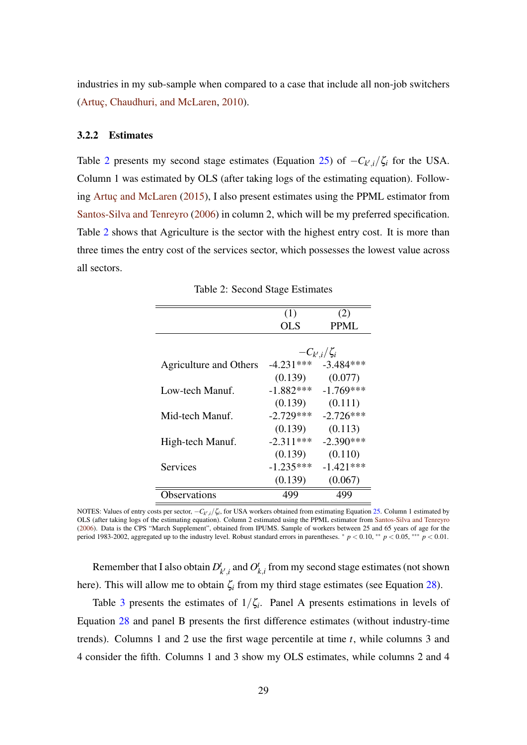industries in my sub-sample when when compared to a case that include all non-job switchers (Artuç, Chaudhuri, and McLaren, 2010).

### 3.2.2 Estimates

Table 2 presents my second stage estimates (Equation 25) of $-C_{k',i}/\zeta_i$ for the USA. Column 1 was estimated by OLS (after taking logs of the estimating equation). Following Artuç and McLaren (2015), I also present estimates using the PPML estimator from Santos-Silva and Tenreyro (2006) in column 2, which will be my preferred specification. Table 2 shows that Agriculture is the sector with the highest entry cost. It is more than three times the entry cost of the services sector, which possesses the lowest value across all sectors.

Table 2: Second Stage Estimates

| | (1) OLS | (2) PPML |
|---|---|---|
| | $-C_{k',i}/\zeta_i$ | |
| Agriculture and Others | -4.231*** | -3.484*** |
| | (0.139) | (0.077) |
| Low-tech Manuf. | -1.882*** | -1.769*** |
| | (0.139) | (0.111) |
| Mid-tech Manuf. | -2.729*** | -2.726*** |
| | (0.139) | (0.113) |
| High-tech Manuf. | -2.311*** | -2.390*** |
| | (0.139) | (0.110) |
| Services | -1.235*** | -1.421*** |
| | (0.139) | (0.067) |
| Observations | 499 | 499 |

NOTES: Values of entry costs per sector, $-C_{k',i}/\zeta_i$, for USA workers obtained from estimating Equation 25. Column 1 estimated by OLS (after taking logs of the estimating equation). Column 2 estimated using the PPML estimator from Santos-Silva and Tenreyro (2006). Data is the CPS "March Supplement", obtained from IPUMS. Sample of workers between 25 and 65 years of age for the period 1983-2002, aggregated up to the industry level. Robust standard errors in parentheses. $^{*}$ $p < 0.10$, $^{**}$ $p < 0.05$, $^{***}$ $p < 0.01$.

Remember that I also obtain $D^t_{k',i}$ and $O^t_{k,i}$ from my second stage estimates (not shown here). This will allow me to obtain $\zeta_i$ from my third stage estimates (see Equation 28).

Table 3 presents the estimates of $1/\zeta_i$. Panel A presents estimations in levels of Equation 28 and panel B presents the first difference estimates (without industry-time trends). Columns 1 and 2 use the first wage percentile at time $t$, while columns 3 and 4 consider the fifth. Columns 1 and 3 show my OLS estimates, while columns 2 and 4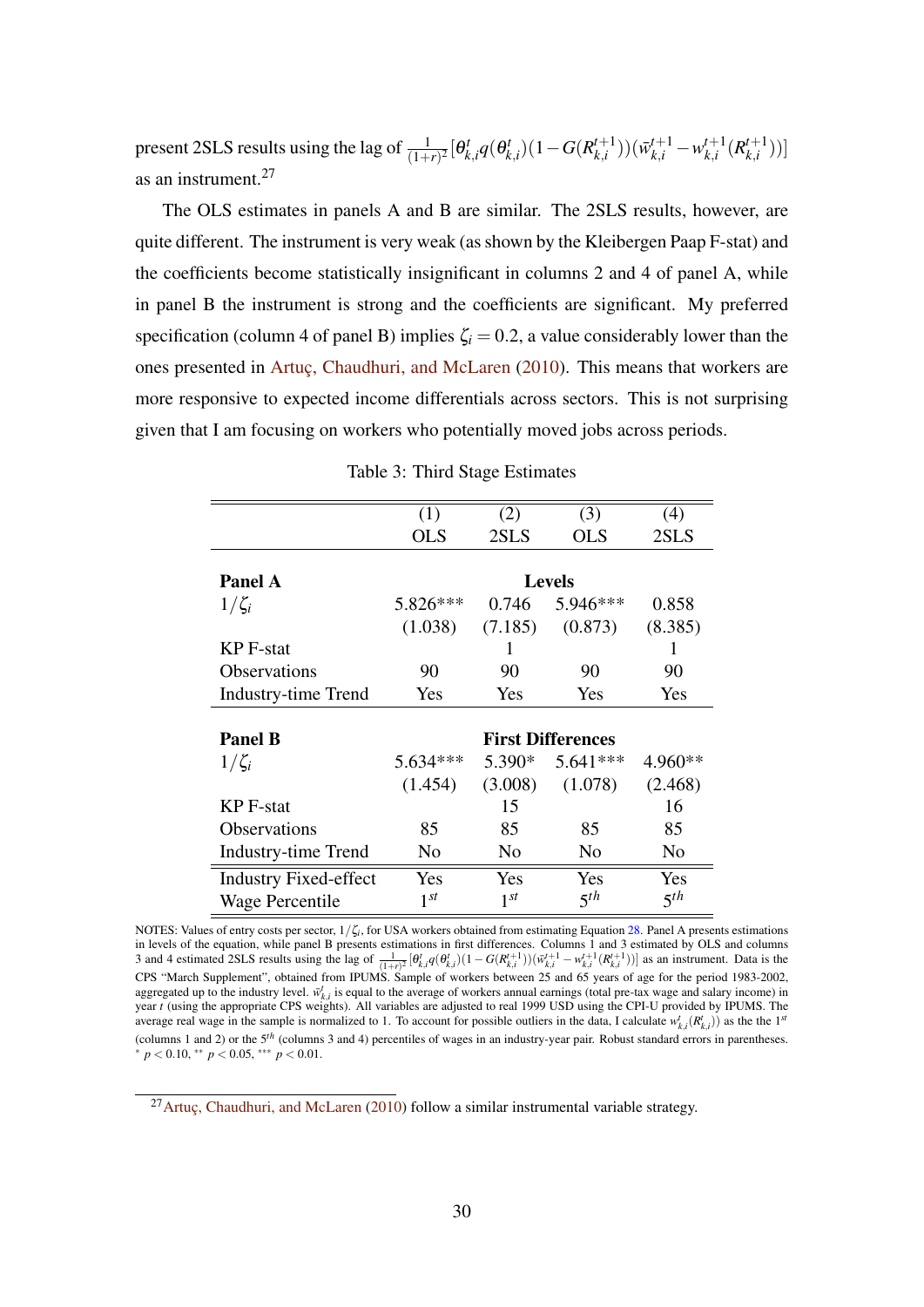present 2SLS results using the lag of $\frac{1}{(1+r)^2}[\theta_{k,i}^t q(\theta_{k,i}^t)(1-G(R_{k,i}^{t+1}))(\bar{w}_{k,i}^{t+1} - w_{k,i}^{t+1}(R_{k,i}^{t+1}))]$ as an instrument.[27]

The OLS estimates in panels A and B are similar. The 2SLS results, however, are quite different. The instrument is very weak (as shown by the Kleibergen Paap F-stat) and the coefficients become statistically insignificant in columns 2 and 4 of panel A, while in panel B the instrument is strong and the coefficients are significant. My preferred specification (column 4 of panel B) implies $\zeta_i = 0.2$, a value considerably lower than the ones presented in Artuç, Chaudhuri, and McLaren (2010). This means that workers are more responsive to expected income differentials across sectors. This is not surprising given that I am focusing on workers who potentially moved jobs across periods.

Table 3: Third Stage Estimates

| | (1) OLS | (2) 2SLS | (3) OLS | (4) 2SLS |
|---|---|---|---|---|
| **Panel A** | | **Levels** | | |
| $1/\zeta_i$ | 5.826*** | 0.746 | 5.946*** | 0.858 |
| | (1.038) | (7.185) | (0.873) | (8.385) |
| KP F-stat | | 1 | | 1 |
| Observations | 90 | 90 | 90 | 90 |
| Industry-time Trend | Yes | Yes | Yes | Yes |
| **Panel B** | | **First Differences** | | |
| $1/\zeta_i$ | 5.634*** | 5.390* | 5.641*** | 4.960** |
| | (1.454) | (3.008) | (1.078) | (2.468) |
| KP F-stat | | 15 | | 16 |
| Observations | 85 | 85 | 85 | 85 |
| Industry-time Trend | No | No | No | No |
| Industry Fixed-effect | Yes | Yes | Yes | Yes |
| Wage Percentile | $1^{st}$ | $1^{st}$ | $5^{th}$ | $5^{th}$ |

NOTES: Values of entry costs per sector, $1/\zeta_i$, for USA workers obtained from estimating Equation 28. Panel A presents estimations in levels of the equation, while panel B presents estimations in first differences. Columns 1 and 3 estimated by OLS and columns 3 and 4 estimated 2SLS results using the lag of $\frac{1}{(1+r)^2}[\theta_{k,i}^t q(\theta_{k,i}^t)(1-G(R_{k,i}^{t+1}))(\bar{w}_{k,i}^{t+1} - w_{k,i}^{t+1}(R_{k,i}^{t+1}))]$ as an instrument. Data is the CPS "March Supplement", obtained from IPUMS. Sample of workers between 25 and 65 years of age for the period 1983-2002, aggregated up to the industry level. $\bar{w}_{k,i}^t$ is equal to the average of workers annual earnings (total pre-tax wage and salary income) in year $t$ (using the appropriate CPS weights). All variables are adjusted to real 1999 USD using the CPI-U provided by IPUMS. The average real wage in the sample is normalized to 1. To account for possible outliers in the data, I calculate $w_{k,i}^t(R_{k,i}^t)$ as the the $1^{st}$ (columns 1 and 2) or the $5^{th}$ (columns 3 and 4) percentiles of wages in an industry-year pair. Robust standard errors in parentheses. $^{*}$ $p < 0.10$, $^{**}$ $p < 0.05$, $^{***}$ $p < 0.01$.

[27] Artuç, Chaudhuri, and McLaren (2010) follow a similar instrumental variable strategy.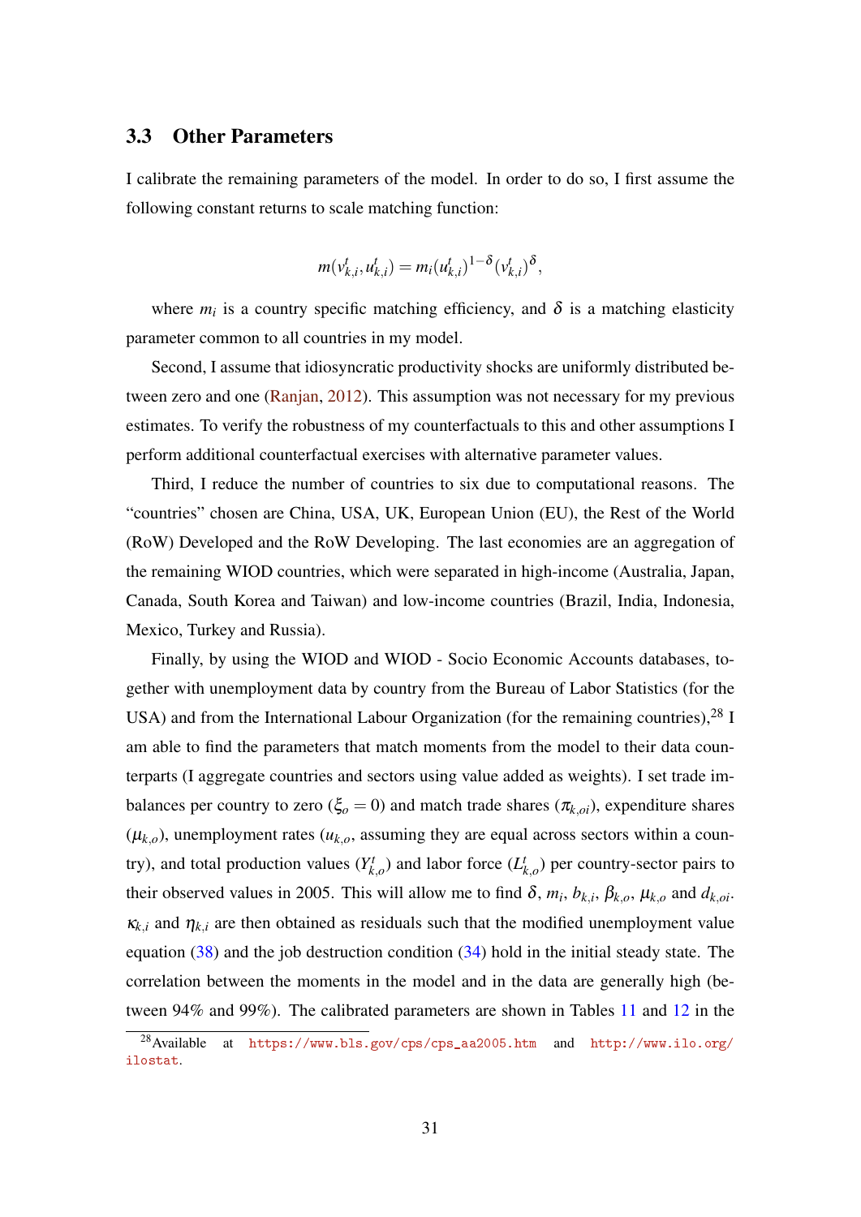### 3.3 Other Parameters

I calibrate the remaining parameters of the model. In order to do so, I first assume the following constant returns to scale matching function:

$$m(v_{k,i}^t, u_{k,i}^t) = m_i (u_{k,i}^t)^{1-\delta} (v_{k,i}^t)^{\delta},$$

where $m_i$ is a country specific matching efficiency, and $\delta$ is a matching elasticity parameter common to all countries in my model.

Second, I assume that idiosyncratic productivity shocks are uniformly distributed between zero and one (Ranjan, 2012). This assumption was not necessary for my previous estimates. To verify the robustness of my counterfactuals to this and other assumptions I perform additional counterfactual exercises with alternative parameter values.

Third, I reduce the number of countries to six due to computational reasons. The "countries" chosen are China, USA, UK, European Union (EU), the Rest of the World (RoW) Developed and the RoW Developing. The last economies are an aggregation of the remaining WIOD countries, which were separated in high-income (Australia, Japan, Canada, South Korea and Taiwan) and low-income countries (Brazil, India, Indonesia, Mexico, Turkey and Russia).

Finally, by using the WIOD and WIOD - Socio Economic Accounts databases, together with unemployment data by country from the Bureau of Labor Statistics (for the USA) and from the International Labour Organization (for the remaining countries),[28] I am able to find the parameters that match moments from the model to their data counterparts (I aggregate countries and sectors using value added as weights). I set trade imbalances per country to zero ($\xi_o = 0$) and match trade shares ($\pi_{k,oi}$), expenditure shares ($\mu_{k,o}$), unemployment rates ($u_{k,o}$, assuming they are equal across sectors within a country), and total production values ($Y_{k,o}^t$) and labor force ($L_{k,o}^t$) per country-sector pairs to their observed values in 2005. This will allow me to find $\delta$, $m_i$, $b_{k,i}$, $\beta_{k,o}$, $\mu_{k,o}$ and $d_{k,oi}$. $\kappa_{k,i}$ and $\eta_{k,i}$ are then obtained as residuals such that the modified unemployment value equation (38) and the job destruction condition (34) hold in the initial steady state. The correlation between the moments in the model and in the data are generally high (between 94% and 99%). The calibrated parameters are shown in Tables 11 and 12 in the

[28] Available at https://www.bls.gov/cps/cps_aa2005.htm and http://www.ilo.org/ilostat.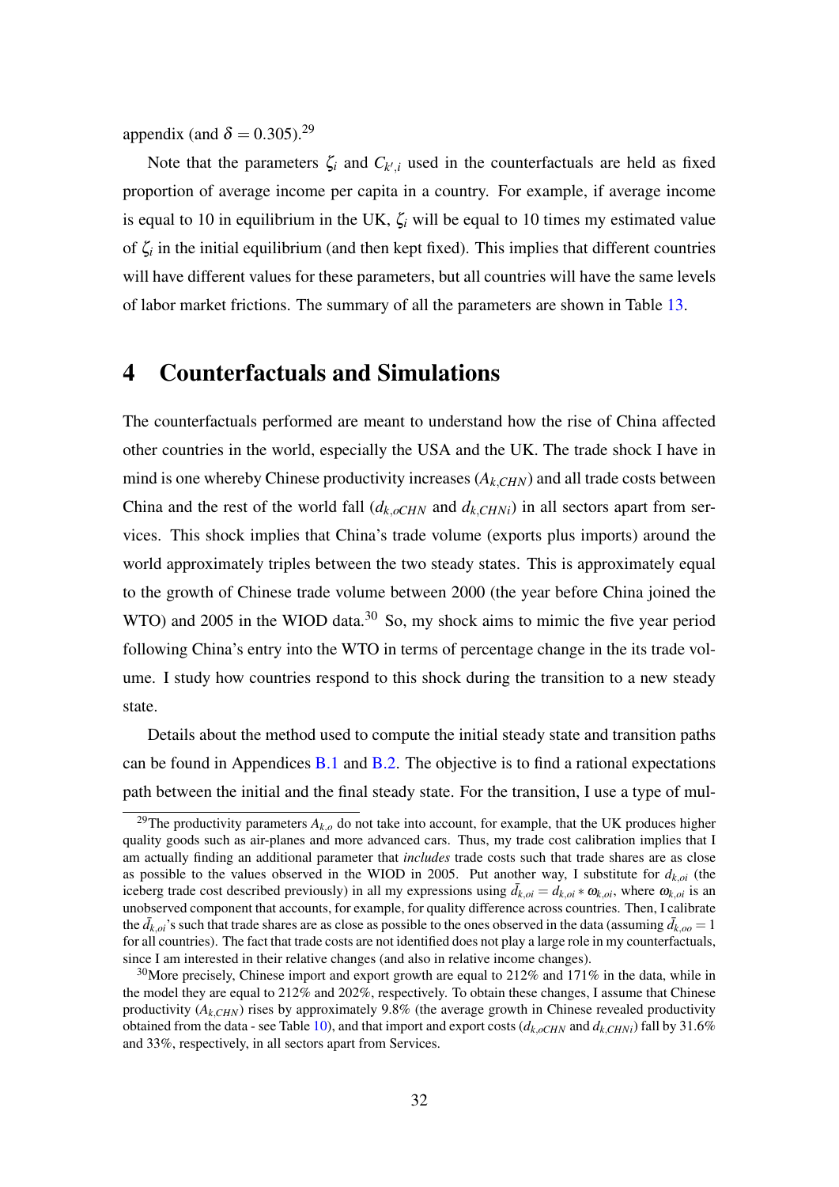appendix (and $\delta = 0.305$).[29]

Note that the parameters $\zeta_i$ and $C_{k',i}$ used in the counterfactuals are held as fixed proportion of average income per capita in a country. For example, if average income is equal to 10 in equilibrium in the UK, $\zeta_i$ will be equal to 10 times my estimated value of $\zeta_i$ in the initial equilibrium (and then kept fixed). This implies that different countries will have different values for these parameters, but all countries will have the same levels of labor market frictions. The summary of all the parameters are shown in Table 13.

# 4 Counterfactuals and Simulations

The counterfactuals performed are meant to understand how the rise of China affected other countries in the world, especially the USA and the UK. The trade shock I have in mind is one whereby Chinese productivity increases ($A_{k,CHN}$) and all trade costs between China and the rest of the world fall ($d_{k,oCHN}$ and $d_{k,CHNi}$) in all sectors apart from services. This shock implies that China's trade volume (exports plus imports) around the world approximately triples between the two steady states. This is approximately equal to the growth of Chinese trade volume between 2000 (the year before China joined the WTO) and 2005 in the WIOD data.[30] So, my shock aims to mimic the five year period following China's entry into the WTO in terms of percentage change in the its trade volume. I study how countries respond to this shock during the transition to a new steady state.

Details about the method used to compute the initial steady state and transition paths can be found in Appendices B.1 and B.2. The objective is to find a rational expectations path between the initial and the final steady state. For the transition, I use a type of mul-

[29] The productivity parameters $A_{k,o}$ do not take into account, for example, that the UK produces higher quality goods such as air-planes and more advanced cars. Thus, my trade cost calibration implies that I am actually finding an additional parameter that *includes* trade costs such that trade shares are as close as possible to the values observed in the WIOD in 2005. Put another way, I substitute for $d_{k,oi}$ (the iceberg trade cost described previously) in all my expressions using $\bar{d}_{k,oi} = d_{k,oi} * \omega_{k,oi}$, where $\omega_{k,oi}$ is an unobserved component that accounts, for example, for quality difference across countries. Then, I calibrate the $\bar{d}_{k,oi}$'s such that trade shares are as close as possible to the ones observed in the data (assuming $\bar{d}_{k,oo} = 1$ for all countries). The fact that trade costs are not identified does not play a large role in my counterfactuals, since I am interested in their relative changes (and also in relative income changes).

[30] More precisely, Chinese import and export growth are equal to 212% and 171% in the data, while in the model they are equal to 212% and 202%, respectively. To obtain these changes, I assume that Chinese productivity ($A_{k,CHN}$) rises by approximately 9.8% (the average growth in Chinese revealed productivity obtained from the data - see Table 10), and that import and export costs ($d_{k,oCHN}$ and $d_{k,CHNi}$) fall by 31.6% and 33%, respectively, in all sectors apart from Services.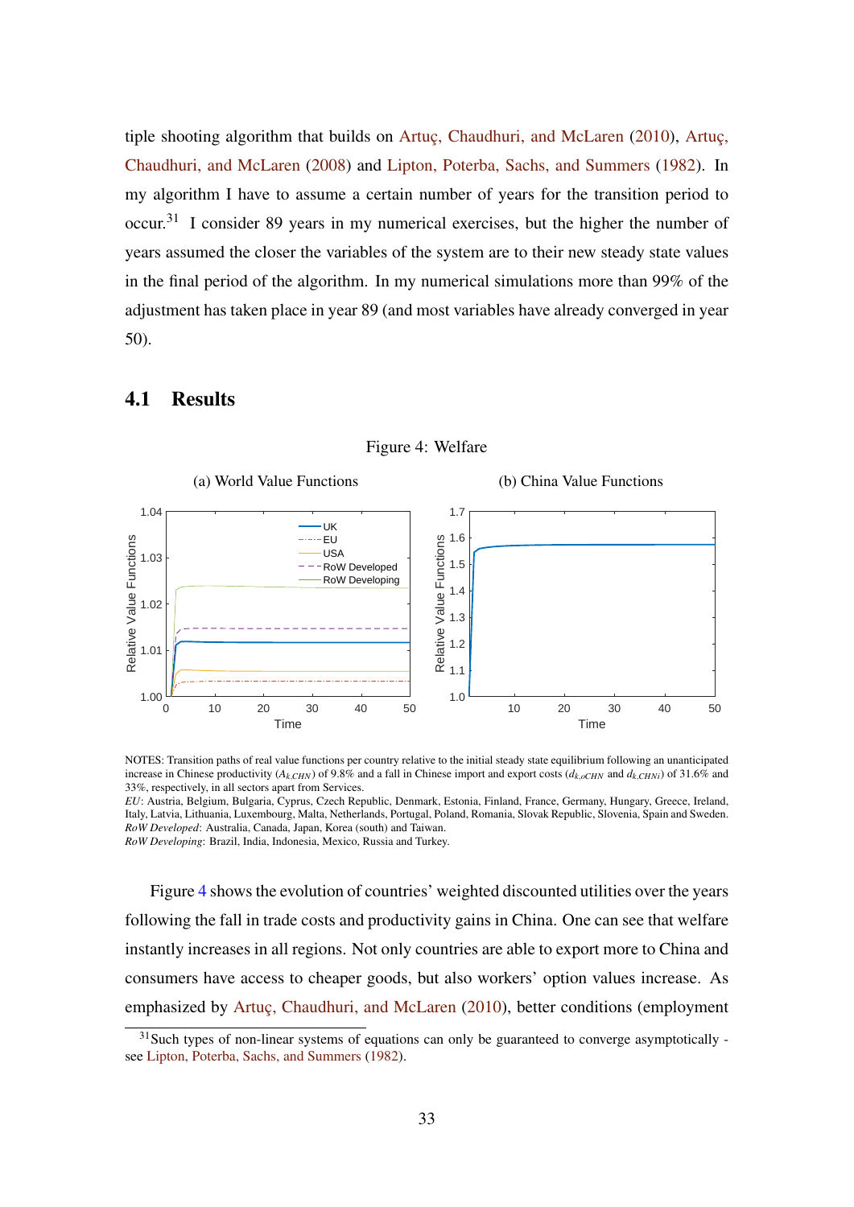tiple shooting algorithm that builds on Artuç, Chaudhuri, and McLaren (2010), Artuç, Chaudhuri, and McLaren (2008) and Lipton, Poterba, Sachs, and Summers (1982). In my algorithm I have to assume a certain number of years for the transition period to occur.[31] I consider 89 years in my numerical exercises, but the higher the number of years assumed the closer the variables of the system are to their new steady state values in the final period of the algorithm. In my numerical simulations more than 99% of the adjustment has taken place in year 89 (and most variables have already converged in year 50).

## 4.1 Results

Figure 4: Welfare

(a) World Value Functions (b) China Value Functions

NOTES: Transition paths of real value functions per country relative to the initial steady state equilibrium following an unanticipated increase in Chinese productivity ($A_{k,CHN}$) of 9.8% and a fall in Chinese import and export costs ($d_{k,oCHN}$ and $d_{k,CHNi}$) of 31.6% and 33%, respectively, in all sectors apart from Services.
*EU*: Austria, Belgium, Bulgaria, Cyprus, Czech Republic, Denmark, Estonia, Finland, France, Germany, Hungary, Greece, Ireland, Italy, Latvia, Lithuania, Luxembourg, Malta, Netherlands, Portugal, Poland, Romania, Slovak Republic, Slovenia, Spain and Sweden.
*RoW Developed*: Australia, Canada, Japan, Korea (south) and Taiwan.
*RoW Developing*: Brazil, India, Indonesia, Mexico, Russia and Turkey.

Figure 4 shows the evolution of countries' weighted discounted utilities over the years following the fall in trade costs and productivity gains in China. One can see that welfare instantly increases in all regions. Not only countries are able to export more to China and consumers have access to cheaper goods, but also workers' option values increase. As emphasized by Artuç, Chaudhuri, and McLaren (2010), better conditions (employment

[31] Such types of non-linear systems of equations can only be guaranteed to converge asymptotically - see Lipton, Poterba, Sachs, and Summers (1982).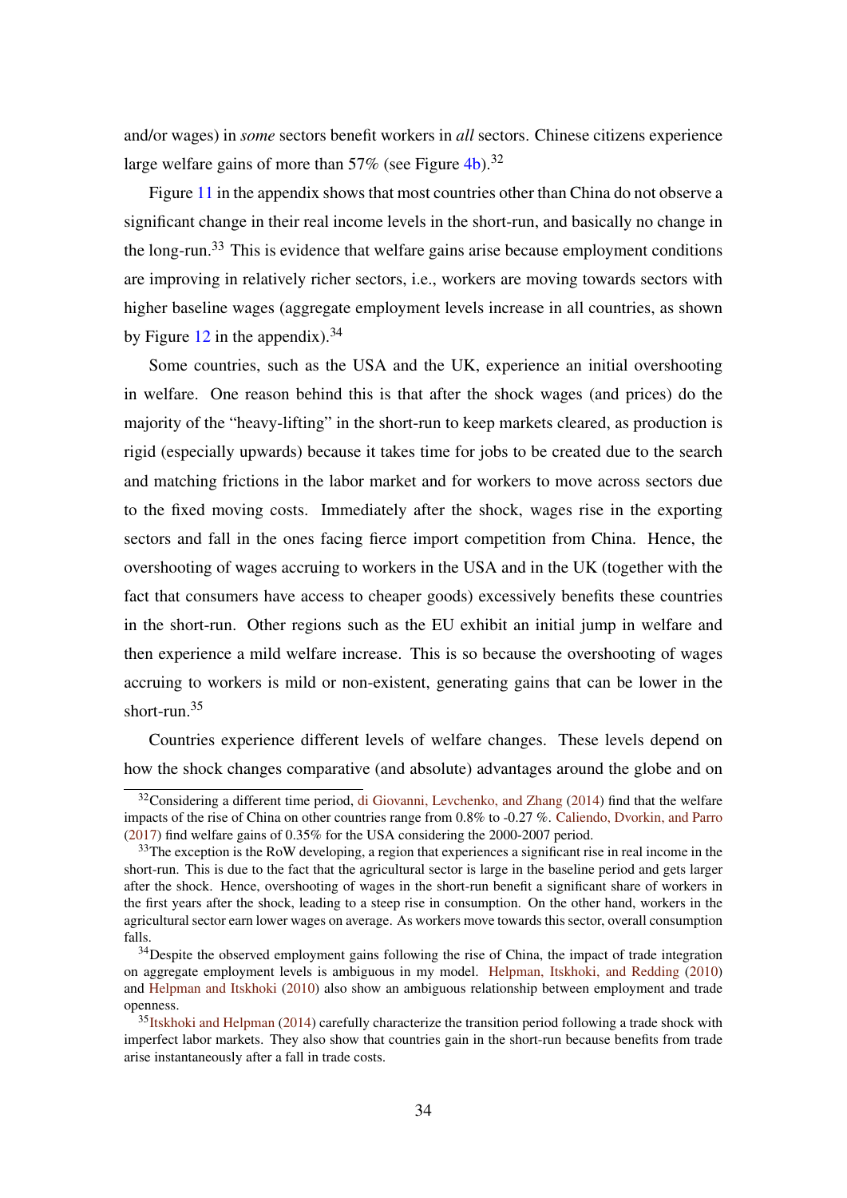and/or wages) in *some* sectors benefit workers in *all* sectors. Chinese citizens experience large welfare gains of more than 57% (see Figure 4b).[32]

Figure 11 in the appendix shows that most countries other than China do not observe a significant change in their real income levels in the short-run, and basically no change in the long-run.[33] This is evidence that welfare gains arise because employment conditions are improving in relatively richer sectors, i.e., workers are moving towards sectors with higher baseline wages (aggregate employment levels increase in all countries, as shown by Figure 12 in the appendix).[34]

Some countries, such as the USA and the UK, experience an initial overshooting in welfare. One reason behind this is that after the shock wages (and prices) do the majority of the "heavy-lifting" in the short-run to keep markets cleared, as production is rigid (especially upwards) because it takes time for jobs to be created due to the search and matching frictions in the labor market and for workers to move across sectors due to the fixed moving costs. Immediately after the shock, wages rise in the exporting sectors and fall in the ones facing fierce import competition from China. Hence, the overshooting of wages accruing to workers in the USA and in the UK (together with the fact that consumers have access to cheaper goods) excessively benefits these countries in the short-run. Other regions such as the EU exhibit an initial jump in welfare and then experience a mild welfare increase. This is so because the overshooting of wages accruing to workers is mild or non-existent, generating gains that can be lower in the short-run.[35]

Countries experience different levels of welfare changes. These levels depend on how the shock changes comparative (and absolute) advantages around the globe and on

---

[32] Considering a different time period, di Giovanni, Levchenko, and Zhang (2014) find that the welfare impacts of the rise of China on other countries range from 0.8% to -0.27 %. Caliendo, Dvorkin, and Parro (2017) find welfare gains of 0.35% for the USA considering the 2000-2007 period.

[33] The exception is the RoW developing, a region that experiences a significant rise in real income in the short-run. This is due to the fact that the agricultural sector is large in the baseline period and gets larger after the shock. Hence, overshooting of wages in the short-run benefit a significant share of workers in the first years after the shock, leading to a steep rise in consumption. On the other hand, workers in the agricultural sector earn lower wages on average. As workers move towards this sector, overall consumption falls.

[34] Despite the observed employment gains following the rise of China, the impact of trade integration on aggregate employment levels is ambiguous in my model. Helpman, Itskhoki, and Redding (2010) and Helpman and Itskhoki (2010) also show an ambiguous relationship between employment and trade openness.

[35] Itskhoki and Helpman (2014) carefully characterize the transition period following a trade shock with imperfect labor markets. They also show that countries gain in the short-run because benefits from trade arise instantaneously after a fall in trade costs.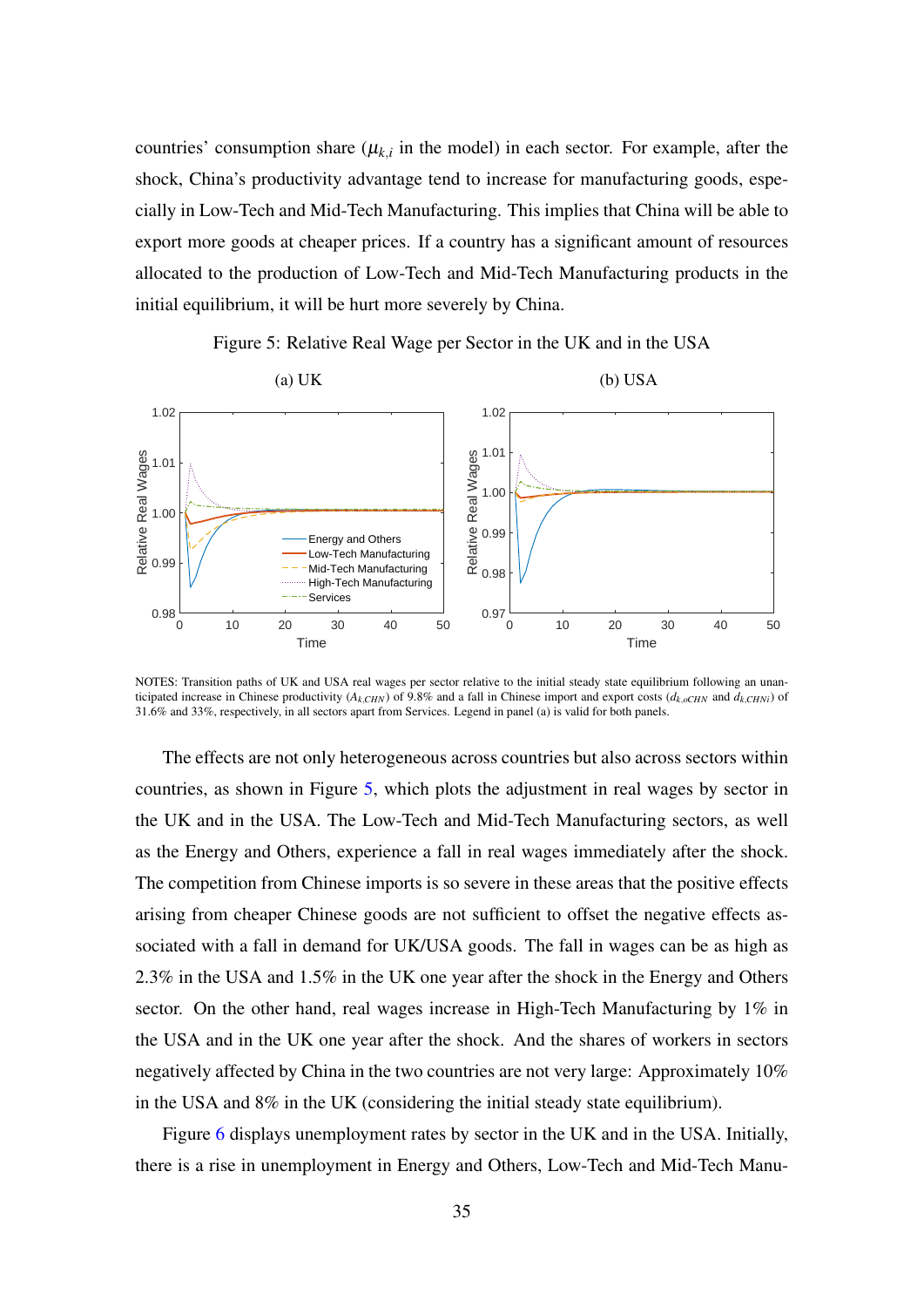countries' consumption share ($\mu_{k,i}$ in the model) in each sector. For example, after the shock, China's productivity advantage tend to increase for manufacturing goods, especially in Low-Tech and Mid-Tech Manufacturing. This implies that China will be able to export more goods at cheaper prices. If a country has a significant amount of resources allocated to the production of Low-Tech and Mid-Tech Manufacturing products in the initial equilibrium, it will be hurt more severely by China.

Figure 5: Relative Real Wage per Sector in the UK and in the USA

(a) UK

(b) USA

NOTES: Transition paths of UK and USA real wages per sector relative to the initial steady state equilibrium following an unanticipated increase in Chinese productivity ($A_{k,CHN}$) of 9.8% and a fall in Chinese import and export costs ($d_{k,oCHN}$ and $d_{k,CHNi}$) of 31.6% and 33%, respectively, in all sectors apart from Services. Legend in panel (a) is valid for both panels.

The effects are not only heterogeneous across countries but also across sectors within countries, as shown in Figure 5, which plots the adjustment in real wages by sector in the UK and in the USA. The Low-Tech and Mid-Tech Manufacturing sectors, as well as the Energy and Others, experience a fall in real wages immediately after the shock. The competition from Chinese imports is so severe in these areas that the positive effects arising from cheaper Chinese goods are not sufficient to offset the negative effects associated with a fall in demand for UK/USA goods. The fall in wages can be as high as 2.3% in the USA and 1.5% in the UK one year after the shock in the Energy and Others sector. On the other hand, real wages increase in High-Tech Manufacturing by 1% in the USA and in the UK one year after the shock. And the shares of workers in sectors negatively affected by China in the two countries are not very large: Approximately 10% in the USA and 8% in the UK (considering the initial steady state equilibrium).

Figure 6 displays unemployment rates by sector in the UK and in the USA. Initially, there is a rise in unemployment in Energy and Others, Low-Tech and Mid-Tech Manu-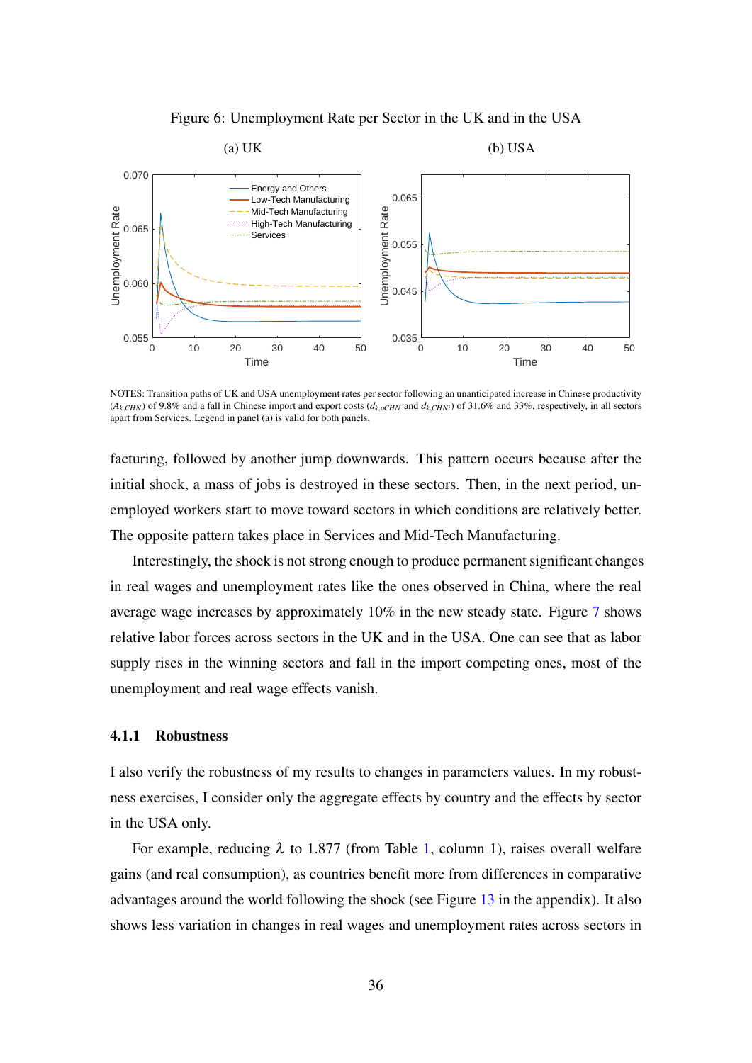Figure 6: Unemployment Rate per Sector in the UK and in the USA

(a) UK (b) USA

NOTES: Transition paths of UK and USA unemployment rates per sector following an unanticipated increase in Chinese productivity ($A_{k,CHN}$) of 9.8% and a fall in Chinese import and export costs ($d_{k,oCHN}$ and $d_{k,CHNi}$) of 31.6% and 33%, respectively, in all sectors apart from Services. Legend in panel (a) is valid for both panels.

facturing, followed by another jump downwards. This pattern occurs because after the initial shock, a mass of jobs is destroyed in these sectors. Then, in the next period, unemployed workers start to move toward sectors in which conditions are relatively better. The opposite pattern takes place in Services and Mid-Tech Manufacturing.

Interestingly, the shock is not strong enough to produce permanent significant changes in real wages and unemployment rates like the ones observed in China, where the real average wage increases by approximately 10% in the new steady state. Figure 7 shows relative labor forces across sectors in the UK and in the USA. One can see that as labor supply rises in the winning sectors and fall in the import competing ones, most of the unemployment and real wage effects vanish.

### 4.1.1 Robustness

I also verify the robustness of my results to changes in parameters values. In my robustness exercises, I consider only the aggregate effects by country and the effects by sector in the USA only.

For example, reducing $\lambda$ to 1.877 (from Table 1, column 1), raises overall welfare gains (and real consumption), as countries benefit more from differences in comparative advantages around the world following the shock (see Figure 13 in the appendix). It also shows less variation in changes in real wages and unemployment rates across sectors in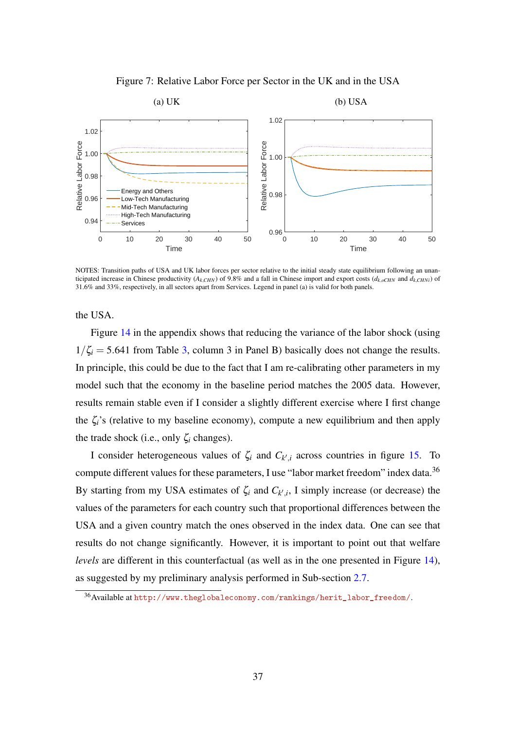Figure 7: Relative Labor Force per Sector in the UK and in the USA

(a) UK (b) USA

NOTES: Transition paths of USA and UK labor forces per sector relative to the initial steady state equilibrium following an unanticipated increase in Chinese productivity ($A_{k,CHN}$) of 9.8% and a fall in Chinese import and export costs ($d_{k,oCHN}$ and $d_{k,CHNi}$) of 31.6% and 33%, respectively, in all sectors apart from Services. Legend in panel (a) is valid for both panels.

the USA.

Figure 14 in the appendix shows that reducing the variance of the labor shock (using $1/\zeta_i = 5.641$ from Table 3, column 3 in Panel B) basically does not change the results. In principle, this could be due to the fact that I am re-calibrating other parameters in my model such that the economy in the baseline period matches the 2005 data. However, results remain stable even if I consider a slightly different exercise where I first change the $\zeta_i$'s (relative to my baseline economy), compute a new equilibrium and then apply the trade shock (i.e., only $\zeta_i$ changes).

I consider heterogeneous values of $\zeta_i$ and $C_{k',i}$ across countries in figure 15. To compute different values for these parameters, I use "labor market freedom" index data.[36] By starting from my USA estimates of $\zeta_i$ and $C_{k',i}$, I simply increase (or decrease) the values of the parameters for each country such that proportional differences between the USA and a given country match the ones observed in the index data. One can see that results do not change significantly. However, it is important to point out that welfare *levels* are different in this counterfactual (as well as in the one presented in Figure 14), as suggested by my preliminary analysis performed in Sub-section 2.7.

[36] Available at http://www.theglobaleconomy.com/rankings/herit_labor_freedom/.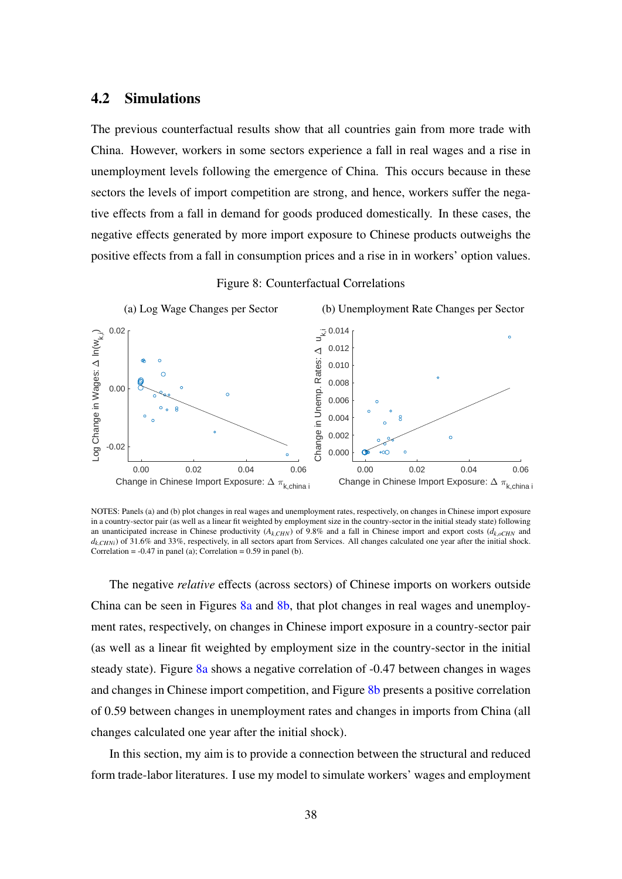### 4.2 Simulations

The previous counterfactual results show that all countries gain from more trade with China. However, workers in some sectors experience a fall in real wages and a rise in unemployment levels following the emergence of China. This occurs because in these sectors the levels of import competition are strong, and hence, workers suffer the negative effects from a fall in demand for goods produced domestically. In these cases, the negative effects generated by more import exposure to Chinese products outweighs the positive effects from a fall in consumption prices and a rise in in workers' option values.

Figure 8: Counterfactual Correlations

(a) Log Wage Changes per Sector

(b) Unemployment Rate Changes per Sector

NOTES: Panels (a) and (b) plot changes in real wages and unemployment rates, respectively, on changes in Chinese import exposure in a country-sector pair (as well as a linear fit weighted by employment size in the country-sector in the initial steady state) following an unanticipated increase in Chinese productivity ($A_{k,CHN}$) of 9.8% and a fall in Chinese import and export costs ($d_{k,oCHN}$ and $d_{k,CHNi}$) of 31.6% and 33%, respectively, in all sectors apart from Services. All changes calculated one year after the initial shock. Correlation = -0.47 in panel (a); Correlation = 0.59 in panel (b).

The negative *relative* effects (across sectors) of Chinese imports on workers outside China can be seen in Figures 8a and 8b, that plot changes in real wages and unemployment rates, respectively, on changes in Chinese import exposure in a country-sector pair (as well as a linear fit weighted by employment size in the country-sector in the initial steady state). Figure 8a shows a negative correlation of -0.47 between changes in wages and changes in Chinese import competition, and Figure 8b presents a positive correlation of 0.59 between changes in unemployment rates and changes in imports from China (all changes calculated one year after the initial shock).

In this section, my aim is to provide a connection between the structural and reduced form trade-labor literatures. I use my model to simulate workers' wages and employment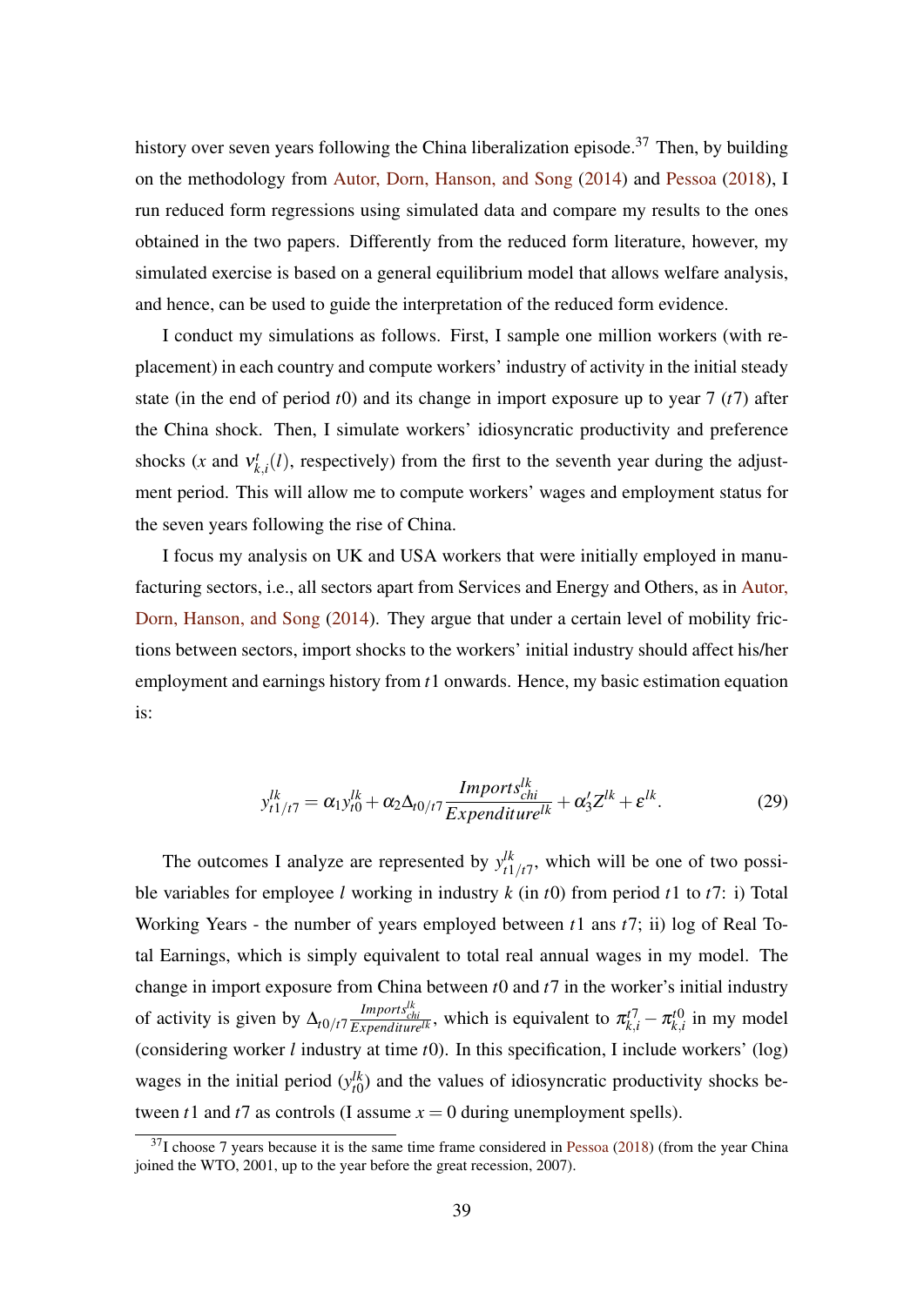history over seven years following the China liberalization episode.[37] Then, by building on the methodology from Autor, Dorn, Hanson, and Song (2014) and Pessoa (2018), I run reduced form regressions using simulated data and compare my results to the ones obtained in the two papers. Differently from the reduced form literature, however, my simulated exercise is based on a general equilibrium model that allows welfare analysis, and hence, can be used to guide the interpretation of the reduced form evidence.

I conduct my simulations as follows. First, I sample one million workers (with replacement) in each country and compute workers' industry of activity in the initial steady state (in the end of period $t0$) and its change in import exposure up to year 7 ($t7$) after the China shock. Then, I simulate workers' idiosyncratic productivity and preference shocks ($x$ and $\nu^t_{k,i}(l)$, respectively) from the first to the seventh year during the adjustment period. This will allow me to compute workers' wages and employment status for the seven years following the rise of China.

I focus my analysis on UK and USA workers that were initially employed in manufacturing sectors, i.e., all sectors apart from Services and Energy and Others, as in Autor, Dorn, Hanson, and Song (2014). They argue that under a certain level of mobility frictions between sectors, import shocks to the workers' initial industry should affect his/her employment and earnings history from $t1$ onwards. Hence, my basic estimation equation is:

$$y^{lk}_{t1/t7} = \alpha_1 y^{lk}_{t0} + \alpha_2 \Delta_{t0/t7} \frac{Imports^{lk}_{chi}}{Expenditure^{lk}} + \alpha_3' Z^{lk} + \varepsilon^{lk}. \tag{29}$$

The outcomes I analyze are represented by $y^{lk}_{t1/t7}$, which will be one of two possible variables for employee $l$ working in industry $k$ (in $t0$) from period $t1$ to $t7$: i) Total Working Years - the number of years employed between $t1$ ans $t7$; ii) log of Real Total Earnings, which is simply equivalent to total real annual wages in my model. The change in import exposure from China between $t0$ and $t7$ in the worker's initial industry of activity is given by $\Delta_{t0/t7} \frac{Imports^{lk}_{chi}}{Expenditure^{lk}}$, which is equivalent to $\pi^{t7}_{k,i} - \pi^{t0}_{k,i}$ in my model (considering worker $l$ industry at time $t0$). In this specification, I include workers' (log) wages in the initial period ($y^{lk}_{t0}$) and the values of idiosyncratic productivity shocks between $t1$ and $t7$ as controls (I assume $x = 0$ during unemployment spells).

[37] I choose 7 years because it is the same time frame considered in Pessoa (2018) (from the year China joined the WTO, 2001, up to the year before the great recession, 2007).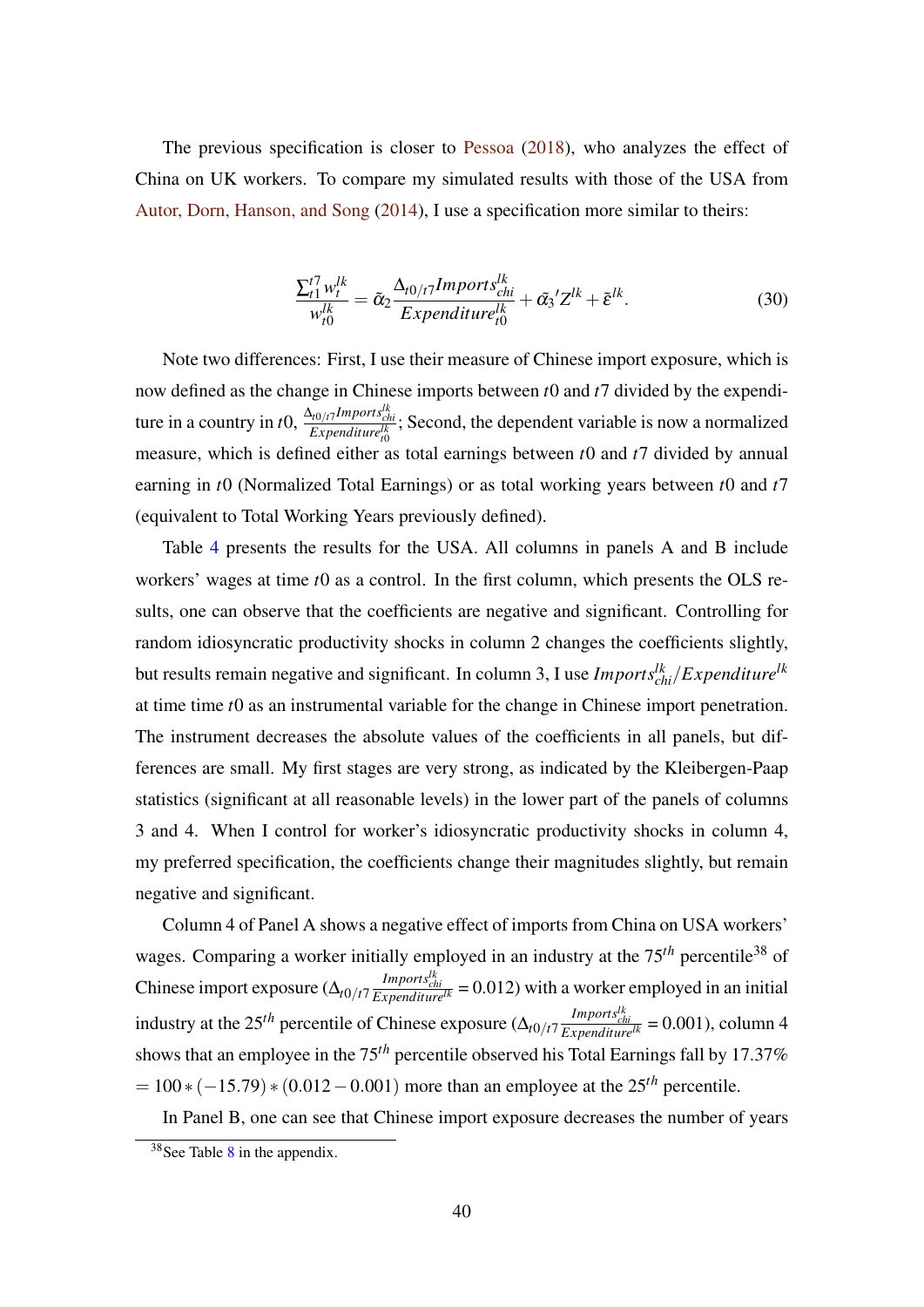The previous specification is closer to Pessoa (2018), who analyzes the effect of China on UK workers. To compare my simulated results with those of the USA from Autor, Dorn, Hanson, and Song (2014), I use a specification more similar to theirs:

$$\frac{\sum_{t1}^{t7} w_t^{lk}}{w_{t0}^{lk}} = \tilde{\alpha}_2 \frac{\Delta_{t0/t7} Imports_{chi}^{lk}}{Expenditure_{t0}^{lk}} + \tilde{\alpha}_3{}' Z^{lk} + \tilde{\varepsilon}^{lk}. \tag{30}$$

Note two differences: First, I use their measure of Chinese import exposure, which is now defined as the change in Chinese imports between $t0$ and $t7$ divided by the expenditure in a country in $t0$, $\frac{\Delta_{t0/t7} Imports_{chi}^{lk}}{Expenditure_{t0}^{lk}}$; Second, the dependent variable is now a normalized measure, which is defined either as total earnings between $t0$ and $t7$ divided by annual earning in $t0$ (Normalized Total Earnings) or as total working years between $t0$ and $t7$ (equivalent to Total Working Years previously defined).

Table 4 presents the results for the USA. All columns in panels A and B include workers' wages at time $t0$ as a control. In the first column, which presents the OLS results, one can observe that the coefficients are negative and significant. Controlling for random idiosyncratic productivity shocks in column 2 changes the coefficients slightly, but results remain negative and significant. In column 3, I use $Imports_{chi}^{lk}/Expenditure^{lk}$ at time time $t0$ as an instrumental variable for the change in Chinese import penetration. The instrument decreases the absolute values of the coefficients in all panels, but differences are small. My first stages are very strong, as indicated by the Kleibergen-Paap statistics (significant at all reasonable levels) in the lower part of the panels of columns 3 and 4. When I control for worker's idiosyncratic productivity shocks in column 4, my preferred specification, the coefficients change their magnitudes slightly, but remain negative and significant.

Column 4 of Panel A shows a negative effect of imports from China on USA workers' wages. Comparing a worker initially employed in an industry at the $75^{th}$ percentile[38] of Chinese import exposure ($\Delta_{t0/t7} \frac{Imports_{chi}^{lk}}{Expenditure^{lk}} = 0.012$) with a worker employed in an initial industry at the $25^{th}$ percentile of Chinese exposure ($\Delta_{t0/t7} \frac{Imports_{chi}^{lk}}{Expenditure^{lk}} = 0.001$), column 4 shows that an employee in the $75^{th}$ percentile observed his Total Earnings fall by 17.37% $= 100 * (-15.79) * (0.012 - 0.001)$ more than an employee at the $25^{th}$ percentile.

In Panel B, one can see that Chinese import exposure decreases the number of years

[38] See Table 8 in the appendix.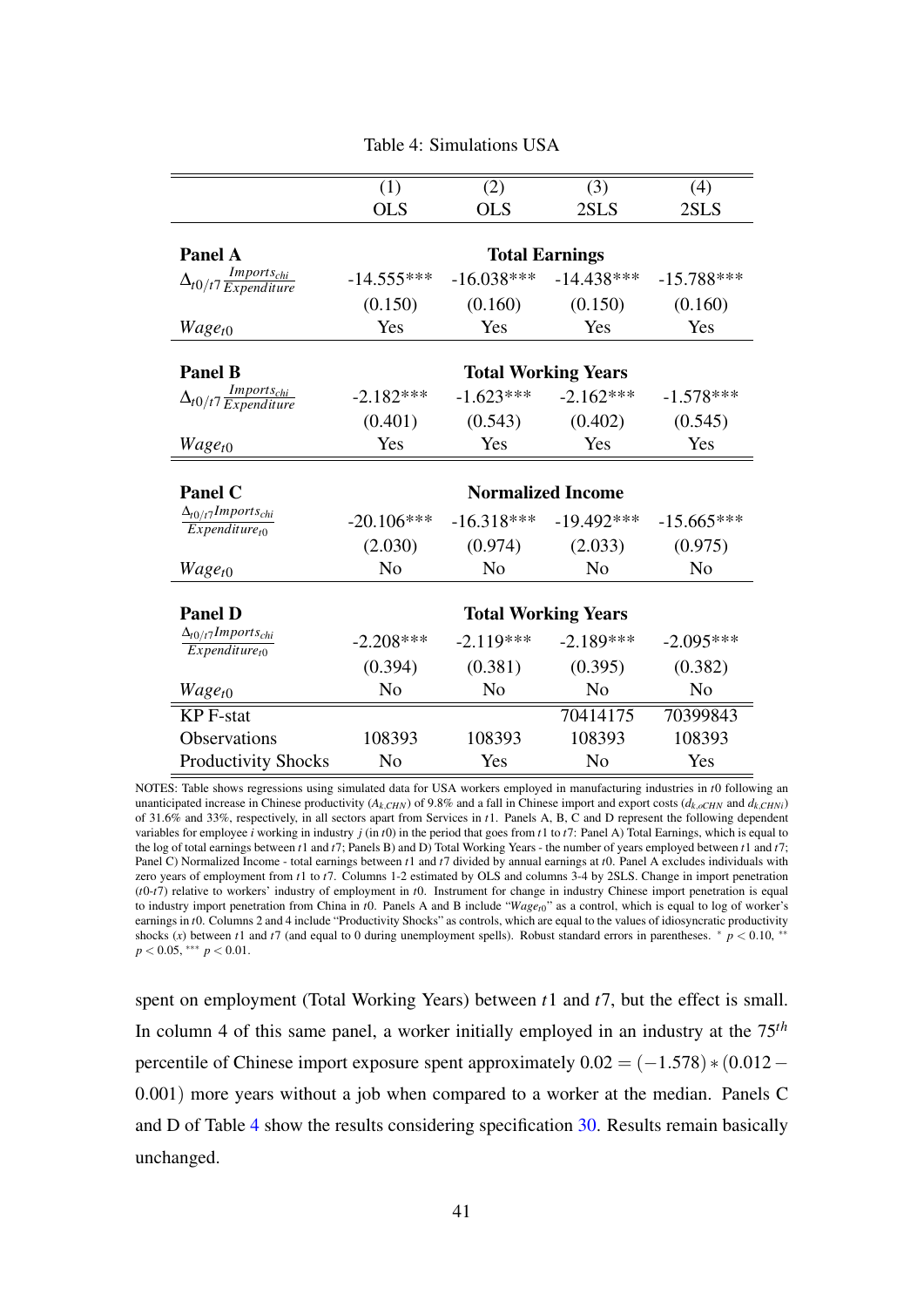Table 4: Simulations USA

| | (1) | (2) | (3) | (4) |
|---|---|---|---|---|
| | OLS | OLS | 2SLS | 2SLS |
| **Panel A** | **Total Earnings** | | | |
| $\Delta_{t0/t7}\frac{Imports_{chi}}{Expenditure}$ | -14.555*** | -16.038*** | -14.438*** | -15.788*** |
| | (0.150) | (0.160) | (0.150) | (0.160) |
| $Wage_{t0}$ | Yes | Yes | Yes | Yes |
| **Panel B** | **Total Working Years** | | | |
| $\Delta_{t0/t7}\frac{Imports_{chi}}{Expenditure}$ | -2.182*** | -1.623*** | -2.162*** | -1.578*** |
| | (0.401) | (0.543) | (0.402) | (0.545) |
| $Wage_{t0}$ | Yes | Yes | Yes | Yes |
| **Panel C** | **Normalized Income** | | | |
| $\frac{\Delta_{t0/t7}Imports_{chi}}{Expenditure_{t0}}$ | -20.106*** | -16.318*** | -19.492*** | -15.665*** |
| | (2.030) | (0.974) | (2.033) | (0.975) |
| $Wage_{t0}$ | No | No | No | No |
| **Panel D** | **Total Working Years** | | | |
| $\frac{\Delta_{t0/t7}Imports_{chi}}{Expenditure_{t0}}$ | -2.208*** | -2.119*** | -2.189*** | -2.095*** |
| | (0.394) | (0.381) | (0.395) | (0.382) |
| $Wage_{t0}$ | No | No | No | No |
| KP F-stat | | | 70414175 | 70399843 |
| Observations | 108393 | 108393 | 108393 | 108393 |
| Productivity Shocks | No | Yes | No | Yes |

NOTES: Table shows regressions using simulated data for USA workers employed in manufacturing industries in $t0$ following an unanticipated increase in Chinese productivity ($A_{k,CHN}$) of 9.8% and a fall in Chinese import and export costs ($d_{k,oCHN}$ and $d_{k,CHNi}$) of 31.6% and 33%, respectively, in all sectors apart from Services in $t1$. Panels A, B, C and D represent the following dependent variables for employee $i$ working in industry $j$ (in $t0$) in the period that goes from $t1$ to $t7$: Panel A) Total Earnings, which is equal to the log of total earnings between $t1$ and $t7$; Panels B) and D) Total Working Years - the number of years employed between $t1$ and $t7$; Panel C) Normalized Income - total earnings between $t1$ and $t7$ divided by annual earnings at $t0$. Panel A excludes individuals with zero years of employment from $t1$ to $t7$. Columns 1-2 estimated by OLS and columns 3-4 by 2SLS. Change in import penetration ($t0$-$t7$) relative to workers' industry of employment in $t0$. Instrument for change in industry Chinese import penetration is equal to industry import penetration from China in $t0$. Panels A and B include "$Wage_{t0}$" as a control, which is equal to log of worker's earnings in $t0$. Columns 2 and 4 include "Productivity Shocks" as controls, which are equal to the values of idiosyncratic productivity shocks ($x$) between $t1$ and $t7$ (and equal to 0 during unemployment spells). Robust standard errors in parentheses. $^{*}$ $p < 0.10$, $^{**}$ $p < 0.05$, $^{***}$ $p < 0.01$.

spent on employment (Total Working Years) between $t1$ and $t7$, but the effect is small. In column 4 of this same panel, a worker initially employed in an industry at the $75^{th}$ percentile of Chinese import exposure spent approximately $0.02 = (-1.578)*(0.012 - 0.001)$ more years without a job when compared to a worker at the median. Panels C and D of Table 4 show the results considering specification 30. Results remain basically unchanged.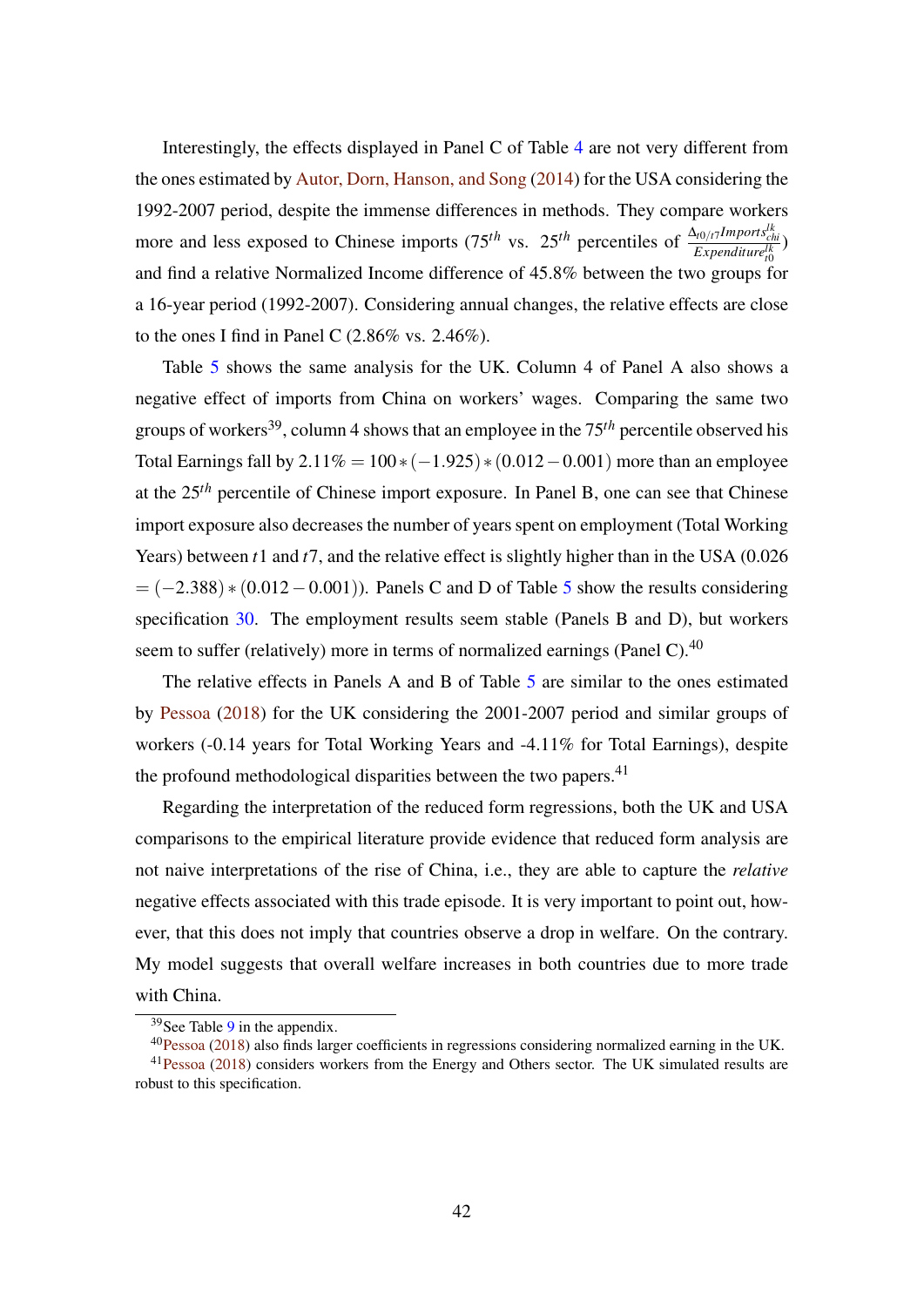Interestingly, the effects displayed in Panel C of Table 4 are not very different from the ones estimated by Autor, Dorn, Hanson, and Song (2014) for the USA considering the 1992-2007 period, despite the immense differences in methods. They compare workers more and less exposed to Chinese imports ($75^{th}$ vs. $25^{th}$ percentiles of $\frac{\Delta_{t0/t7} Imports^{lk}_{chi}}{Expenditure^{lk}_{t0}}$) and find a relative Normalized Income difference of 45.8% between the two groups for a 16-year period (1992-2007). Considering annual changes, the relative effects are close to the ones I find in Panel C (2.86% vs. 2.46%).

Table 5 shows the same analysis for the UK. Column 4 of Panel A also shows a negative effect of imports from China on workers' wages. Comparing the same two groups of workers[39], column 4 shows that an employee in the $75^{th}$ percentile observed his Total Earnings fall by $2.11\% = 100 * (-1.925) * (0.012 - 0.001)$ more than an employee at the $25^{th}$ percentile of Chinese import exposure. In Panel B, one can see that Chinese import exposure also decreases the number of years spent on employment (Total Working Years) between $t1$ and $t7$, and the relative effect is slightly higher than in the USA ($0.026 = (-2.388) * (0.012 - 0.001)$). Panels C and D of Table 5 show the results considering specification 30. The employment results seem stable (Panels B and D), but workers seem to suffer (relatively) more in terms of normalized earnings (Panel C).[40]

The relative effects in Panels A and B of Table 5 are similar to the ones estimated by Pessoa (2018) for the UK considering the 2001-2007 period and similar groups of workers (-0.14 years for Total Working Years and -4.11% for Total Earnings), despite the profound methodological disparities between the two papers.[41]

Regarding the interpretation of the reduced form regressions, both the UK and USA comparisons to the empirical literature provide evidence that reduced form analysis are not naive interpretations of the rise of China, i.e., they are able to capture the *relative* negative effects associated with this trade episode. It is very important to point out, however, that this does not imply that countries observe a drop in welfare. On the contrary. My model suggests that overall welfare increases in both countries due to more trade with China.

[39] See Table 9 in the appendix.

[40] Pessoa (2018) also finds larger coefficients in regressions considering normalized earning in the UK.

[41] Pessoa (2018) considers workers from the Energy and Others sector. The UK simulated results are robust to this specification.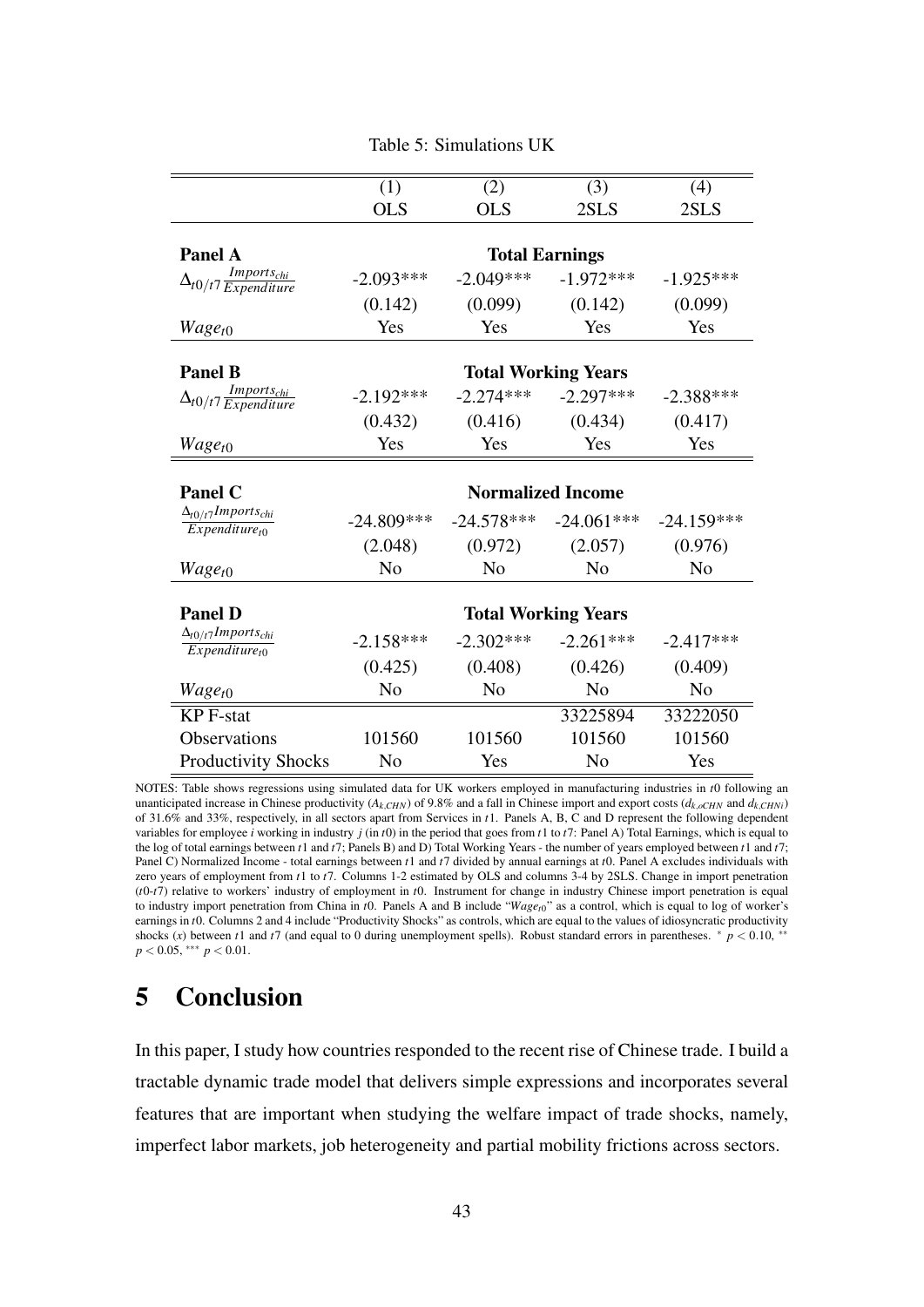Table 5: Simulations UK

| | (1) | (2) | (3) | (4) |
|---|---|---|---|---|
| | OLS | OLS | 2SLS | 2SLS |
| **Panel A** | **Total Earnings** | | | |
| $\Delta_{t0/t7}\frac{Imports_{chi}}{Expenditure}$ | -2.093*** | -2.049*** | -1.972*** | -1.925*** |
| | (0.142) | (0.099) | (0.142) | (0.099) |
| $Wage_{t0}$ | Yes | Yes | Yes | Yes |
| **Panel B** | **Total Working Years** | | | |
| $\Delta_{t0/t7}\frac{Imports_{chi}}{Expenditure}$ | -2.192*** | -2.274*** | -2.297*** | -2.388*** |
| | (0.432) | (0.416) | (0.434) | (0.417) |
| $Wage_{t0}$ | Yes | Yes | Yes | Yes |
| **Panel C** | **Normalized Income** | | | |
| $\frac{\Delta_{t0/t7}Imports_{chi}}{Expenditure_{t0}}$ | -24.809*** | -24.578*** | -24.061*** | -24.159*** |
| | (2.048) | (0.972) | (2.057) | (0.976) |
| $Wage_{t0}$ | No | No | No | No |
| **Panel D** | **Total Working Years** | | | |
| $\frac{\Delta_{t0/t7}Imports_{chi}}{Expenditure_{t0}}$ | -2.158*** | -2.302*** | -2.261*** | -2.417*** |
| | (0.425) | (0.408) | (0.426) | (0.409) |
| $Wage_{t0}$ | No | No | No | No |
| KP F-stat | | | 33225894 | 33222050 |
| Observations | 101560 | 101560 | 101560 | 101560 |
| Productivity Shocks | No | Yes | No | Yes |

NOTES: Table shows regressions using simulated data for UK workers employed in manufacturing industries in $t0$ following an unanticipated increase in Chinese productivity ($A_{k,CHN}$) of 9.8% and a fall in Chinese import and export costs ($d_{k,oCHN}$ and $d_{k,CHNi}$) of 31.6% and 33%, respectively, in all sectors apart from Services in $t1$. Panels A, B, C and D represent the following dependent variables for employee $i$ working in industry $j$ (in $t0$) in the period that goes from $t1$ to $t7$: Panel A) Total Earnings, which is equal to the log of total earnings between $t1$ and $t7$; Panels B) and D) Total Working Years - the number of years employed between $t1$ and $t7$; Panel C) Normalized Income - total earnings between $t1$ and $t7$ divided by annual earnings at $t0$. Panel A excludes individuals with zero years of employment from $t1$ to $t7$. Columns 1-2 estimated by OLS and columns 3-4 by 2SLS. Change in import penetration ($t0$-$t7$) relative to workers' industry of employment in $t0$. Instrument for change in industry Chinese import penetration is equal to industry import penetration from China in $t0$. Panels A and B include "$Wage_{t0}$" as a control, which is equal to log of worker's earnings in $t0$. Columns 2 and 4 include "Productivity Shocks" as controls, which are equal to the values of idiosyncratic productivity shocks ($x$) between $t1$ and $t7$ (and equal to 0 during unemployment spells). Robust standard errors in parentheses. $^{*}$ $p < 0.10$, $^{**}$ $p < 0.05$, $^{***}$ $p < 0.01$.

# 5 Conclusion

In this paper, I study how countries responded to the recent rise of Chinese trade. I build a tractable dynamic trade model that delivers simple expressions and incorporates several features that are important when studying the welfare impact of trade shocks, namely, imperfect labor markets, job heterogeneity and partial mobility frictions across sectors.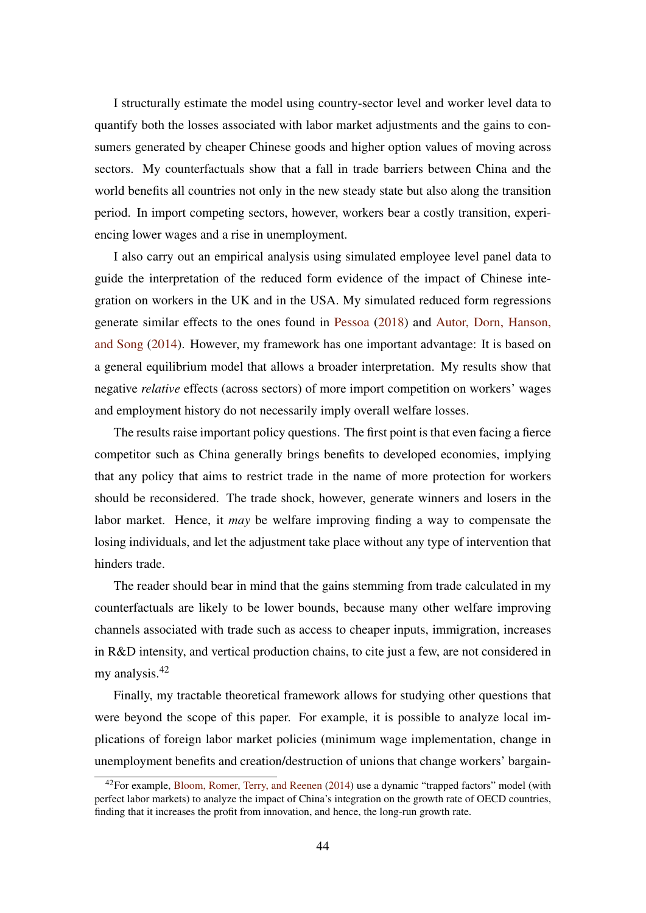I structurally estimate the model using country-sector level and worker level data to quantify both the losses associated with labor market adjustments and the gains to consumers generated by cheaper Chinese goods and higher option values of moving across sectors. My counterfactuals show that a fall in trade barriers between China and the world benefits all countries not only in the new steady state but also along the transition period. In import competing sectors, however, workers bear a costly transition, experiencing lower wages and a rise in unemployment.

I also carry out an empirical analysis using simulated employee level panel data to guide the interpretation of the reduced form evidence of the impact of Chinese integration on workers in the UK and in the USA. My simulated reduced form regressions generate similar effects to the ones found in Pessoa (2018) and Autor, Dorn, Hanson, and Song (2014). However, my framework has one important advantage: It is based on a general equilibrium model that allows a broader interpretation. My results show that negative *relative* effects (across sectors) of more import competition on workers' wages and employment history do not necessarily imply overall welfare losses.

The results raise important policy questions. The first point is that even facing a fierce competitor such as China generally brings benefits to developed economies, implying that any policy that aims to restrict trade in the name of more protection for workers should be reconsidered. The trade shock, however, generate winners and losers in the labor market. Hence, it *may* be welfare improving finding a way to compensate the losing individuals, and let the adjustment take place without any type of intervention that hinders trade.

The reader should bear in mind that the gains stemming from trade calculated in my counterfactuals are likely to be lower bounds, because many other welfare improving channels associated with trade such as access to cheaper inputs, immigration, increases in R&D intensity, and vertical production chains, to cite just a few, are not considered in my analysis.[42]

Finally, my tractable theoretical framework allows for studying other questions that were beyond the scope of this paper. For example, it is possible to analyze local implications of foreign labor market policies (minimum wage implementation, change in unemployment benefits and creation/destruction of unions that change workers' bargain-

[42]For example, Bloom, Romer, Terry, and Reenen (2014) use a dynamic "trapped factors" model (with perfect labor markets) to analyze the impact of China's integration on the growth rate of OECD countries, finding that it increases the profit from innovation, and hence, the long-run growth rate.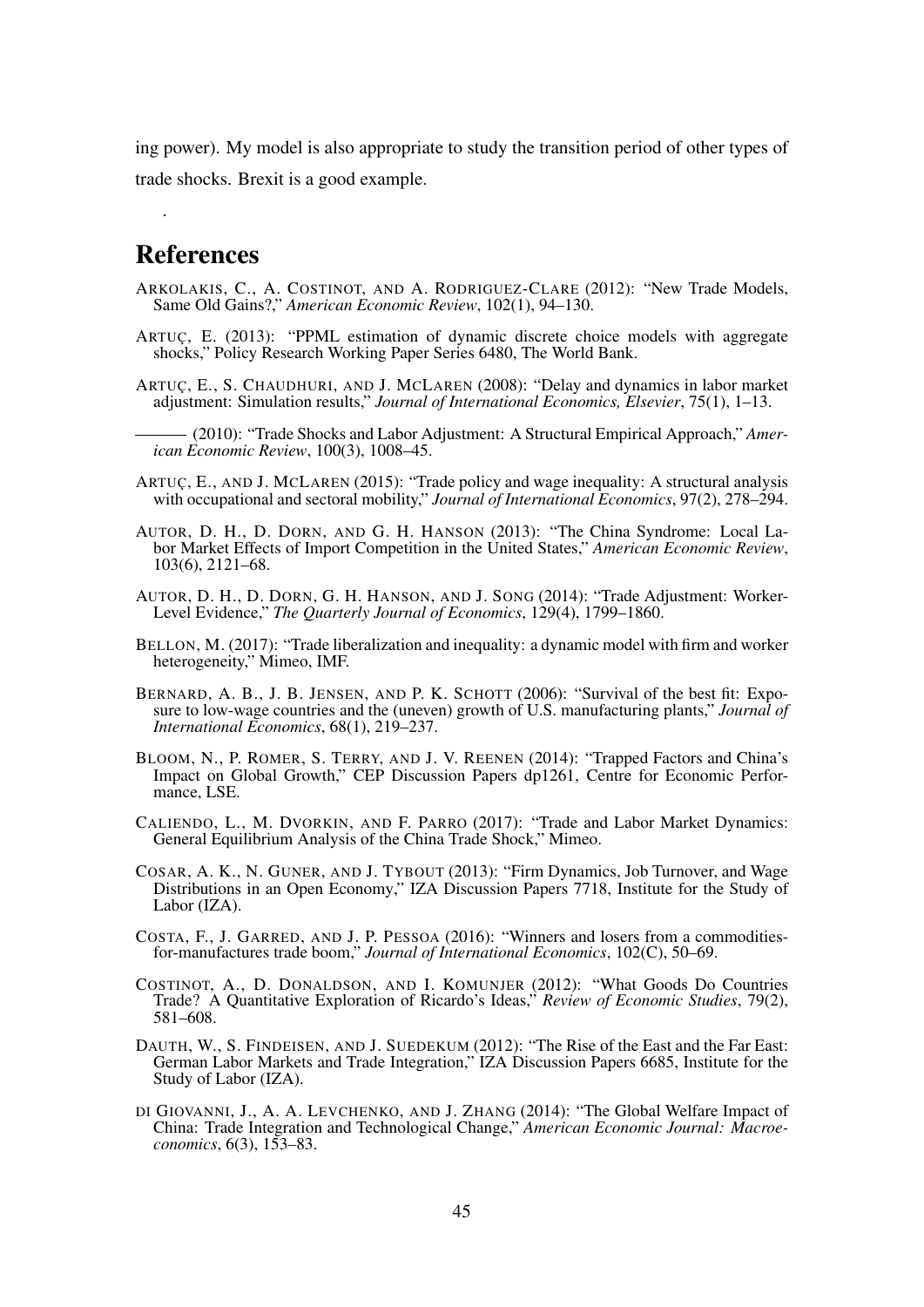ing power). My model is also appropriate to study the transition period of other types of trade shocks. Brexit is a good example.

.

# References

ARKOLAKIS, C., A. COSTINOT, AND A. RODRIGUEZ-CLARE (2012): "New Trade Models, Same Old Gains?," *American Economic Review*, 102(1), 94–130.

ARTUÇ, E. (2013): "PPML estimation of dynamic discrete choice models with aggregate shocks," Policy Research Working Paper Series 6480, The World Bank.

ARTUÇ, E., S. CHAUDHURI, AND J. MCLAREN (2008): "Delay and dynamics in labor market adjustment: Simulation results," *Journal of International Economics, Elsevier*, 75(1), 1–13.

——— (2010): "Trade Shocks and Labor Adjustment: A Structural Empirical Approach," *American Economic Review*, 100(3), 1008–45.

ARTUÇ, E., AND J. MCLAREN (2015): "Trade policy and wage inequality: A structural analysis with occupational and sectoral mobility," *Journal of International Economics*, 97(2), 278–294.

AUTOR, D. H., D. DORN, AND G. H. HANSON (2013): "The China Syndrome: Local Labor Market Effects of Import Competition in the United States," *American Economic Review*, 103(6), 2121–68.

AUTOR, D. H., D. DORN, G. H. HANSON, AND J. SONG (2014): "Trade Adjustment: Worker-Level Evidence," *The Quarterly Journal of Economics*, 129(4), 1799–1860.

BELLON, M. (2017): "Trade liberalization and inequality: a dynamic model with firm and worker heterogeneity," Mimeo, IMF.

BERNARD, A. B., J. B. JENSEN, AND P. K. SCHOTT (2006): "Survival of the best fit: Exposure to low-wage countries and the (uneven) growth of U.S. manufacturing plants," *Journal of International Economics*, 68(1), 219–237.

BLOOM, N., P. ROMER, S. TERRY, AND J. V. REENEN (2014): "Trapped Factors and China's Impact on Global Growth," CEP Discussion Papers dp1261, Centre for Economic Performance, LSE.

CALIENDO, L., M. DVORKIN, AND F. PARRO (2017): "Trade and Labor Market Dynamics: General Equilibrium Analysis of the China Trade Shock," Mimeo.

COSAR, A. K., N. GUNER, AND J. TYBOUT (2013): "Firm Dynamics, Job Turnover, and Wage Distributions in an Open Economy," IZA Discussion Papers 7718, Institute for the Study of Labor (IZA).

COSTA, F., J. GARRED, AND J. P. PESSOA (2016): "Winners and losers from a commodities-for-manufactures trade boom," *Journal of International Economics*, 102(C), 50–69.

COSTINOT, A., D. DONALDSON, AND I. KOMUNJER (2012): "What Goods Do Countries Trade? A Quantitative Exploration of Ricardo's Ideas," *Review of Economic Studies*, 79(2), 581–608.

DAUTH, W., S. FINDEISEN, AND J. SUEDEKUM (2012): "The Rise of the East and the Far East: German Labor Markets and Trade Integration," IZA Discussion Papers 6685, Institute for the Study of Labor (IZA).

DI GIOVANNI, J., A. A. LEVCHENKO, AND J. ZHANG (2014): "The Global Welfare Impact of China: Trade Integration and Technological Change," *American Economic Journal: Macroeconomics*, 6(3), 153–83.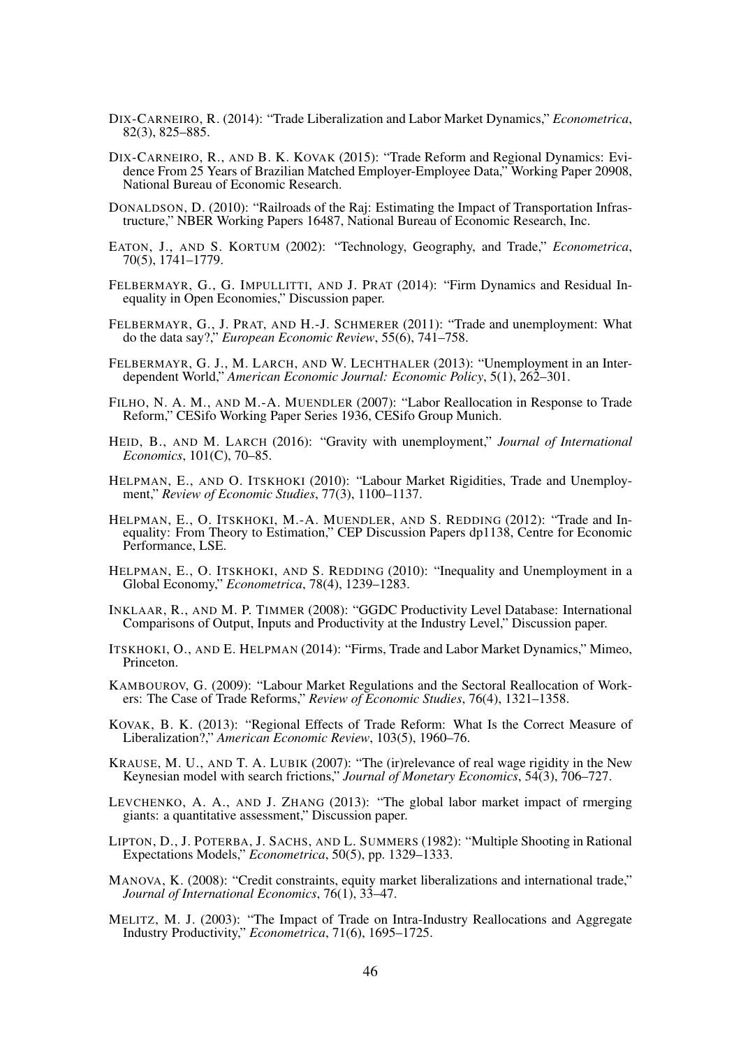DIX-CARNEIRO, R. (2014): "Trade Liberalization and Labor Market Dynamics," *Econometrica*, 82(3), 825–885.

DIX-CARNEIRO, R., AND B. K. KOVAK (2015): "Trade Reform and Regional Dynamics: Evidence From 25 Years of Brazilian Matched Employer-Employee Data," Working Paper 20908, National Bureau of Economic Research.

DONALDSON, D. (2010): "Railroads of the Raj: Estimating the Impact of Transportation Infrastructure," NBER Working Papers 16487, National Bureau of Economic Research, Inc.

EATON, J., AND S. KORTUM (2002): "Technology, Geography, and Trade," *Econometrica*, 70(5), 1741–1779.

FELBERMAYR, G., G. IMPULLITTI, AND J. PRAT (2014): "Firm Dynamics and Residual Inequality in Open Economies," Discussion paper.

FELBERMAYR, G., J. PRAT, AND H.-J. SCHMERER (2011): "Trade and unemployment: What do the data say?," *European Economic Review*, 55(6), 741–758.

FELBERMAYR, G. J., M. LARCH, AND W. LECHTHALER (2013): "Unemployment in an Interdependent World," *American Economic Journal: Economic Policy*, 5(1), 262–301.

FILHO, N. A. M., AND M.-A. MUENDLER (2007): "Labor Reallocation in Response to Trade Reform," CESifo Working Paper Series 1936, CESifo Group Munich.

HEID, B., AND M. LARCH (2016): "Gravity with unemployment," *Journal of International Economics*, 101(C), 70–85.

HELPMAN, E., AND O. ITSKHOKI (2010): "Labour Market Rigidities, Trade and Unemployment," *Review of Economic Studies*, 77(3), 1100–1137.

HELPMAN, E., O. ITSKHOKI, M.-A. MUENDLER, AND S. REDDING (2012): "Trade and Inequality: From Theory to Estimation," CEP Discussion Papers dp1138, Centre for Economic Performance, LSE.

HELPMAN, E., O. ITSKHOKI, AND S. REDDING (2010): "Inequality and Unemployment in a Global Economy," *Econometrica*, 78(4), 1239–1283.

INKLAAR, R., AND M. P. TIMMER (2008): "GGDC Productivity Level Database: International Comparisons of Output, Inputs and Productivity at the Industry Level," Discussion paper.

ITSKHOKI, O., AND E. HELPMAN (2014): "Firms, Trade and Labor Market Dynamics," Mimeo, Princeton.

KAMBOUROV, G. (2009): "Labour Market Regulations and the Sectoral Reallocation of Workers: The Case of Trade Reforms," *Review of Economic Studies*, 76(4), 1321–1358.

KOVAK, B. K. (2013): "Regional Effects of Trade Reform: What Is the Correct Measure of Liberalization?," *American Economic Review*, 103(5), 1960–76.

KRAUSE, M. U., AND T. A. LUBIK (2007): "The (ir)relevance of real wage rigidity in the New Keynesian model with search frictions," *Journal of Monetary Economics*, 54(3), 706–727.

LEVCHENKO, A. A., AND J. ZHANG (2013): "The global labor market impact of rmerging giants: a quantitative assessment," Discussion paper.

LIPTON, D., J. POTERBA, J. SACHS, AND L. SUMMERS (1982): "Multiple Shooting in Rational Expectations Models," *Econometrica*, 50(5), pp. 1329–1333.

MANOVA, K. (2008): "Credit constraints, equity market liberalizations and international trade," *Journal of International Economics*, 76(1), 33–47.

MELITZ, M. J. (2003): "The Impact of Trade on Intra-Industry Reallocations and Aggregate Industry Productivity," *Econometrica*, 71(6), 1695–1725.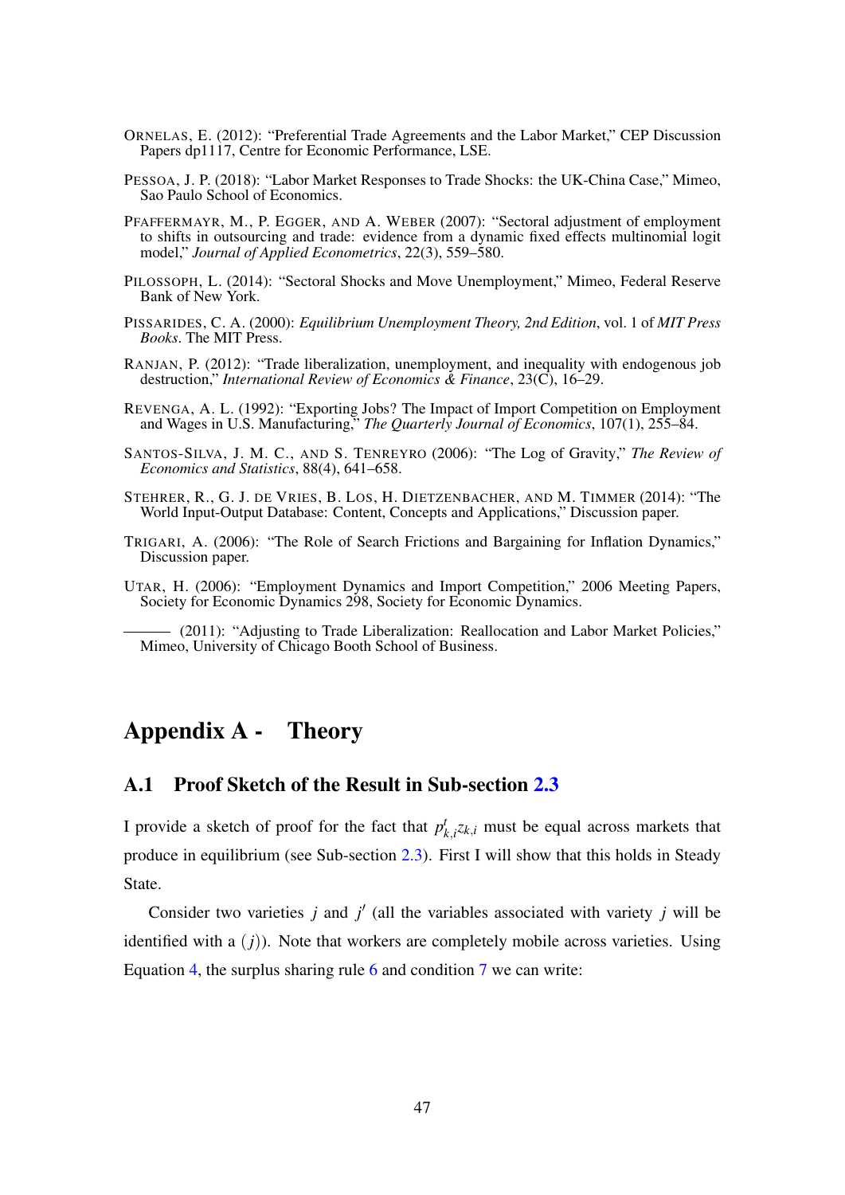ORNELAS, E. (2012): "Preferential Trade Agreements and the Labor Market," CEP Discussion Papers dp1117, Centre for Economic Performance, LSE.

PESSOA, J. P. (2018): "Labor Market Responses to Trade Shocks: the UK-China Case," Mimeo, Sao Paulo School of Economics.

PFAFFERMAYR, M., P. EGGER, AND A. WEBER (2007): "Sectoral adjustment of employment to shifts in outsourcing and trade: evidence from a dynamic fixed effects multinomial logit model," *Journal of Applied Econometrics*, 22(3), 559–580.

PILOSSOPH, L. (2014): "Sectoral Shocks and Move Unemployment," Mimeo, Federal Reserve Bank of New York.

PISSARIDES, C. A. (2000): *Equilibrium Unemployment Theory, 2nd Edition*, vol. 1 of *MIT Press Books*. The MIT Press.

RANJAN, P. (2012): "Trade liberalization, unemployment, and inequality with endogenous job destruction," *International Review of Economics & Finance*, 23(C), 16–29.

REVENGA, A. L. (1992): "Exporting Jobs? The Impact of Import Competition on Employment and Wages in U.S. Manufacturing," *The Quarterly Journal of Economics*, 107(1), 255–84.

SANTOS-SILVA, J. M. C., AND S. TENREYRO (2006): "The Log of Gravity," *The Review of Economics and Statistics*, 88(4), 641–658.

STEHRER, R., G. J. DE VRIES, B. LOS, H. DIETZENBACHER, AND M. TIMMER (2014): "The World Input-Output Database: Content, Concepts and Applications," Discussion paper.

TRIGARI, A. (2006): "The Role of Search Frictions and Bargaining for Inflation Dynamics," Discussion paper.

UTAR, H. (2006): "Employment Dynamics and Import Competition," 2006 Meeting Papers, Society for Economic Dynamics 298, Society for Economic Dynamics.

——— (2011): "Adjusting to Trade Liberalization: Reallocation and Labor Market Policies," Mimeo, University of Chicago Booth School of Business.

# Appendix A - Theory

## A.1 Proof Sketch of the Result in Sub-section 2.3

I provide a sketch of proof for the fact that $p^t_{k,i}z_{k,i}$ must be equal across markets that produce in equilibrium (see Sub-section 2.3). First I will show that this holds in Steady State.

Consider two varieties $j$ and $j'$ (all the variables associated with variety $j$ will be identified with a $(j)$). Note that workers are completely mobile across varieties. Using Equation 4, the surplus sharing rule 6 and condition 7 we can write: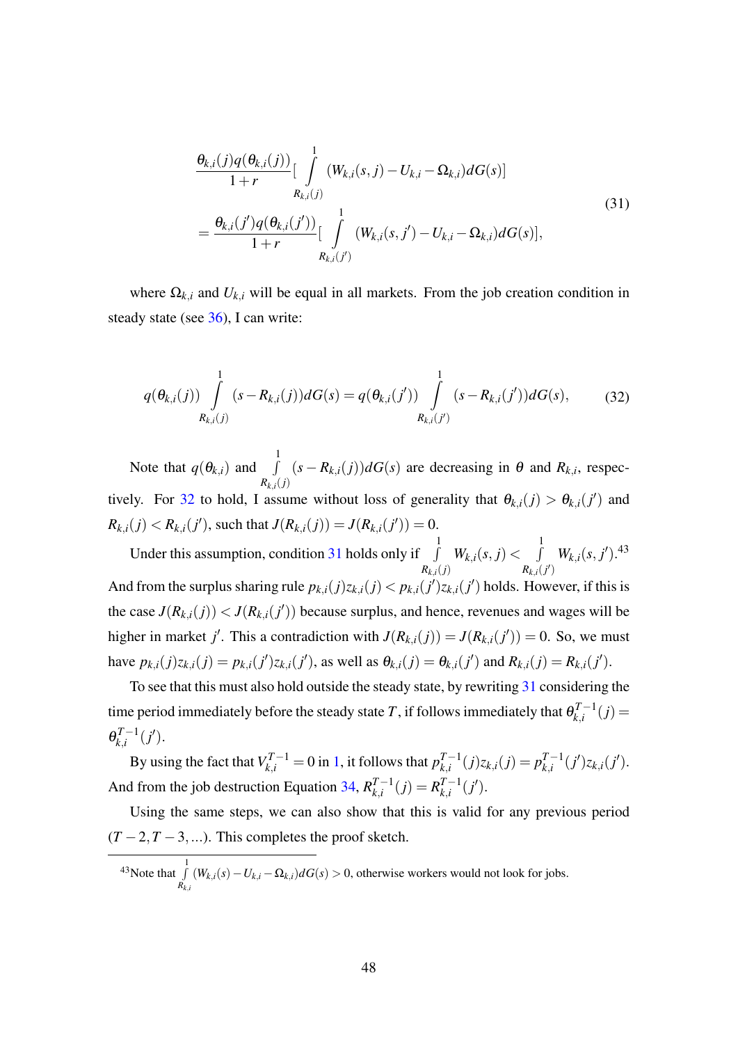$$
\begin{aligned}
&\frac{\theta_{k,i}(j)q(\theta_{k,i}(j))}{1+r}\left[\int_{R_{k,i}(j)}^{1}(W_{k,i}(s,j)-U_{k,i}-\Omega_{k,i})dG(s)\right] \\
&=\frac{\theta_{k,i}(j')q(\theta_{k,i}(j'))}{1+r}\left[\int_{R_{k,i}(j')}^{1}(W_{k,i}(s,j')-U_{k,i}-\Omega_{k,i})dG(s)\right],
\end{aligned}
\tag{31}
$$

where $\Omega_{k,i}$ and $U_{k,i}$ will be equal in all markets. From the job creation condition in steady state (see 36), I can write:

$$
q(\theta_{k,i}(j))\int_{R_{k,i}(j)}^{1}(s-R_{k,i}(j))dG(s)=q(\theta_{k,i}(j'))\int_{R_{k,i}(j')}^{1}(s-R_{k,i}(j'))dG(s),
\tag{32}
$$

Note that $q(\theta_{k,i})$ and $\int_{R_{k,i}(j)}^{1}(s-R_{k,i}(j))dG(s)$ are decreasing in $\theta$ and $R_{k,i}$, respectively. For 32 to hold, I assume without loss of generality that $\theta_{k,i}(j)>\theta_{k,i}(j')$ and $R_{k,i}(j)<R_{k,i}(j')$, such that $J(R_{k,i}(j))=J(R_{k,i}(j'))=0$.

Under this assumption, condition 31 holds only if $\int_{R_{k,i}(j)}^{1}W_{k,i}(s,j)<\int_{R_{k,i}(j')}^{1}W_{k,i}(s,j')$.[43] And from the surplus sharing rule $p_{k,i}(j)z_{k,i}(j)<p_{k,i}(j')z_{k,i}(j')$ holds. However, if this is the case $J(R_{k,i}(j))<J(R_{k,i}(j'))$ because surplus, and hence, revenues and wages will be higher in market $j'$. This a contradiction with $J(R_{k,i}(j))=J(R_{k,i}(j'))=0$. So, we must have $p_{k,i}(j)z_{k,i}(j)=p_{k,i}(j')z_{k,i}(j')$, as well as $\theta_{k,i}(j)=\theta_{k,i}(j')$ and $R_{k,i}(j)=R_{k,i}(j')$.

To see that this must also hold outside the steady state, by rewriting 31 considering the time period immediately before the steady state $T$, if follows immediately that $\theta_{k,i}^{T-1}(j)=\theta_{k,i}^{T-1}(j')$.

By using the fact that $V_{k,i}^{T-1}=0$ in 1, it follows that $p_{k,i}^{T-1}(j)z_{k,i}(j)=p_{k,i}^{T-1}(j')z_{k,i}(j')$. And from the job destruction Equation 34, $R_{k,i}^{T-1}(j)=R_{k,i}^{T-1}(j')$.

Using the same steps, we can also show that this is valid for any previous period $(T-2,T-3,...)$. This completes the proof sketch.

[43] Note that $\int_{R_{k,i}}^{1}(W_{k,i}(s)-U_{k,i}-\Omega_{k,i})dG(s)>0$, otherwise workers would not look for jobs.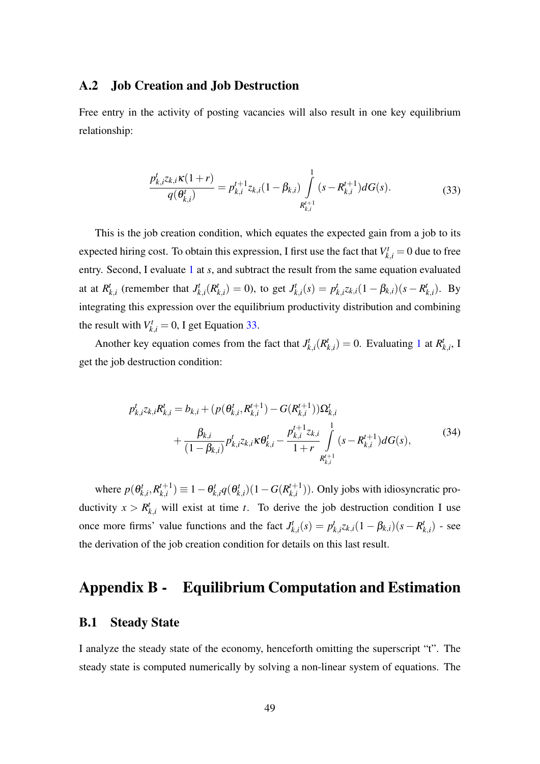### A.2 Job Creation and Job Destruction

Free entry in the activity of posting vacancies will also result in one key equilibrium relationship:

$$\frac{p^t_{k,i} z_{k,i} \kappa (1+r)}{q(\theta^t_{k,i})} = p^{t+1}_{k,i} z_{k,i} (1-\beta_{k,i}) \int_{R^{t+1}_{k,i}}^{1} (s - R^{t+1}_{k,i}) dG(s). \tag{33}$$

This is the job creation condition, which equates the expected gain from a job to its expected hiring cost. To obtain this expression, I first use the fact that $V^t_{k,i} = 0$ due to free entry. Second, I evaluate 1 at $s$, and subtract the result from the same equation evaluated at at $R^t_{k,i}$ (remember that $J^t_{k,i}(R^t_{k,i}) = 0$), to get $J^t_{k,i}(s) = p^t_{k,i} z_{k,i}(1-\beta_{k,i})(s - R^t_{k,i})$. By integrating this expression over the equilibrium productivity distribution and combining the result with $V^t_{k,i} = 0$, I get Equation 33.

Another key equation comes from the fact that $J^t_{k,i}(R^t_{k,i}) = 0$. Evaluating 1 at $R^t_{k,i}$, I get the job destruction condition:

$$\begin{aligned} p^t_{k,i} z_{k,i} R^t_{k,i} = b_{k,i} &+ (p(\theta^t_{k,i}, R^{t+1}_{k,i}) - G(R^{t+1}_{k,i}))\Omega^t_{k,i} \\ &+ \frac{\beta_{k,i}}{(1-\beta_{k,i})} p^t_{k,i} z_{k,i} \kappa \theta^t_{k,i} - \frac{p^{t+1}_{k,i} z_{k,i}}{1+r} \int_{R^{t+1}_{k,i}}^{1} (s - R^{t+1}_{k,i}) dG(s), \end{aligned} \tag{34}$$

where $p(\theta^t_{k,i}, R^{t+1}_{k,i}) \equiv 1 - \theta^t_{k,i} q(\theta^t_{k,i})(1 - G(R^{t+1}_{k,i}))$. Only jobs with idiosyncratic productivity $x > R^t_{k,i}$ will exist at time $t$. To derive the job destruction condition I use once more firms' value functions and the fact $J^t_{k,i}(s) = p^t_{k,i} z_{k,i}(1-\beta_{k,i})(s - R^t_{k,i})$ - see the derivation of the job creation condition for details on this last result.

## Appendix B - Equilibrium Computation and Estimation

### B.1 Steady State

I analyze the steady state of the economy, henceforth omitting the superscript "t". The steady state is computed numerically by solving a non-linear system of equations. The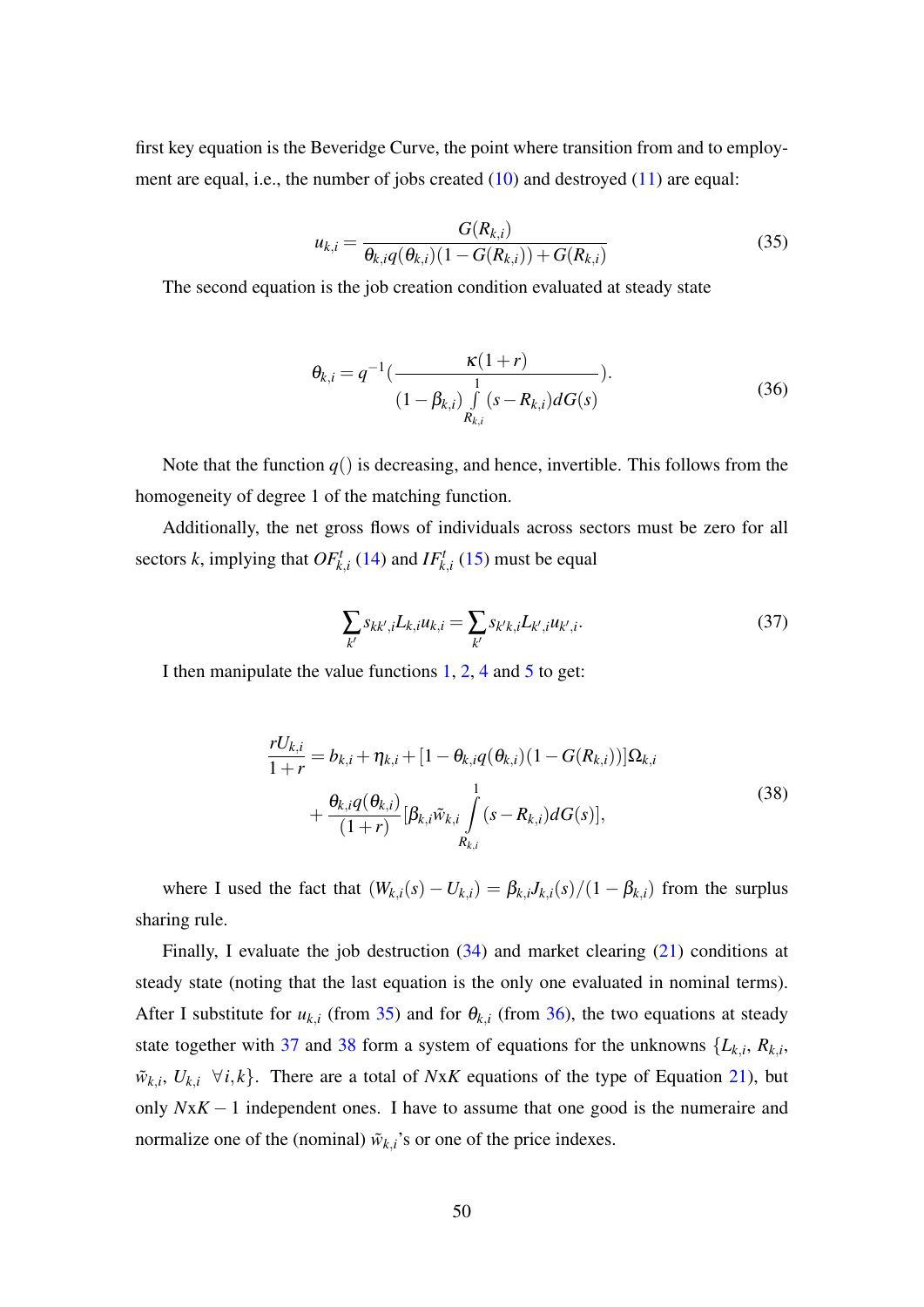first key equation is the Beveridge Curve, the point where transition from and to employment are equal, i.e., the number of jobs created (10) and destroyed (11) are equal:

$$u_{k,i} = \frac{G(R_{k,i})}{\theta_{k,i} q(\theta_{k,i})(1 - G(R_{k,i})) + G(R_{k,i})} \tag{35}$$

The second equation is the job creation condition evaluated at steady state

$$\theta_{k,i} = q^{-1}\Big(\frac{\kappa(1+r)}{(1-\beta_{k,i}) \int\limits_{R_{k,i}}^{1} (s - R_{k,i}) dG(s)}\Big). \tag{36}$$

Note that the function $q()$ is decreasing, and hence, invertible. This follows from the homogeneity of degree 1 of the matching function.

Additionally, the net gross flows of individuals across sectors must be zero for all sectors $k$, implying that $OF^t_{k,i}$ (14) and $IF^t_{k,i}$ (15) must be equal

$$\sum_{k'} s_{kk',i} L_{k,i} u_{k,i} = \sum_{k'} s_{k'k,i} L_{k',i} u_{k',i}. \tag{37}$$

I then manipulate the value functions 1, 2, 4 and 5 to get:

$$\begin{aligned} \frac{rU_{k,i}}{1+r} &= b_{k,i} + \eta_{k,i} + [1 - \theta_{k,i} q(\theta_{k,i})(1 - G(R_{k,i}))]\Omega_{k,i} \\ &+ \frac{\theta_{k,i} q(\theta_{k,i})}{(1+r)} [\beta_{k,i} \tilde{w}_{k,i} \int\limits_{R_{k,i}}^{1} (s - R_{k,i}) dG(s)], \end{aligned} \tag{38}$$

where I used the fact that $(W_{k,i}(s) - U_{k,i}) = \beta_{k,i} J_{k,i}(s)/(1 - \beta_{k,i})$ from the surplus sharing rule.

Finally, I evaluate the job destruction (34) and market clearing (21) conditions at steady state (noting that the last equation is the only one evaluated in nominal terms). After I substitute for $u_{k,i}$ (from 35) and for $\theta_{k,i}$ (from 36), the two equations at steady state together with 37 and 38 form a system of equations for the unknowns $\{L_{k,i}, R_{k,i}, \tilde{w}_{k,i}, U_{k,i} \ \forall i,k\}$. There are a total of $N$x$K$ equations of the type of Equation 21), but only $N$x$K-1$ independent ones. I have to assume that one good is the numeraire and normalize one of the (nominal) $\tilde{w}_{k,i}$'s or one of the price indexes.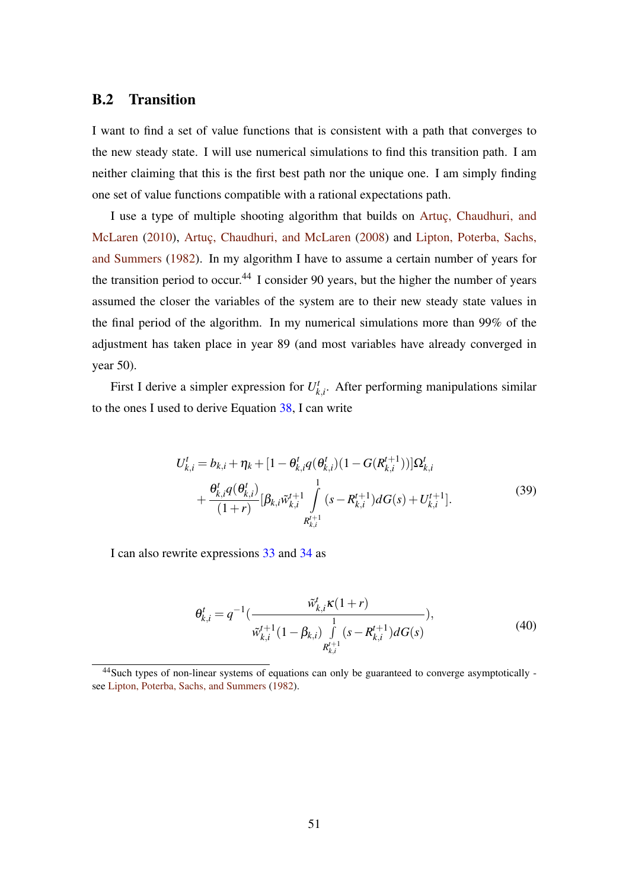## B.2 Transition

I want to find a set of value functions that is consistent with a path that converges to the new steady state. I will use numerical simulations to find this transition path. I am neither claiming that this is the first best path nor the unique one. I am simply finding one set of value functions compatible with a rational expectations path.

I use a type of multiple shooting algorithm that builds on Artuç, Chaudhuri, and McLaren (2010), Artuç, Chaudhuri, and McLaren (2008) and Lipton, Poterba, Sachs, and Summers (1982). In my algorithm I have to assume a certain number of years for the transition period to occur.[44] I consider 90 years, but the higher the number of years assumed the closer the variables of the system are to their new steady state values in the final period of the algorithm. In my numerical simulations more than 99% of the adjustment has taken place in year 89 (and most variables have already converged in year 50).

First I derive a simpler expression for $U_{k,i}^t$. After performing manipulations similar to the ones I used to derive Equation 38, I can write

$$
\begin{aligned}
U_{k,i}^t = b_{k,i} + \eta_k + [1 - \theta_{k,i}^t q(\theta_{k,i}^t)(1 - G(R_{k,i}^{t+1}))]\Omega_{k,i}^t \\
+ \frac{\theta_{k,i}^t q(\theta_{k,i}^t)}{(1+r)}[\beta_{k,i}\tilde{w}_{k,i}^{t+1} \int_{R_{k,i}^{t+1}}^{1} (s - R_{k,i}^{t+1}) dG(s) + U_{k,i}^{t+1}].
\end{aligned} \tag{39}
$$

I can also rewrite expressions 33 and 34 as

$$
\theta_{k,i}^t = q^{-1}\left(\frac{\tilde{w}_{k,i}^t \kappa(1+r)}{\tilde{w}_{k,i}^{t+1}(1-\beta_{k,i}) \int_{R_{k,i}^{t+1}}^{1} (s - R_{k,i}^{t+1}) dG(s)}\right), \tag{40}
$$

[44] Such types of non-linear systems of equations can only be guaranteed to converge asymptotically - see Lipton, Poterba, Sachs, and Summers (1982).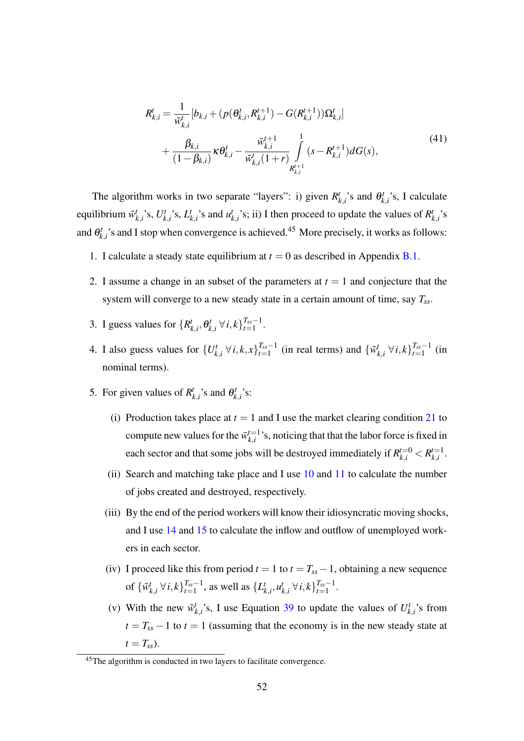$$
\begin{aligned}
R^t_{k,i} = & \frac{1}{\tilde{w}^t_{k,i}}[b_{k,i} + (p(\theta^t_{k,i}, R^{t+1}_{k,i}) - G(R^{t+1}_{k,i}))\Omega^t_{k,i}] \\
& + \frac{\beta_{k,i}}{(1-\beta_{k,i})}\kappa\theta^t_{k,i} - \frac{\tilde{w}^{t+1}_{k,i}}{\tilde{w}^t_{k,i}(1+r)} \int_{R^{t+1}_{k,i}}^{1} (s - R^{t+1}_{k,i}) dG(s),
\end{aligned}
\tag{41}
$$

The algorithm works in two separate "layers": i) given $R^t_{k,i}$'s and $\theta^t_{k,i}$'s, I calculate equilibrium $\tilde{w}^t_{k,i}$'s, $U^t_{k,i}$'s, $L^t_{k,i}$'s and $u^t_{k,i}$'s; ii) I then proceed to update the values of $R^t_{k,i}$'s and $\theta^t_{k,i}$'s and I stop when convergence is achieved.[45] More precisely, it works as follows:

1. I calculate a steady state equilibrium at $t = 0$ as described in Appendix B.1.

2. I assume a change in an subset of the parameters at $t = 1$ and conjecture that the system will converge to a new steady state in a certain amount of time, say $T_{ss}$.

3. I guess values for $\{R^t_{k,i}, \theta^t_{k,i} \, \forall i,k\}_{t=1}^{T_{ss}-1}$.

4. I also guess values for $\{U^t_{k,i} \, \forall i,k,x\}_{t=1}^{T_{ss}-1}$ (in real terms) and $\{\tilde{w}^t_{k,i} \, \forall i,k\}_{t=1}^{T_{ss}-1}$ (in nominal terms).

5. For given values of $R^t_{k,i}$'s and $\theta^t_{k,i}$'s:

   (i) Production takes place at $t = 1$ and I use the market clearing condition 21 to compute new values for the $\tilde{w}^{t=1}_{k,i}$'s, noticing that that the labor force is fixed in each sector and that some jobs will be destroyed immediately if $R^{t=0}_{k,i} < R^{t=1}_{k,i}$.

   (ii) Search and matching take place and I use 10 and 11 to calculate the number of jobs created and destroyed, respectively.

   (iii) By the end of the period workers will know their idiosyncratic moving shocks, and I use 14 and 15 to calculate the inflow and outflow of unemployed workers in each sector.

   (iv) I proceed like this from period $t = 1$ to $t = T_{ss} - 1$, obtaining a new sequence of $\{\tilde{w}^t_{k,i} \, \forall i,k\}_{t=1}^{T_{ss}-1}$, as well as $\{L^t_{k,i}, u^t_{k,i} \, \forall i,k\}_{t=1}^{T_{ss}-1}$.

   (v) With the new $\tilde{w}^t_{k,i}$'s, I use Equation 39 to update the values of $U^t_{k,i}$'s from $t = T_{ss} - 1$ to $t = 1$ (assuming that the economy is in the new steady state at $t = T_{ss}$).

[45] The algorithm is conducted in two layers to facilitate convergence.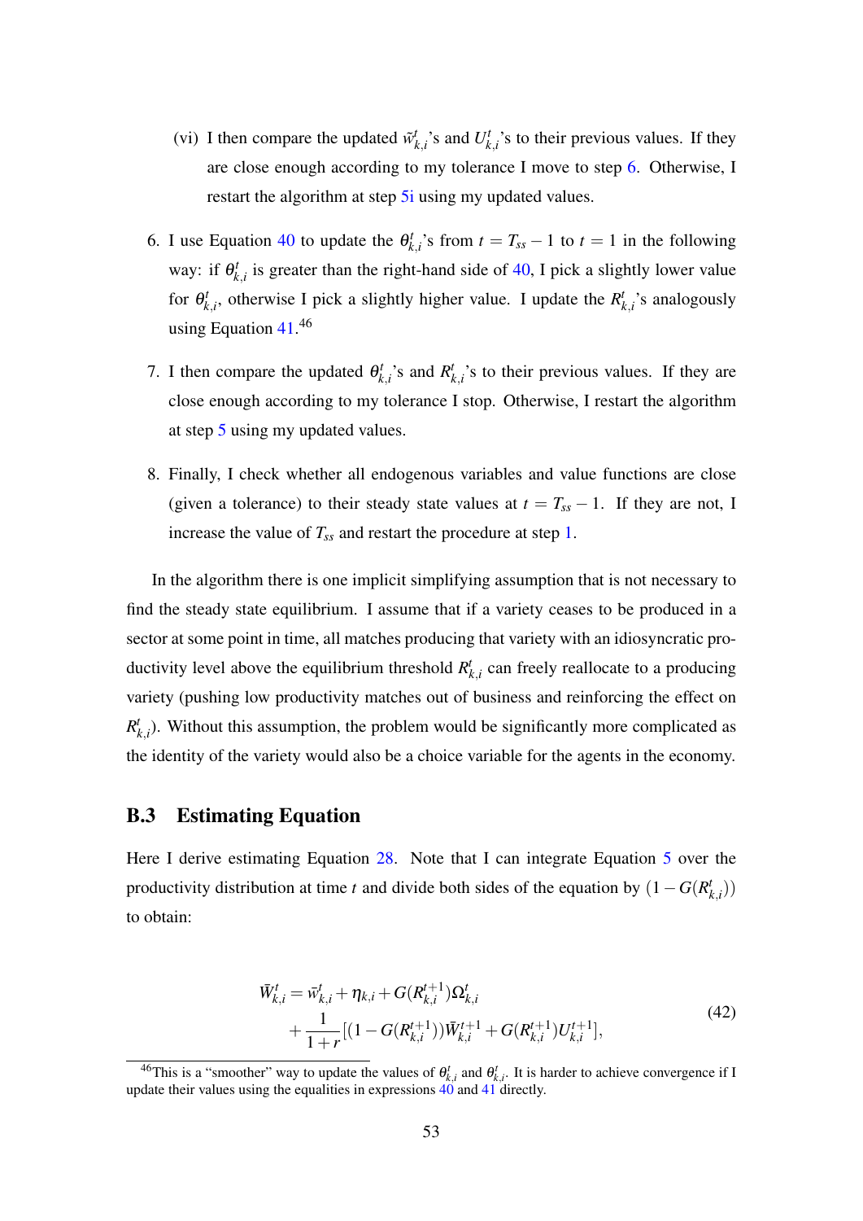(vi) I then compare the updated $\bar{w}^t_{k,i}$'s and $U^t_{k,i}$'s to their previous values. If they are close enough according to my tolerance I move to step 6. Otherwise, I restart the algorithm at step 5i using my updated values.

6. I use Equation 40 to update the $\theta^t_{k,i}$'s from $t = T_{ss} - 1$ to $t = 1$ in the following way: if $\theta^t_{k,i}$ is greater than the right-hand side of 40, I pick a slightly lower value for $\theta^t_{k,i}$, otherwise I pick a slightly higher value. I update the $R^t_{k,i}$'s analogously using Equation 41.[46]

7. I then compare the updated $\theta^t_{k,i}$'s and $R^t_{k,i}$'s to their previous values. If they are close enough according to my tolerance I stop. Otherwise, I restart the algorithm at step 5 using my updated values.

8. Finally, I check whether all endogenous variables and value functions are close (given a tolerance) to their steady state values at $t = T_{ss} - 1$. If they are not, I increase the value of $T_{ss}$ and restart the procedure at step 1.

In the algorithm there is one implicit simplifying assumption that is not necessary to find the steady state equilibrium. I assume that if a variety ceases to be produced in a sector at some point in time, all matches producing that variety with an idiosyncratic productivity level above the equilibrium threshold $R^t_{k,i}$ can freely reallocate to a producing variety (pushing low productivity matches out of business and reinforcing the effect on $R^t_{k,i}$). Without this assumption, the problem would be significantly more complicated as the identity of the variety would also be a choice variable for the agents in the economy.

## B.3 Estimating Equation

Here I derive estimating Equation 28. Note that I can integrate Equation 5 over the productivity distribution at time $t$ and divide both sides of the equation by $(1 - G(R^t_{k,i}))$ to obtain:

$$
\begin{aligned}
\bar{W}^t_{k,i} = \bar{w}^t_{k,i} + \eta_{k,i} + G(R^{t+1}_{k,i})\Omega^t_{k,i} \\
+ \frac{1}{1+r}[(1 - G(R^{t+1}_{k,i}))\bar{W}^{t+1}_{k,i} + G(R^{t+1}_{k,i})U^{t+1}_{k,i}],
\end{aligned}
\tag{42}
$$

[46] This is a "smoother" way to update the values of $\theta^t_{k,i}$ and $\theta^t_{k,i}$. It is harder to achieve convergence if I update their values using the equalities in expressions 40 and 41 directly.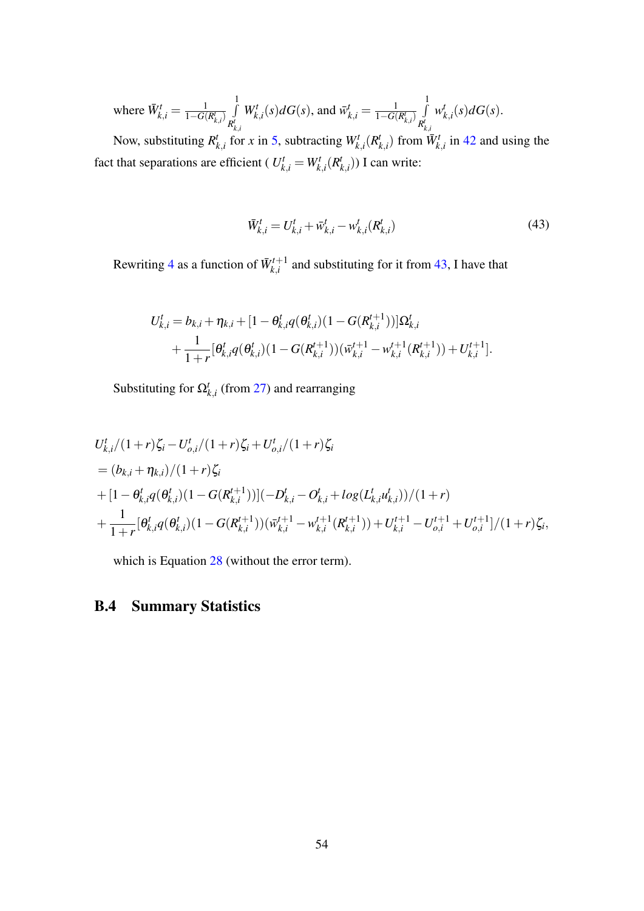where $\bar{W}^t_{k,i} = \frac{1}{1-G(R^t_{k,i})} \int\limits_{R^t_{k,i}}^{1} W^t_{k,i}(s)dG(s)$, and $\bar{w}^t_{k,i} = \frac{1}{1-G(R^t_{k,i})} \int\limits_{R^t_{k,i}}^{1} w^t_{k,i}(s)dG(s)$.

Now, substituting $R^t_{k,i}$ for $x$ in 5, subtracting $W^t_{k,i}(R^t_{k,i})$ from $\bar{W}^t_{k,i}$ in 42 and using the fact that separations are efficient ( $U^t_{k,i} = W^t_{k,i}(R^t_{k,i})$) I can write:

$$\bar{W}^t_{k,i} = U^t_{k,i} + \bar{w}^t_{k,i} - w^t_{k,i}(R^t_{k,i}) \tag{43}$$

Rewriting 4 as a function of $\bar{W}^{t+1}_{k,i}$ and substituting for it from 43, I have that

$$\begin{aligned}
U^t_{k,i} &= b_{k,i} + \eta_{k,i} + [1 - \theta^t_{k,i} q(\theta^t_{k,i})(1 - G(R^{t+1}_{k,i}))]\Omega^t_{k,i} \\
&+ \frac{1}{1+r}[\theta^t_{k,i} q(\theta^t_{k,i})(1 - G(R^{t+1}_{k,i}))(\bar{w}^{t+1}_{k,i} - w^{t+1}_{k,i}(R^{t+1}_{k,i})) + U^{t+1}_{k,i}].
\end{aligned}$$

Substituting for $\Omega^t_{k,i}$ (from 27) and rearranging

$$\begin{aligned}
&U^t_{k,i}/(1+r)\zeta_i - U^t_{o,i}/(1+r)\zeta_i + U^t_{o,i}/(1+r)\zeta_i \\
&= (b_{k,i} + \eta_{k,i})/(1+r)\zeta_i \\
&+ [1 - \theta^t_{k,i} q(\theta^t_{k,i})(1 - G(R^{t+1}_{k,i}))](-D^t_{k,i} - O^t_{k,i} + log(L^t_{k,i} u^t_{k,i}))/(1+r) \\
&+ \frac{1}{1+r}[\theta^t_{k,i} q(\theta^t_{k,i})(1 - G(R^{t+1}_{k,i}))(\bar{w}^{t+1}_{k,i} - w^{t+1}_{k,i}(R^{t+1}_{k,i})) + U^{t+1}_{k,i} - U^{t+1}_{o,i} + U^{t+1}_{o,i}]/(1+r)\zeta_i,
\end{aligned}$$

which is Equation 28 (without the error term).

## B.4 Summary Statistics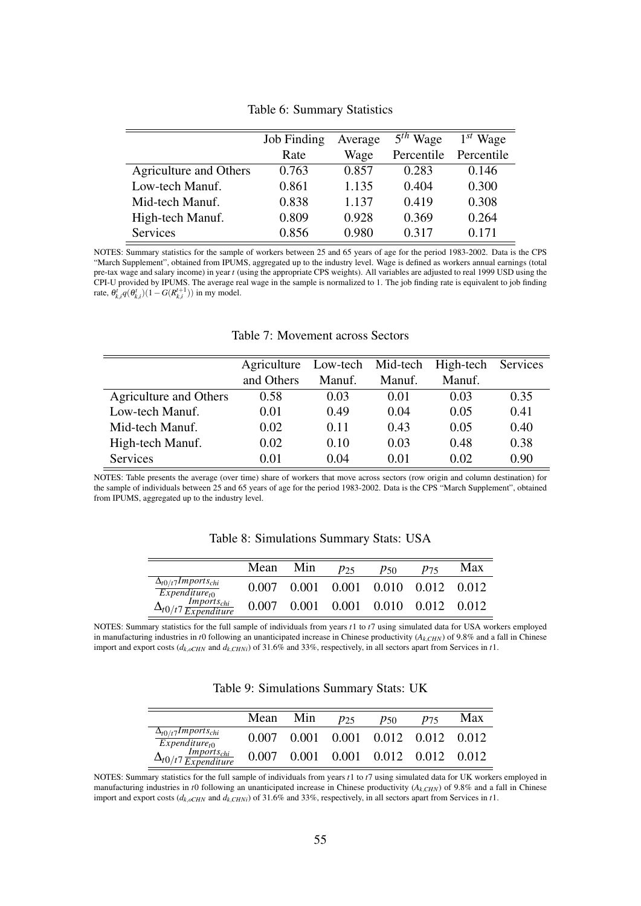Table 6: Summary Statistics

| | Job Finding Rate | Average Wage | $5^{th}$ Wage Percentile | $1^{st}$ Wage Percentile |
|---|---|---|---|---|
| Agriculture and Others | 0.763 | 0.857 | 0.283 | 0.146 |
| Low-tech Manuf. | 0.861 | 1.135 | 0.404 | 0.300 |
| Mid-tech Manuf. | 0.838 | 1.137 | 0.419 | 0.308 |
| High-tech Manuf. | 0.809 | 0.928 | 0.369 | 0.264 |
| Services | 0.856 | 0.980 | 0.317 | 0.171 |

NOTES: Summary statistics for the sample of workers between 25 and 65 years of age for the period 1983-2002. Data is the CPS "March Supplement", obtained from IPUMS, aggregated up to the industry level. Wage is defined as workers annual earnings (total pre-tax wage and salary income) in year $t$ (using the appropriate CPS weights). All variables are adjusted to real 1999 USD using the CPI-U provided by IPUMS. The average real wage in the sample is normalized to 1. The job finding rate is equivalent to job finding rate, $\theta^t_{k,i}q(\theta^t_{k,i})(1-G(R^{t+1}_{k,i}))$ in my model.

Table 7: Movement across Sectors

| | Agriculture and Others | Low-tech Manuf. | Mid-tech Manuf. | High-tech Manuf. | Services |
|---|---|---|---|---|---|
| Agriculture and Others | 0.58 | 0.03 | 0.01 | 0.03 | 0.35 |
| Low-tech Manuf. | 0.01 | 0.49 | 0.04 | 0.05 | 0.41 |
| Mid-tech Manuf. | 0.02 | 0.11 | 0.43 | 0.05 | 0.40 |
| High-tech Manuf. | 0.02 | 0.10 | 0.03 | 0.48 | 0.38 |
| Services | 0.01 | 0.04 | 0.01 | 0.02 | 0.90 |

NOTES: Table presents the average (over time) share of workers that move across sectors (row origin and column destination) for the sample of individuals between 25 and 65 years of age for the period 1983-2002. Data is the CPS "March Supplement", obtained from IPUMS, aggregated up to the industry level.

Table 8: Simulations Summary Stats: USA

| | Mean | Min | $p_{25}$ | $p_{50}$ | $p_{75}$ | Max |
|---|---|---|---|---|---|---|
| $\frac{\Delta_{t0/t7}Imports_{chi}}{Expenditure_{t0}}$ | 0.007 | 0.001 | 0.001 | 0.010 | 0.012 | 0.012 |
| $\Delta_{t0/t7}\frac{Imports_{chi}}{Expenditure}$ | 0.007 | 0.001 | 0.001 | 0.010 | 0.012 | 0.012 |

NOTES: Summary statistics for the full sample of individuals from years $t1$ to $t7$ using simulated data for USA workers employed in manufacturing industries in $t0$ following an unanticipated increase in Chinese productivity ($A_{k,CHN}$) of 9.8% and a fall in Chinese import and export costs ($d_{k,oCHN}$ and $d_{k,CHNi}$) of 31.6% and 33%, respectively, in all sectors apart from Services in $t1$.

Table 9: Simulations Summary Stats: UK

| | Mean | Min | $p_{25}$ | $p_{50}$ | $p_{75}$ | Max |
|---|---|---|---|---|---|---|
| $\frac{\Delta_{t0/t7}Imports_{chi}}{Expenditure_{t0}}$ | 0.007 | 0.001 | 0.001 | 0.012 | 0.012 | 0.012 |
| $\Delta_{t0/t7}\frac{Imports_{chi}}{Expenditure}$ | 0.007 | 0.001 | 0.001 | 0.012 | 0.012 | 0.012 |

NOTES: Summary statistics for the full sample of individuals from years $t1$ to $t7$ using simulated data for UK workers employed in manufacturing industries in $t0$ following an unanticipated increase in Chinese productivity ($A_{k,CHN}$) of 9.8% and a fall in Chinese import and export costs ($d_{k,oCHN}$ and $d_{k,CHNi}$) of 31.6% and 33%, respectively, in all sectors apart from Services in $t1$.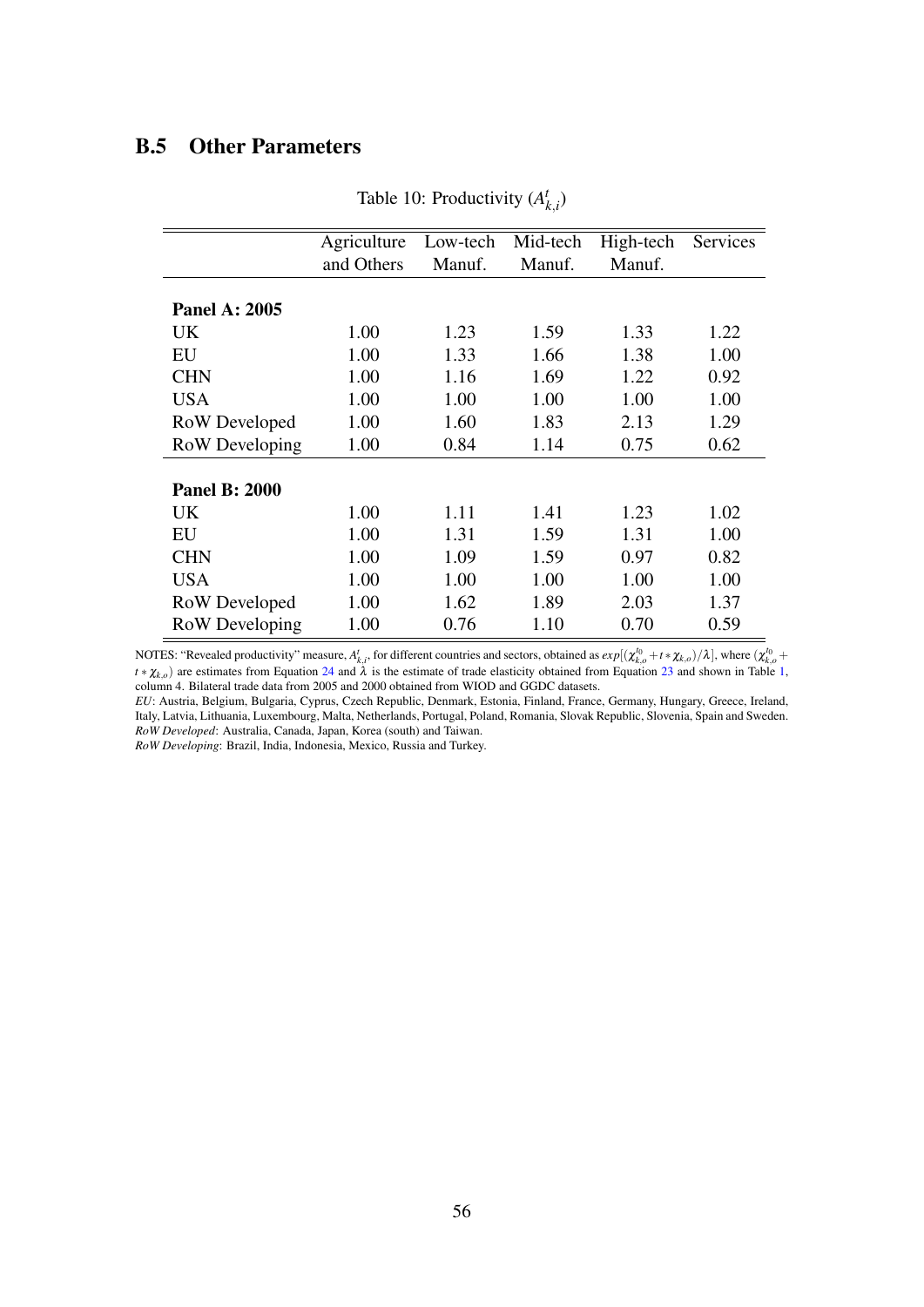## B.5 Other Parameters

Table 10: Productivity ($A^t_{k,i}$)

| | Agriculture and Others | Low-tech Manuf. | Mid-tech Manuf. | High-tech Manuf. | Services |
|---|---|---|---|---|---|
| **Panel A: 2005** | | | | | |
| UK | 1.00 | 1.23 | 1.59 | 1.33 | 1.22 |
| EU | 1.00 | 1.33 | 1.66 | 1.38 | 1.00 |
| CHN | 1.00 | 1.16 | 1.69 | 1.22 | 0.92 |
| USA | 1.00 | 1.00 | 1.00 | 1.00 | 1.00 |
| RoW Developed | 1.00 | 1.60 | 1.83 | 2.13 | 1.29 |
| RoW Developing | 1.00 | 0.84 | 1.14 | 0.75 | 0.62 |
| **Panel B: 2000** | | | | | |
| UK | 1.00 | 1.11 | 1.41 | 1.23 | 1.02 |
| EU | 1.00 | 1.31 | 1.59 | 1.31 | 1.00 |
| CHN | 1.00 | 1.09 | 1.59 | 0.97 | 0.82 |
| USA | 1.00 | 1.00 | 1.00 | 1.00 | 1.00 |
| RoW Developed | 1.00 | 1.62 | 1.89 | 2.03 | 1.37 |
| RoW Developing | 1.00 | 0.76 | 1.10 | 0.70 | 0.59 |

NOTES: "Revealed productivity" measure, $A^t_{k,i}$, for different countries and sectors, obtained as $exp[(\chi^{t_0}_{k,o} + t * \chi_{k,o})/\lambda]$, where $(\chi^{t_0}_{k,o} + t * \chi_{k,o})$ are estimates from Equation 24 and $\hat{\lambda}$ is the estimate of trade elasticity obtained from Equation 23 and shown in Table 1, column 4. Bilateral trade data from 2005 and 2000 obtained from WIOD and GGDC datasets.

*EU*: Austria, Belgium, Bulgaria, Cyprus, Czech Republic, Denmark, Estonia, Finland, France, Germany, Hungary, Greece, Ireland, Italy, Latvia, Lithuania, Luxembourg, Malta, Netherlands, Portugal, Poland, Romania, Slovak Republic, Slovenia, Spain and Sweden.
*RoW Developed*: Australia, Canada, Japan, Korea (south) and Taiwan.
*RoW Developing*: Brazil, India, Indonesia, Mexico, Russia and Turkey.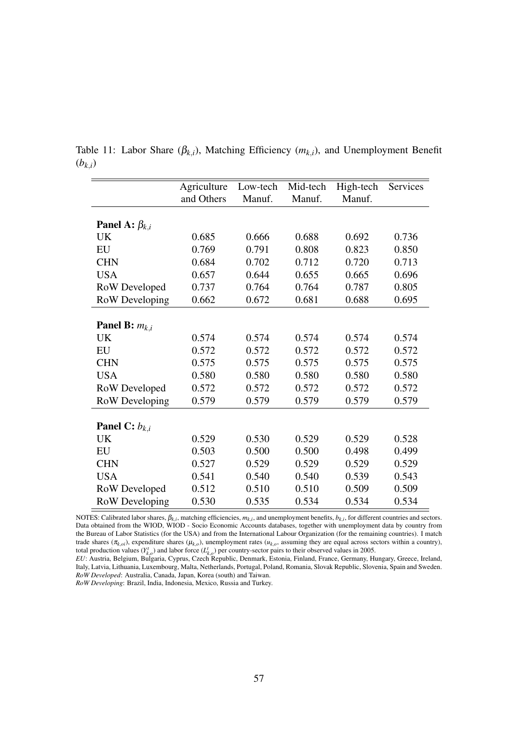Table 11: Labor Share ($\beta_{k,i}$), Matching Efficiency ($m_{k,i}$), and Unemployment Benefit ($b_{k,i}$)

| | Agriculture and Others | Low-tech Manuf. | Mid-tech Manuf. | High-tech Manuf. | Services |
|---|---|---|---|---|---|
| **Panel A: $\beta_{k,i}$** | | | | | |
| UK | 0.685 | 0.666 | 0.688 | 0.692 | 0.736 |
| EU | 0.769 | 0.791 | 0.808 | 0.823 | 0.850 |
| CHN | 0.684 | 0.702 | 0.712 | 0.720 | 0.713 |
| USA | 0.657 | 0.644 | 0.655 | 0.665 | 0.696 |
| RoW Developed | 0.737 | 0.764 | 0.764 | 0.787 | 0.805 |
| RoW Developing | 0.662 | 0.672 | 0.681 | 0.688 | 0.695 |
| **Panel B: $m_{k,i}$** | | | | | |
| UK | 0.574 | 0.574 | 0.574 | 0.574 | 0.574 |
| EU | 0.572 | 0.572 | 0.572 | 0.572 | 0.572 |
| CHN | 0.575 | 0.575 | 0.575 | 0.575 | 0.575 |
| USA | 0.580 | 0.580 | 0.580 | 0.580 | 0.580 |
| RoW Developed | 0.572 | 0.572 | 0.572 | 0.572 | 0.572 |
| RoW Developing | 0.579 | 0.579 | 0.579 | 0.579 | 0.579 |
| **Panel C: $b_{k,i}$** | | | | | |
| UK | 0.529 | 0.530 | 0.529 | 0.529 | 0.528 |
| EU | 0.503 | 0.500 | 0.500 | 0.498 | 0.499 |
| CHN | 0.527 | 0.529 | 0.529 | 0.529 | 0.529 |
| USA | 0.541 | 0.540 | 0.540 | 0.539 | 0.543 |
| RoW Developed | 0.512 | 0.510 | 0.510 | 0.509 | 0.509 |
| RoW Developing | 0.530 | 0.535 | 0.534 | 0.534 | 0.534 |

NOTES: Calibrated labor shares, $\beta_{k,i}$, matching efficiencies, $m_{k,i}$, and unemployment benefits, $b_{k,i}$, for different countries and sectors. Data obtained from the WIOD, WIOD - Socio Economic Accounts databases, together with unemployment data by country from the Bureau of Labor Statistics (for the USA) and from the International Labour Organization (for the remaining countries). I match trade shares ($\pi_{k,oi}$), expenditure shares ($\mu_{k,o}$), unemployment rates ($u_{k,o}$, assuming they are equal across sectors within a country), total production values ($Y^{t}_{k,o}$) and labor force ($L^{t}_{k,o}$) per country-sector pairs to their observed values in 2005.

*EU*: Austria, Belgium, Bulgaria, Cyprus, Czech Republic, Denmark, Estonia, Finland, France, Germany, Hungary, Greece, Ireland, Italy, Latvia, Lithuania, Luxembourg, Malta, Netherlands, Portugal, Poland, Romania, Slovak Republic, Slovenia, Spain and Sweden.

*RoW Developed*: Australia, Canada, Japan, Korea (south) and Taiwan.

*RoW Developing*: Brazil, India, Indonesia, Mexico, Russia and Turkey.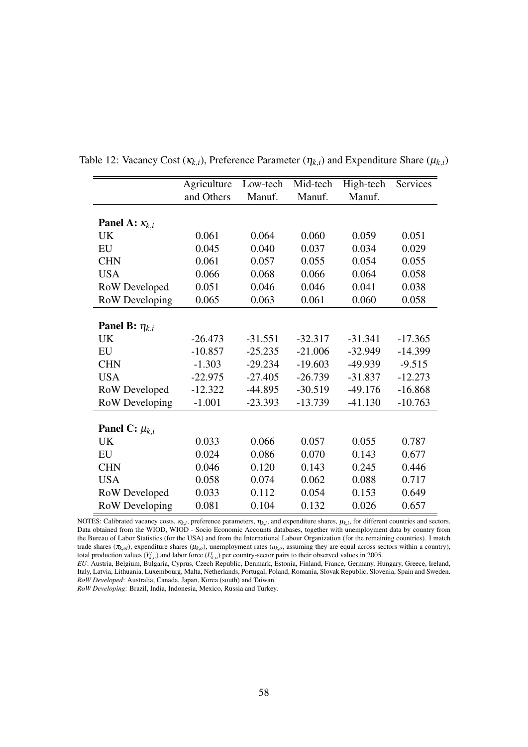Table 12: Vacancy Cost ($\kappa_{k,i}$), Preference Parameter ($\eta_{k,i}$) and Expenditure Share ($\mu_{k,i}$)

| | Agriculture and Others | Low-tech Manuf. | Mid-tech Manuf. | High-tech Manuf. | Services |
|---|---|---|---|---|---|
| **Panel A: $\kappa_{k,i}$** | | | | | |
| UK | 0.061 | 0.064 | 0.060 | 0.059 | 0.051 |
| EU | 0.045 | 0.040 | 0.037 | 0.034 | 0.029 |
| CHN | 0.061 | 0.057 | 0.055 | 0.054 | 0.055 |
| USA | 0.066 | 0.068 | 0.066 | 0.064 | 0.058 |
| RoW Developed | 0.051 | 0.046 | 0.046 | 0.041 | 0.038 |
| RoW Developing | 0.065 | 0.063 | 0.061 | 0.060 | 0.058 |
| **Panel B: $\eta_{k,i}$** | | | | | |
| UK | -26.473 | -31.551 | -32.317 | -31.341 | -17.365 |
| EU | -10.857 | -25.235 | -21.006 | -32.949 | -14.399 |
| CHN | -1.303 | -29.234 | -19.603 | -49.939 | -9.515 |
| USA | -22.975 | -27.405 | -26.739 | -31.837 | -12.273 |
| RoW Developed | -12.322 | -44.895 | -30.519 | -49.176 | -16.868 |
| RoW Developing | -1.001 | -23.393 | -13.739 | -41.130 | -10.763 |
| **Panel C: $\mu_{k,i}$** | | | | | |
| UK | 0.033 | 0.066 | 0.057 | 0.055 | 0.787 |
| EU | 0.024 | 0.086 | 0.070 | 0.143 | 0.677 |
| CHN | 0.046 | 0.120 | 0.143 | 0.245 | 0.446 |
| USA | 0.058 | 0.074 | 0.062 | 0.088 | 0.717 |
| RoW Developed | 0.033 | 0.112 | 0.054 | 0.153 | 0.649 |
| RoW Developing | 0.081 | 0.104 | 0.132 | 0.026 | 0.657 |

NOTES: Calibrated vacancy costs, $\kappa_{k,i}$, preference parameters, $\eta_{k,i}$, and expenditure shares, $\mu_{k,i}$, for different countries and sectors. Data obtained from the WIOD, WIOD - Socio Economic Accounts databases, together with unemployment data by country from the Bureau of Labor Statistics (for the USA) and from the International Labour Organization (for the remaining countries). I match trade shares ($\pi_{k,oi}$), expenditure shares ($\mu_{k,o}$), unemployment rates ($u_{k,o}$, assuming they are equal across sectors within a country), total production values ($Y^t_{k,o}$) and labor force ($L^t_{k,o}$) per country-sector pairs to their observed values in 2005.

*EU*: Austria, Belgium, Bulgaria, Cyprus, Czech Republic, Denmark, Estonia, Finland, France, Germany, Hungary, Greece, Ireland, Italy, Latvia, Lithuania, Luxembourg, Malta, Netherlands, Portugal, Poland, Romania, Slovak Republic, Slovenia, Spain and Sweden.

*RoW Developed*: Australia, Canada, Japan, Korea (south) and Taiwan.

*RoW Developing*: Brazil, India, Indonesia, Mexico, Russia and Turkey.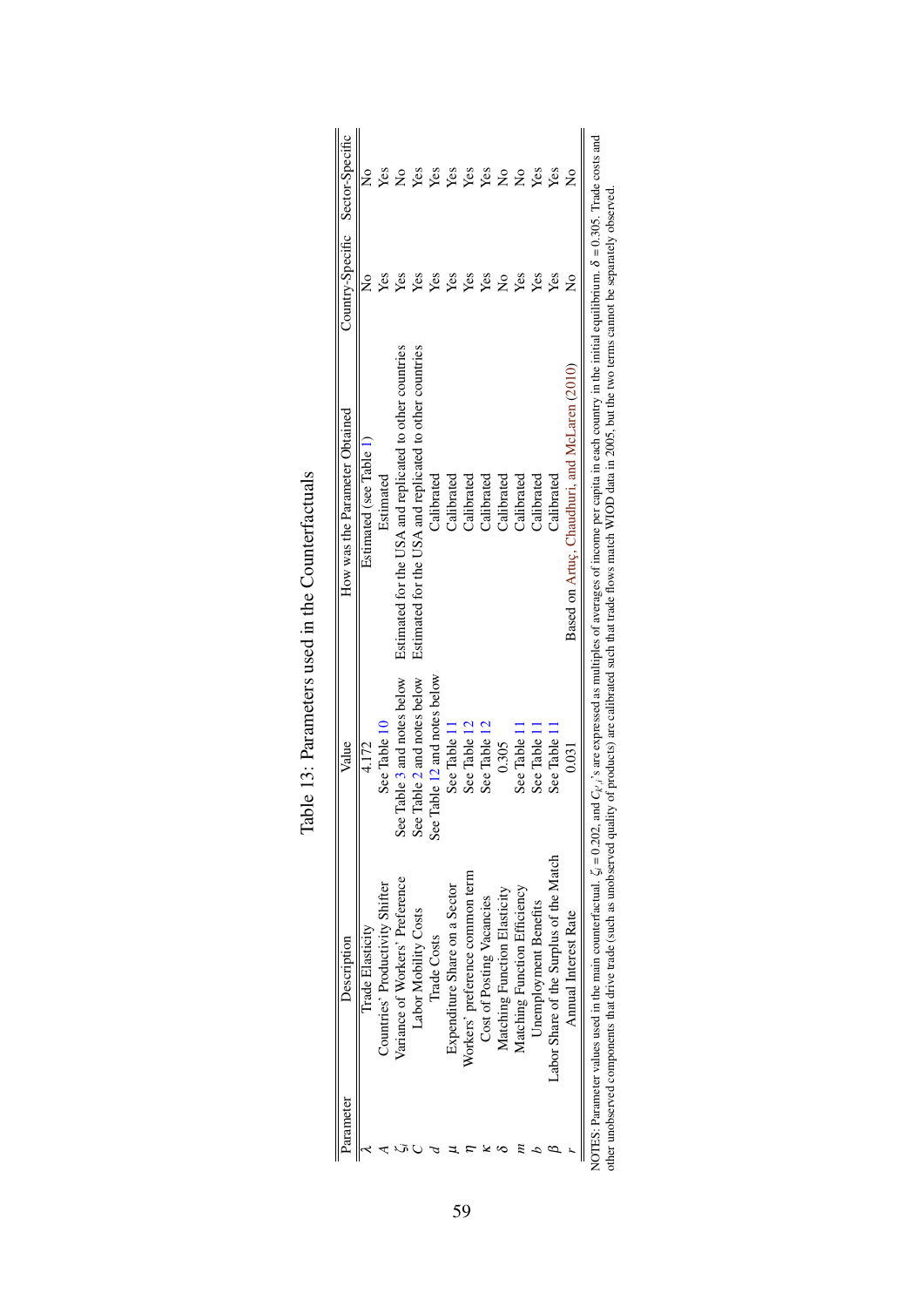Table 13: Parameters used in the Counterfactuals

| Parameter | Description | Value | How was the Parameter Obtained | Country-Specific | Sector-Specific |
|---|---|---|---|---|---|
| $\lambda$ | Trade Elasticity | 4.172 | Estimated (see Table 1) | No | No |
| $A$ | Countries' Productivity Shifter | See Table 10 | Estimated | Yes | Yes |
| $\zeta_i$ | Variance of Workers' Preference | See Table 3 and notes below | Estimated for the USA and replicated to other countries | Yes | No |
| $C$ | Labor Mobility Costs | See Table 2 and notes below | Estimated for the USA and replicated to other countries | Yes | Yes |
| $d$ | Trade Costs | See Table 12 and notes below | Calibrated | Yes | Yes |
| $\mu$ | Expenditure Share on a Sector | See Table 11 | Calibrated | Yes | Yes |
| $\eta$ | Workers' preference common term | See Table 12 | Calibrated | Yes | Yes |
| $\kappa$ | Cost of Posting Vacancies | See Table 12 | Calibrated | Yes | Yes |
| $\delta$ | Matching Function Elasticity | 0.305 | Calibrated | No | No |
| $m$ | Matching Function Efficiency | See Table 11 | Calibrated | Yes | No |
| $b$ | Unemployment Benefits | See Table 11 | Calibrated | Yes | Yes |
| $\beta$ | Labor Share of the Surplus of the Match | See Table 11 | Calibrated | Yes | Yes |
| $r$ | Annual Interest Rate | 0.031 | Based on Artuç, Chaudhuri, and McLaren (2010) | No | No |

NOTES: Parameter values used in the main counterfactual. $\zeta_i = 0.202$, and $C_{k\ell,i}$'s are expressed as multiples of averages of income per capita in each country in the initial equilibrium. $\delta = 0.305$. Trade costs and other unobserved components that drive trade (such as unobserved quality of products) are calibrated such that trade flows match WIOD data in 2005, but the two terms cannot be separately observed.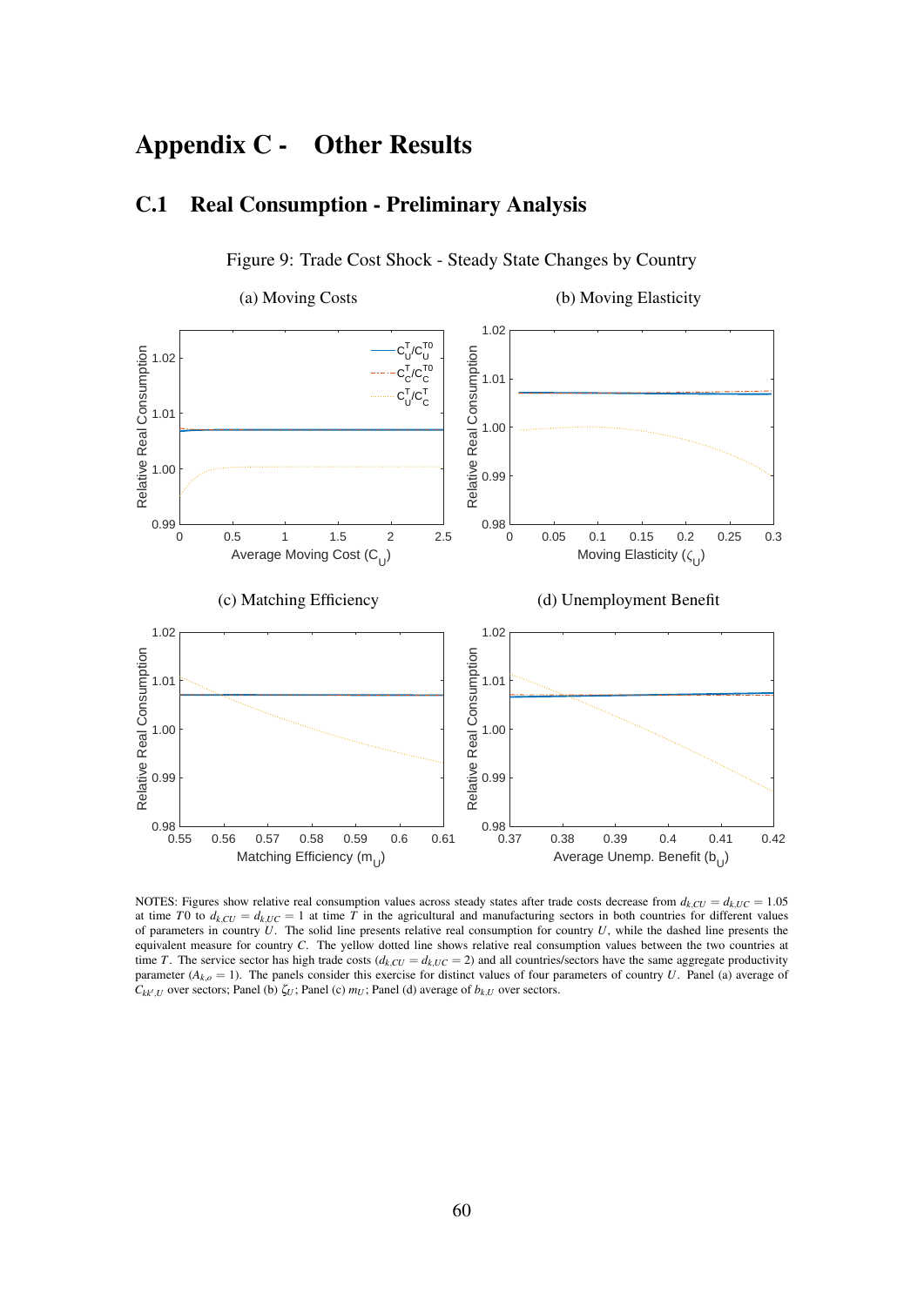# Appendix C - Other Results

## C.1 Real Consumption - Preliminary Analysis

Figure 9: Trade Cost Shock - Steady State Changes by Country

(a) Moving Costs

(b) Moving Elasticity

(c) Matching Efficiency

(d) Unemployment Benefit

NOTES: Figures show relative real consumption values across steady states after trade costs decrease from $d_{k,CU} = d_{k,UC} = 1.05$ at time $T0$ to $d_{k,CU} = d_{k,UC} = 1$ at time $T$ in the agricultural and manufacturing sectors in both countries for different values of parameters in country $U$. The solid line presents relative real consumption for country $U$, while the dashed line presents the equivalent measure for country $C$. The yellow dotted line shows relative real consumption values between the two countries at time $T$. The service sector has high trade costs ($d_{k,CU} = d_{k,UC} = 2$) and all countries/sectors have the same aggregate productivity parameter ($A_{k,o} = 1$). The panels consider this exercise for distinct values of four parameters of country $U$. Panel (a) average of $C_{kk',U}$ over sectors; Panel (b) $\zeta_U$; Panel (c) $m_U$; Panel (d) average of $b_{k,U}$ over sectors.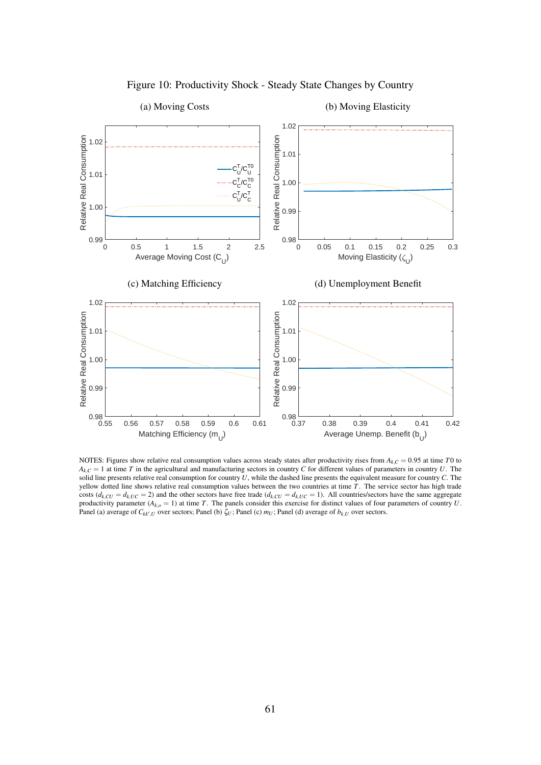Figure 10: Productivity Shock - Steady State Changes by Country

(a) Moving Costs

(b) Moving Elasticity

(c) Matching Efficiency

(d) Unemployment Benefit

NOTES: Figures show relative real consumption values across steady states after productivity rises from $A_{k,C} = 0.95$ at time $T0$ to $A_{k,C} = 1$ at time $T$ in the agricultural and manufacturing sectors in country $C$ for different values of parameters in country $U$. The solid line presents relative real consumption for country $U$, while the dashed line presents the equivalent measure for country $C$. The yellow dotted line shows relative real consumption values between the two countries at time $T$. The service sector has high trade costs ($d_{k,CU} = d_{k,UC} = 2$) and the other sectors have free trade ($d_{k,CU} = d_{k,UC} = 1$). All countries/sectors have the same aggregate productivity parameter ($A_{k,o} = 1$) at time $T$. The panels consider this exercise for distinct values of four parameters of country $U$. Panel (a) average of $C_{kk',U}$ over sectors; Panel (b) $\zeta_U$; Panel (c) $m_U$; Panel (d) average of $b_{k,U}$ over sectors.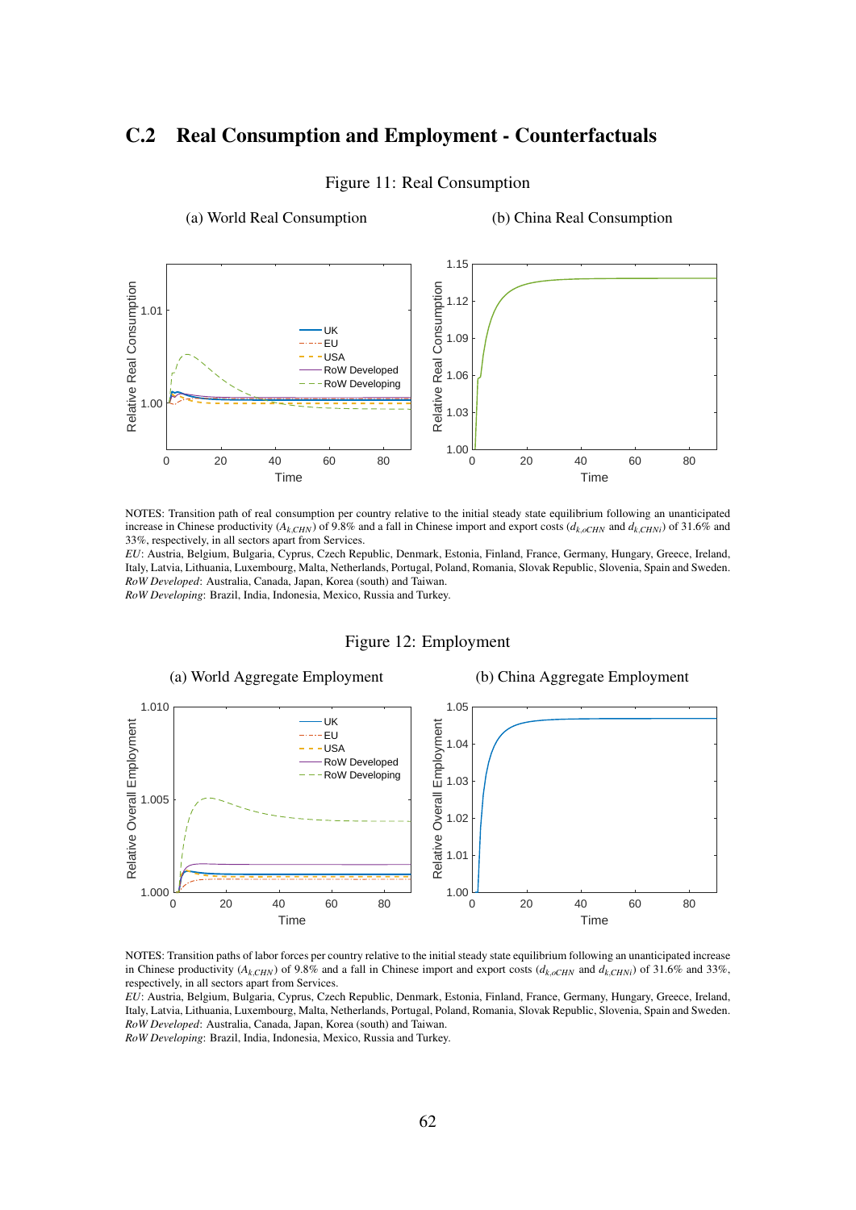## C.2 Real Consumption and Employment - Counterfactuals

Figure 11: Real Consumption

(a) World Real Consumption

(b) China Real Consumption

NOTES: Transition path of real consumption per country relative to the initial steady state equilibrium following an unanticipated increase in Chinese productivity ($A_{k,CHN}$) of 9.8% and a fall in Chinese import and export costs ($d_{k,oCHN}$ and $d_{k,CHNi}$) of 31.6% and 33%, respectively, in all sectors apart from Services.
*EU*: Austria, Belgium, Bulgaria, Cyprus, Czech Republic, Denmark, Estonia, Finland, France, Germany, Hungary, Greece, Ireland, Italy, Latvia, Lithuania, Luxembourg, Malta, Netherlands, Portugal, Poland, Romania, Slovak Republic, Slovenia, Spain and Sweden.
*RoW Developed*: Australia, Canada, Japan, Korea (south) and Taiwan.
*RoW Developing*: Brazil, India, Indonesia, Mexico, Russia and Turkey.

Figure 12: Employment

(a) World Aggregate Employment

(b) China Aggregate Employment

NOTES: Transition paths of labor forces per country relative to the initial steady state equilibrium following an unanticipated increase in Chinese productivity ($A_{k,CHN}$) of 9.8% and a fall in Chinese import and export costs ($d_{k,oCHN}$ and $d_{k,CHNi}$) of 31.6% and 33%, respectively, in all sectors apart from Services.
*EU*: Austria, Belgium, Bulgaria, Cyprus, Czech Republic, Denmark, Estonia, Finland, France, Germany, Hungary, Greece, Ireland, Italy, Latvia, Lithuania, Luxembourg, Malta, Netherlands, Portugal, Poland, Romania, Slovak Republic, Slovenia, Spain and Sweden.
*RoW Developed*: Australia, Canada, Japan, Korea (south) and Taiwan.
*RoW Developing*: Brazil, India, Indonesia, Mexico, Russia and Turkey.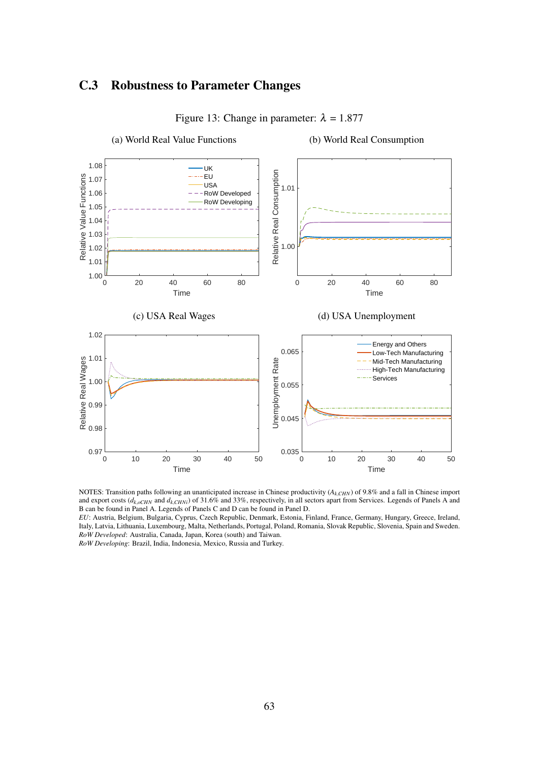## C.3 Robustness to Parameter Changes

Figure 13: Change in parameter: $\lambda$ = 1.877

(a) World Real Value Functions

(b) World Real Consumption

(c) USA Real Wages

(d) USA Unemployment

NOTES: Transition paths following an unanticipated increase in Chinese productivity ($A_{k,CHN}$) of 9.8% and a fall in Chinese import and export costs ($d_{k,oCHN}$ and $d_{k,CHNi}$) of 31.6% and 33%, respectively, in all sectors apart from Services. Legends of Panels A and B can be found in Panel A. Legends of Panels C and D can be found in Panel D.

*EU*: Austria, Belgium, Bulgaria, Cyprus, Czech Republic, Denmark, Estonia, Finland, France, Germany, Hungary, Greece, Ireland, Italy, Latvia, Lithuania, Luxembourg, Malta, Netherlands, Portugal, Poland, Romania, Slovak Republic, Slovenia, Spain and Sweden.

*RoW Developed*: Australia, Canada, Japan, Korea (south) and Taiwan.

*RoW Developing*: Brazil, India, Indonesia, Mexico, Russia and Turkey.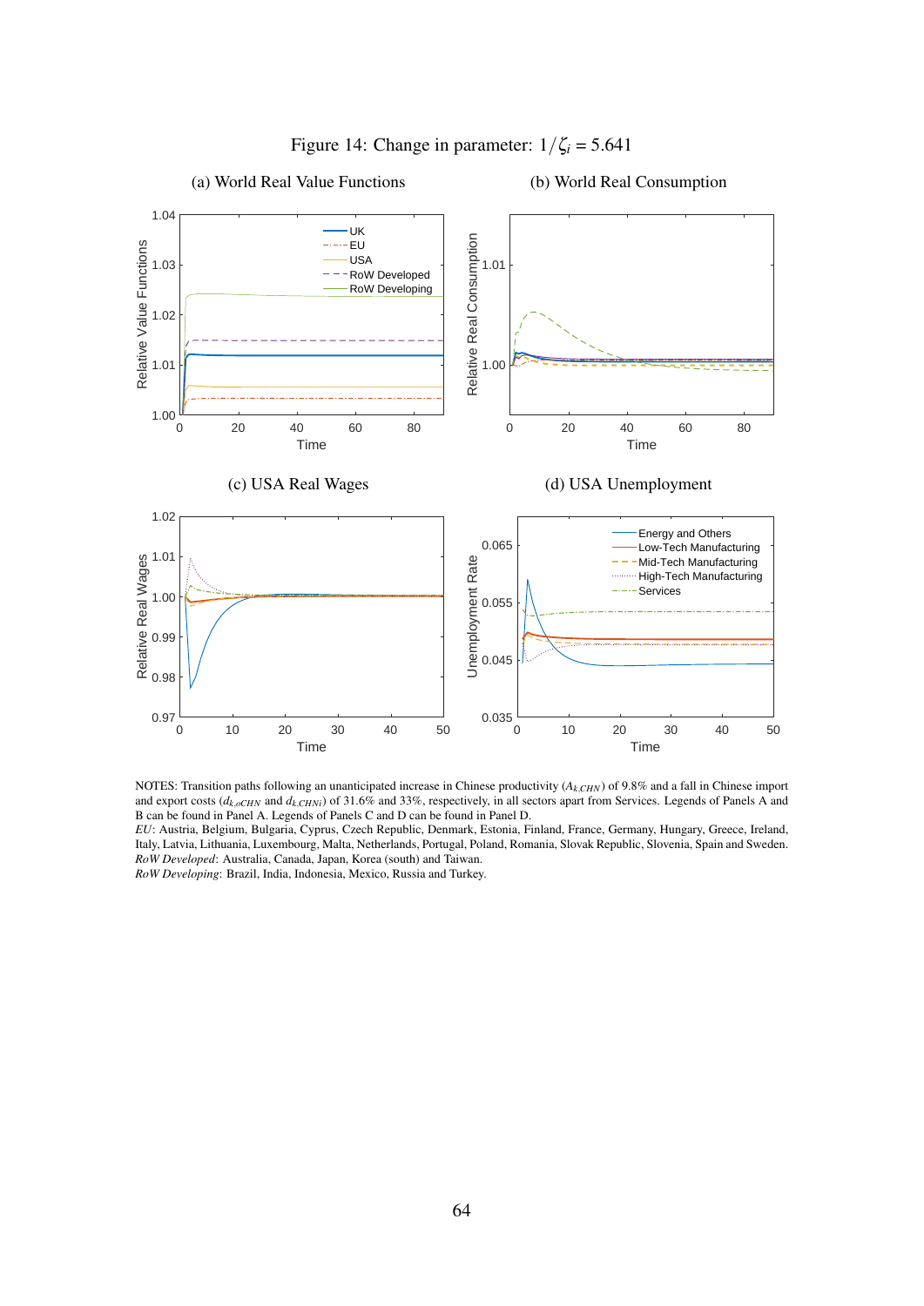Figure 14: Change in parameter: $1/\zeta_i = 5.641$

(a) World Real Value Functions

(b) World Real Consumption

(c) USA Real Wages

(d) USA Unemployment

NOTES: Transition paths following an unanticipated increase in Chinese productivity ($A_{k,CHN}$) of 9.8% and a fall in Chinese import and export costs ($d_{k,oCHN}$ and $d_{k,CHNi}$) of 31.6% and 33%, respectively, in all sectors apart from Services. Legends of Panels A and B can be found in Panel A. Legends of Panels C and D can be found in Panel D.
*EU*: Austria, Belgium, Bulgaria, Cyprus, Czech Republic, Denmark, Estonia, Finland, France, Germany, Hungary, Greece, Ireland, Italy, Latvia, Lithuania, Luxembourg, Malta, Netherlands, Portugal, Poland, Romania, Slovak Republic, Slovenia, Spain and Sweden.
*RoW Developed*: Australia, Canada, Japan, Korea (south) and Taiwan.
*RoW Developing*: Brazil, India, Indonesia, Mexico, Russia and Turkey.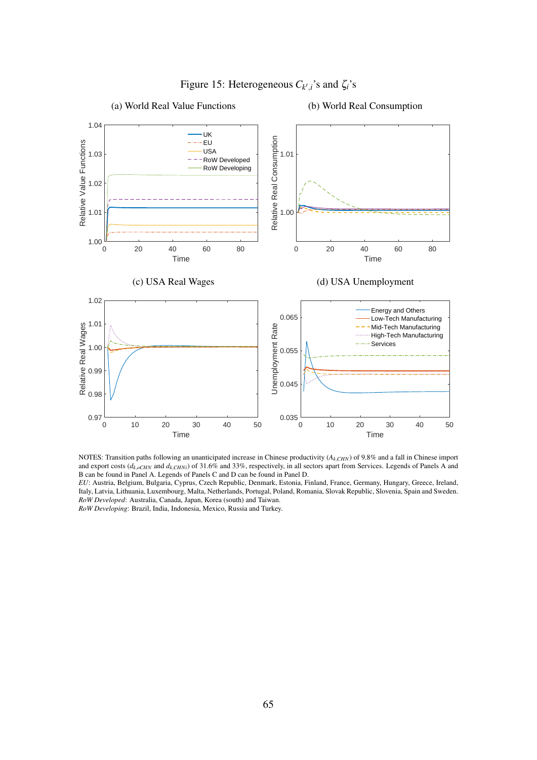Figure 15: Heterogeneous $C_{k',i}$'s and $\zeta_i$'s

(a) World Real Value Functions

1.04
1.03
1.02
1.01
1.00
Relative Value Functions
0
20
40
60
80
Time
UK
EU
USA
RoW Developed
RoW Developing

(b) World Real Consumption

1.01
1.00
Relative Real Consumption
0
20
40
60
80
Time

(c) USA Real Wages

1.02
1.01
1.00
0.99
0.98
0.97
Relative Real Wages
0
10
20
30
40
50
Time

(d) USA Unemployment

0.065
0.055
0.045
0.035
Unemployment Rate
0
10
20
30
40
50
Time
Energy and Others
Low-Tech Manufacturing
Mid-Tech Manufacturing
High-Tech Manufacturing
Services

NOTES: Transition paths following an unanticipated increase in Chinese productivity ($A_{k,CHN}$) of 9.8% and a fall in Chinese import and export costs ($d_{k,oCHN}$ and $d_{k,CHNi}$) of 31.6% and 33%, respectively, in all sectors apart from Services. Legends of Panels A and B can be found in Panel A. Legends of Panels C and D can be found in Panel D.
*EU*: Austria, Belgium, Bulgaria, Cyprus, Czech Republic, Denmark, Estonia, Finland, France, Germany, Hungary, Greece, Ireland, Italy, Latvia, Lithuania, Luxembourg, Malta, Netherlands, Portugal, Poland, Romania, Slovak Republic, Slovenia, Spain and Sweden.
*RoW Developed*: Australia, Canada, Japan, Korea (south) and Taiwan.
*RoW Developing*: Brazil, India, Indonesia, Mexico, Russia and Turkey.